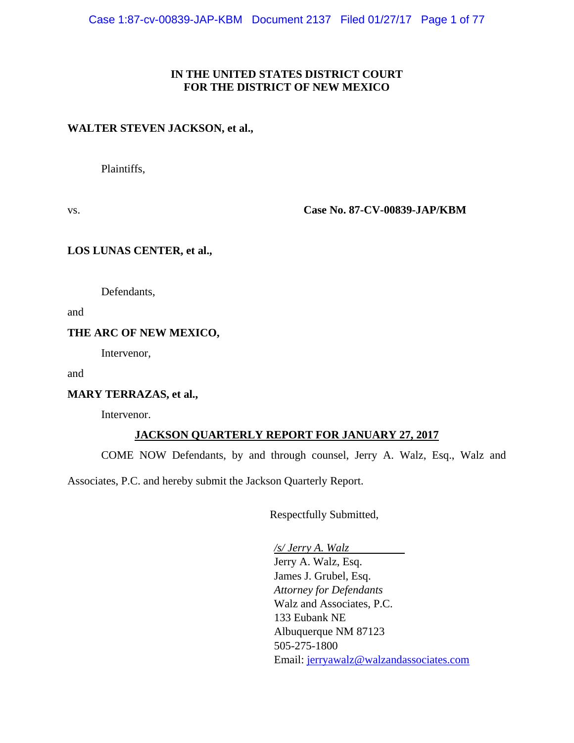**IN THE UNITED STATES DISTRICT COURT**
**FOR THE DISTRICT OF NEW MEXICO**

**WALTER STEVEN JACKSON, et al.,**

Plaintiffs,

vs. **Case No. 87-CV-00839-JAP/KBM**

**LOS LUNAS CENTER, et al.,**

Defendants,

and

**THE ARC OF NEW MEXICO,**

Intervenor,

and

**MARY TERRAZAS, et al.,**

Intervenor.

**JACKSON QUARTERLY REPORT FOR JANUARY 27, 2017**

COME NOW Defendants, by and through counsel, Jerry A. Walz, Esq., Walz and Associates, P.C. and hereby submit the Jackson Quarterly Report.

Respectfully Submitted,

*/s/ Jerry A. Walz*
Jerry A. Walz, Esq.
James J. Grubel, Esq.
*Attorney for Defendants*
Walz and Associates, P.C.
133 Eubank NE
Albuquerque NM 87123
505-275-1800
Email: jerryawalz@walzandassociates.com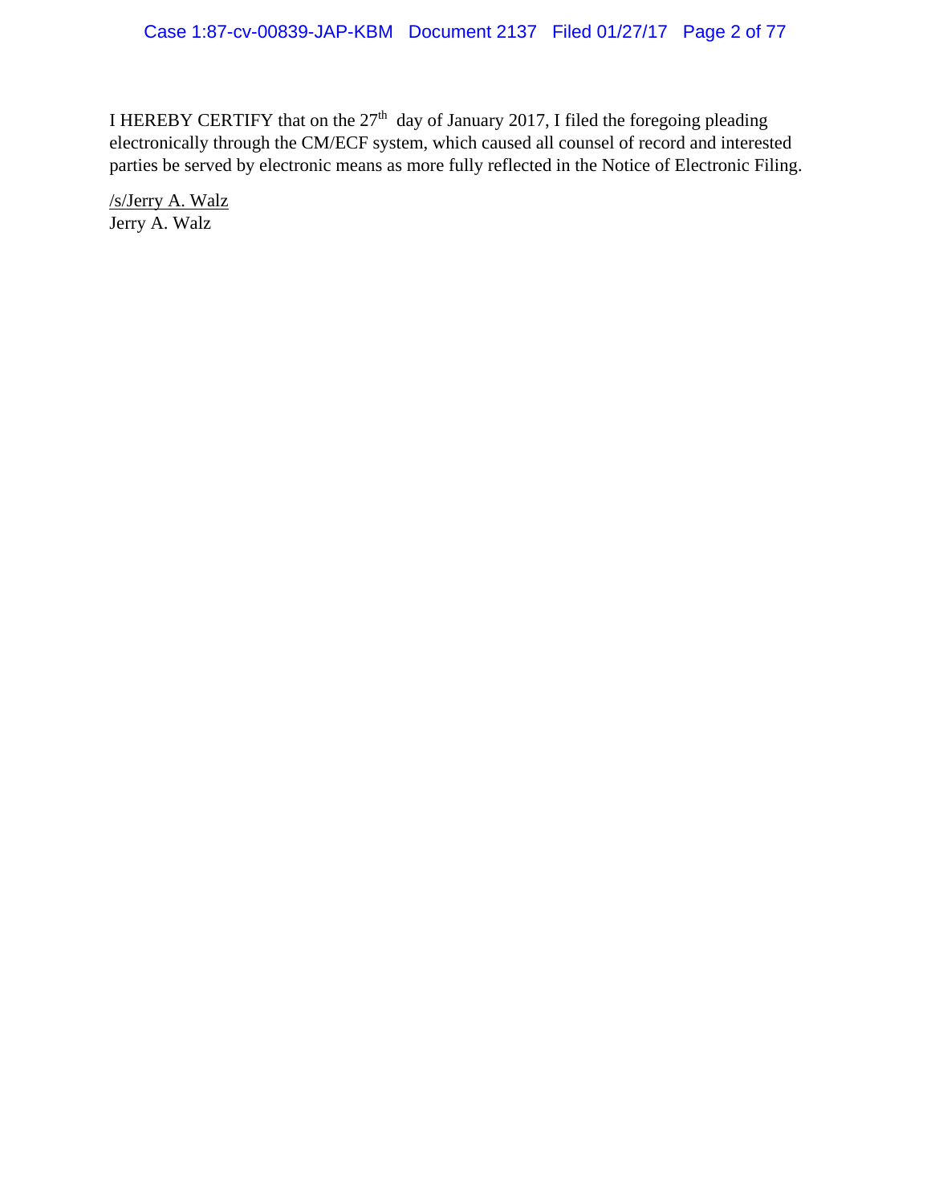I HEREBY CERTIFY that on the 27th day of January 2017, I filed the foregoing pleading electronically through the CM/ECF system, which caused all counsel of record and interested parties be served by electronic means as more fully reflected in the Notice of Electronic Filing.

/s/Jerry A. Walz
Jerry A. Walz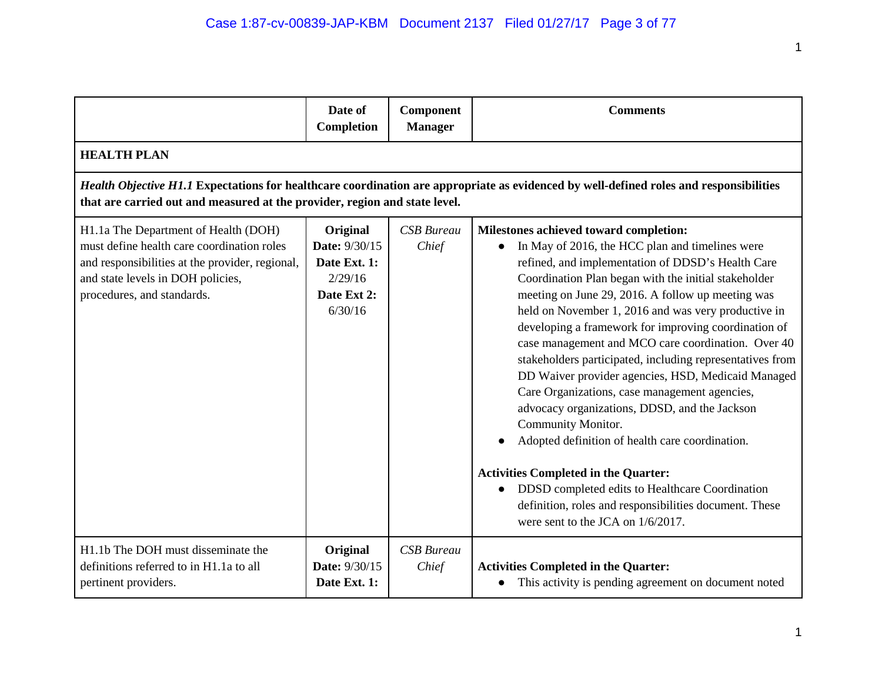| | Date of Completion | Component Manager | Comments |
|---|---|---|---|
| **HEALTH PLAN** | | | |
| ***Health Objective H1.1*** **Expectations for healthcare coordination are appropriate as evidenced by well-defined roles and responsibilities that are carried out and measured at the provider, region and state level.** | | | |
| H1.1a The Department of Health (DOH) must define health care coordination roles and responsibilities at the provider, regional, and state levels in DOH policies, procedures, and standards. | **Original Date:** 9/30/15 **Date Ext. 1:** 2/29/16 **Date Ext 2:** 6/30/16 | *CSB Bureau Chief* | **Milestones achieved toward completion:** <br>• In May of 2016, the HCC plan and timelines were refined, and implementation of DDSD's Health Care Coordination Plan began with the initial stakeholder meeting on June 29, 2016. A follow up meeting was held on November 1, 2016 and was very productive in developing a framework for improving coordination of case management and MCO care coordination. Over 40 stakeholders participated, including representatives from DD Waiver provider agencies, HSD, Medicaid Managed Care Organizations, case management agencies, advocacy organizations, DDSD, and the Jackson Community Monitor.<br>• Adopted definition of health care coordination.<br><br>**Activities Completed in the Quarter:**<br>• DDSD completed edits to Healthcare Coordination definition, roles and responsibilities document. These were sent to the JCA on 1/6/2017. |
| H1.1b The DOH must disseminate the definitions referred to in H1.1a to all pertinent providers. | **Original Date:** 9/30/15 **Date Ext. 1:** | *CSB Bureau Chief* | **Activities Completed in the Quarter:**<br>• This activity is pending agreement on document noted |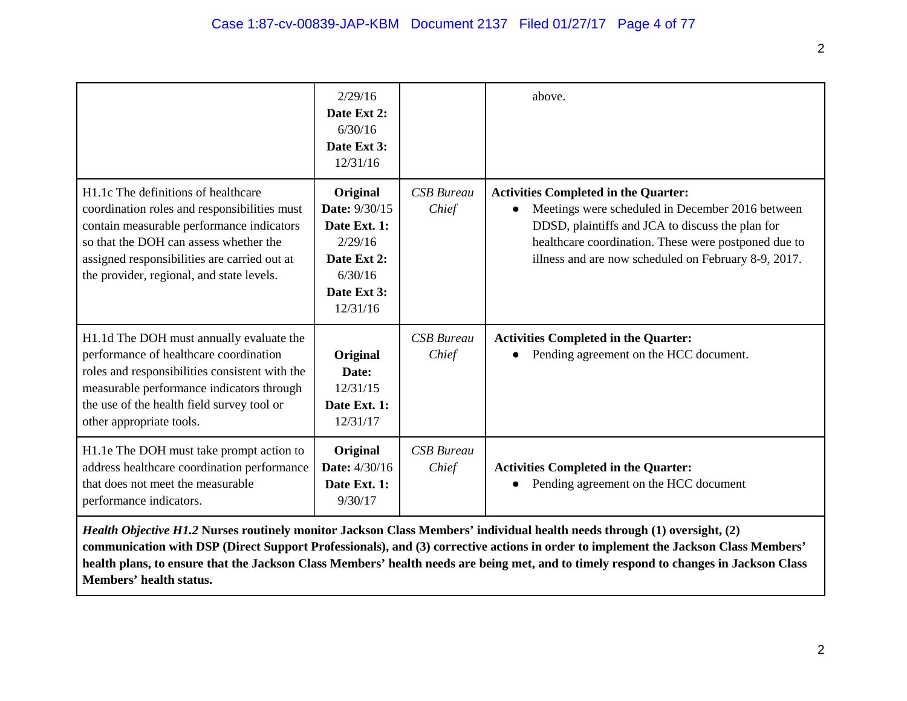| | | | |
|---|---|---|---|
| | 2/29/16 **Date Ext 2:** 6/30/16 **Date Ext 3:** 12/31/16 | | above. |
| H1.1c The definitions of healthcare coordination roles and responsibilities must contain measurable performance indicators so that the DOH can assess whether the assigned responsibilities are carried out at the provider, regional, and state levels. | **Original Date:** 9/30/15 **Date Ext. 1:** 2/29/16 **Date Ext 2:** 6/30/16 **Date Ext 3:** 12/31/16 | *CSB Bureau Chief* | **Activities Completed in the Quarter:** <br>• Meetings were scheduled in December 2016 between DDSD, plaintiffs and JCA to discuss the plan for healthcare coordination. These were postponed due to illness and are now scheduled on February 8-9, 2017. |
| H1.1d The DOH must annually evaluate the performance of healthcare coordination roles and responsibilities consistent with the measurable performance indicators through the use of the health field survey tool or other appropriate tools. | **Original Date:** 12/31/15 **Date Ext. 1:** 12/31/17 | *CSB Bureau Chief* | **Activities Completed in the Quarter:** <br>• Pending agreement on the HCC document. |
| H1.1e The DOH must take prompt action to address healthcare coordination performance that does not meet the measurable performance indicators. | **Original Date:** 4/30/16 **Date Ext. 1:** 9/30/17 | *CSB Bureau Chief* | **Activities Completed in the Quarter:** <br>• Pending agreement on the HCC document |
| ***Health Objective H1.2*** **Nurses routinely monitor Jackson Class Members' individual health needs through (1) oversight, (2) communication with DSP (Direct Support Professionals), and (3) corrective actions in order to implement the Jackson Class Members' health plans, to ensure that the Jackson Class Members' health needs are being met, and to timely respond to changes in Jackson Class Members' health status.** | | | |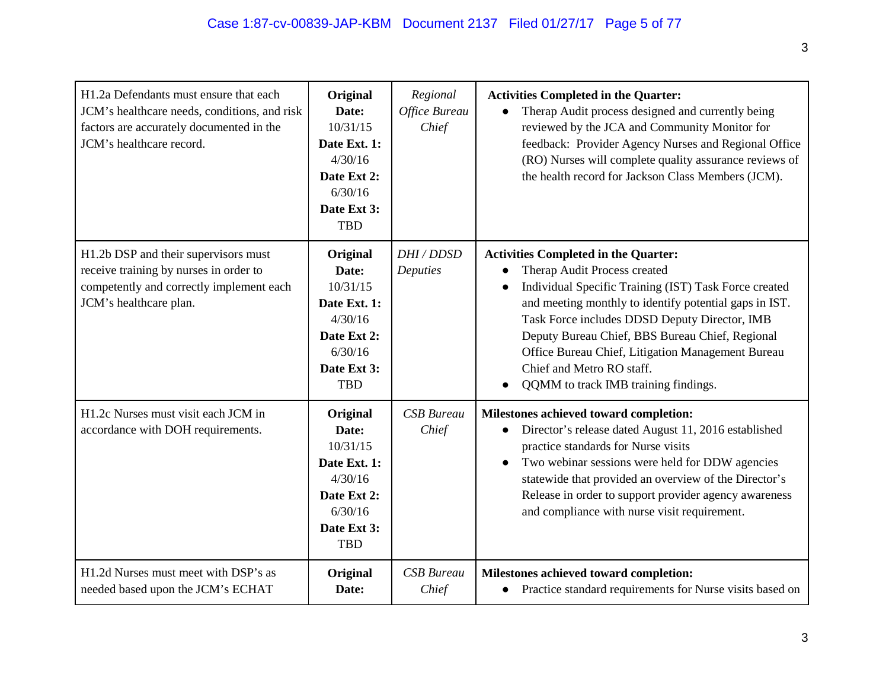| | | | |
|---|---|---|---|
| H1.2a Defendants must ensure that each JCM's healthcare needs, conditions, and risk factors are accurately documented in the JCM's healthcare record. | **Original Date:** 10/31/15 **Date Ext. 1:** 4/30/16 **Date Ext 2:** 6/30/16 **Date Ext 3:** TBD | *Regional Office Bureau Chief* | **Activities Completed in the Quarter:** <br>• Therap Audit process designed and currently being reviewed by the JCA and Community Monitor for feedback: Provider Agency Nurses and Regional Office (RO) Nurses will complete quality assurance reviews of the health record for Jackson Class Members (JCM). |
| H1.2b DSP and their supervisors must receive training by nurses in order to competently and correctly implement each JCM's healthcare plan. | **Original Date:** 10/31/15 **Date Ext. 1:** 4/30/16 **Date Ext 2:** 6/30/16 **Date Ext 3:** TBD | *DHI / DDSD Deputies* | **Activities Completed in the Quarter:** <br>• Therap Audit Process created <br>• Individual Specific Training (IST) Task Force created and meeting monthly to identify potential gaps in IST. Task Force includes DDSD Deputy Director, IMB Deputy Bureau Chief, BBS Bureau Chief, Regional Office Bureau Chief, Litigation Management Bureau Chief and Metro RO staff. <br>• QQMM to track IMB training findings. |
| H1.2c Nurses must visit each JCM in accordance with DOH requirements. | **Original Date:** 10/31/15 **Date Ext. 1:** 4/30/16 **Date Ext 2:** 6/30/16 **Date Ext 3:** TBD | *CSB Bureau Chief* | **Milestones achieved toward completion:** <br>• Director's release dated August 11, 2016 established practice standards for Nurse visits <br>• Two webinar sessions were held for DDW agencies statewide that provided an overview of the Director's Release in order to support provider agency awareness and compliance with nurse visit requirement. |
| H1.2d Nurses must meet with DSP's as needed based upon the JCM's ECHAT | **Original Date:** | *CSB Bureau Chief* | **Milestones achieved toward completion:** <br>• Practice standard requirements for Nurse visits based on |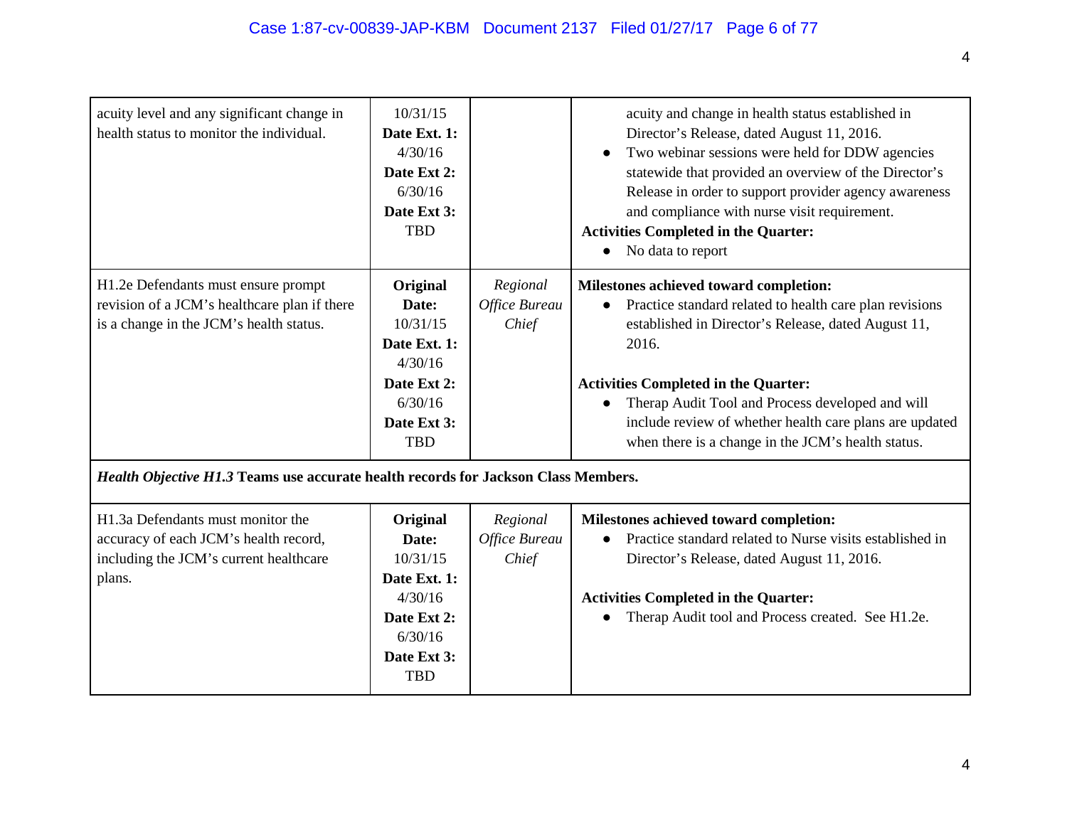| | | | |
|---|---|---|---|
| acuity level and any significant change in health status to monitor the individual. | 10/31/15 **Date Ext. 1:** 4/30/16 **Date Ext 2:** 6/30/16 **Date Ext 3:** TBD | | acuity and change in health status established in Director's Release, dated August 11, 2016.<br>● Two webinar sessions were held for DDW agencies statewide that provided an overview of the Director's Release in order to support provider agency awareness and compliance with nurse visit requirement.<br>**Activities Completed in the Quarter:**<br>● No data to report |
| H1.2e Defendants must ensure prompt revision of a JCM's healthcare plan if there is a change in the JCM's health status. | **Original Date:** 10/31/15 **Date Ext. 1:** 4/30/16 **Date Ext 2:** 6/30/16 **Date Ext 3:** TBD | *Regional Office Bureau Chief* | **Milestones achieved toward completion:**<br>● Practice standard related to health care plan revisions established in Director's Release, dated August 11, 2016.<br><br>**Activities Completed in the Quarter:**<br>● Therap Audit Tool and Process developed and will include review of whether health care plans are updated when there is a change in the JCM's health status. |
| ***Health Objective H1.3*** **Teams use accurate health records for Jackson Class Members.** | | | |
| H1.3a Defendants must monitor the accuracy of each JCM's health record, including the JCM's current healthcare plans. | **Original Date:** 10/31/15 **Date Ext. 1:** 4/30/16 **Date Ext 2:** 6/30/16 **Date Ext 3:** TBD | *Regional Office Bureau Chief* | **Milestones achieved toward completion:**<br>● Practice standard related to Nurse visits established in Director's Release, dated August 11, 2016.<br><br>**Activities Completed in the Quarter:**<br>● Therap Audit tool and Process created. See H1.2e. |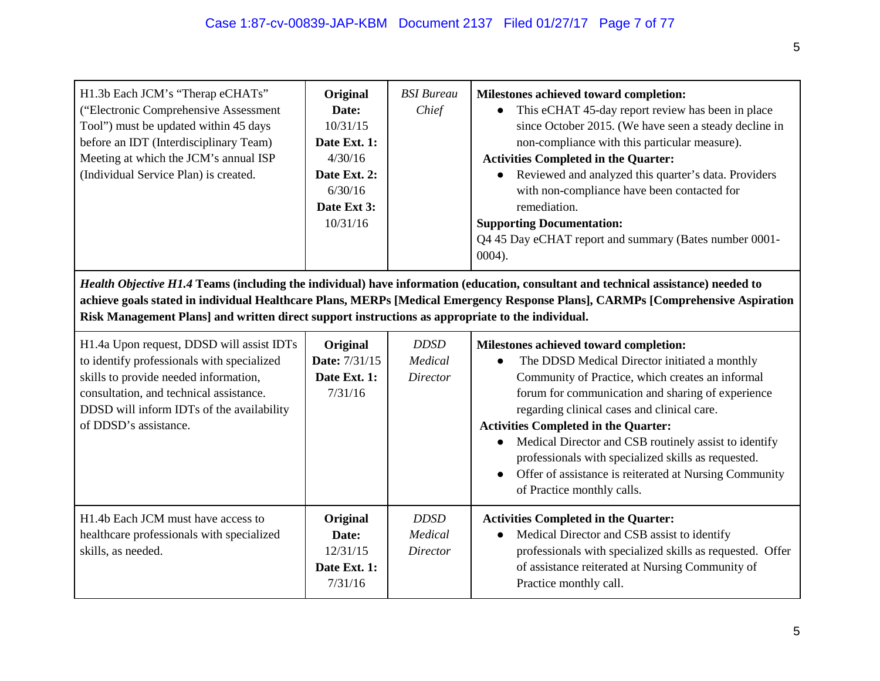| H1.3b Each JCM's "Therap eCHATs" ("Electronic Comprehensive Assessment Tool") must be updated within 45 days before an IDT (Interdisciplinary Team) Meeting at which the JCM's annual ISP (Individual Service Plan) is created. | **Original Date:** 10/31/15 **Date Ext. 1:** 4/30/16 **Date Ext. 2:** 6/30/16 **Date Ext 3:** 10/31/16 | *BSI Bureau Chief* | **Milestones achieved toward completion:** <br>• This eCHAT 45-day report review has been in place since October 2015. (We have seen a steady decline in non-compliance with this particular measure). <br>**Activities Completed in the Quarter:** <br>• Reviewed and analyzed this quarter's data. Providers with non-compliance have been contacted for remediation. <br>**Supporting Documentation:** <br>Q4 45 Day eCHAT report and summary (Bates number 0001-0004). |
|---|---|---|---|
| ***Health Objective H1.4*** **Teams (including the individual) have information (education, consultant and technical assistance) needed to achieve goals stated in individual Healthcare Plans, MERPs [Medical Emergency Response Plans], CARMPs [Comprehensive Aspiration Risk Management Plans] and written direct support instructions as appropriate to the individual.** | | | |
| H1.4a Upon request, DDSD will assist IDTs to identify professionals with specialized skills to provide needed information, consultation, and technical assistance. DDSD will inform IDTs of the availability of DDSD's assistance. | **Original Date:** 7/31/15 **Date Ext. 1:** 7/31/16 | *DDSD Medical Director* | **Milestones achieved toward completion:** <br>• The DDSD Medical Director initiated a monthly Community of Practice, which creates an informal forum for communication and sharing of experience regarding clinical cases and clinical care. <br>**Activities Completed in the Quarter:** <br>• Medical Director and CSB routinely assist to identify professionals with specialized skills as requested. <br>• Offer of assistance is reiterated at Nursing Community of Practice monthly calls. |
| H1.4b Each JCM must have access to healthcare professionals with specialized skills, as needed. | **Original Date:** 12/31/15 **Date Ext. 1:** 7/31/16 | *DDSD Medical Director* | **Activities Completed in the Quarter:** <br>• Medical Director and CSB assist to identify professionals with specialized skills as requested. Offer of assistance reiterated at Nursing Community of Practice monthly call. |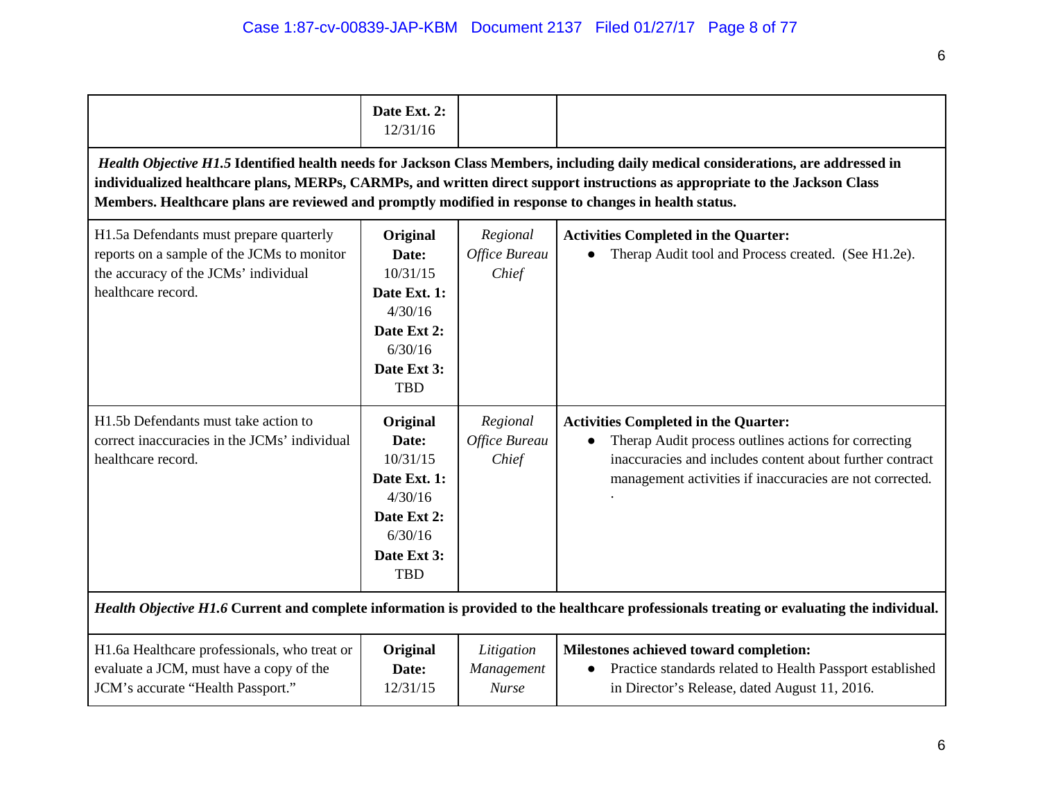| | | | |
|---|---|---|---|
| | **Date Ext. 2:** 12/31/16 | | |
| ***Health Objective H1.5*** **Identified health needs for Jackson Class Members, including daily medical considerations, are addressed in individualized healthcare plans, MERPs, CARMPs, and written direct support instructions as appropriate to the Jackson Class Members. Healthcare plans are reviewed and promptly modified in response to changes in health status.** | | | |
| H1.5a Defendants must prepare quarterly reports on a sample of the JCMs to monitor the accuracy of the JCMs' individual healthcare record. | **Original Date:** 10/31/15 **Date Ext. 1:** 4/30/16 **Date Ext 2:** 6/30/16 **Date Ext 3:** TBD | *Regional Office Bureau Chief* | **Activities Completed in the Quarter:** <br>• Therap Audit tool and Process created. (See H1.2e). |
| H1.5b Defendants must take action to correct inaccuracies in the JCMs' individual healthcare record. | **Original Date:** 10/31/15 **Date Ext. 1:** 4/30/16 **Date Ext 2:** 6/30/16 **Date Ext 3:** TBD | *Regional Office Bureau Chief* | **Activities Completed in the Quarter:** <br>• Therap Audit process outlines actions for correcting inaccuracies and includes content about further contract management activities if inaccuracies are not corrected. . |
| ***Health Objective H1.6*** **Current and complete information is provided to the healthcare professionals treating or evaluating the individual.** | | | |
| H1.6a Healthcare professionals, who treat or evaluate a JCM, must have a copy of the JCM's accurate "Health Passport." | **Original Date:** 12/31/15 | *Litigation Management Nurse* | **Milestones achieved toward completion:** <br>• Practice standards related to Health Passport established in Director's Release, dated August 11, 2016. |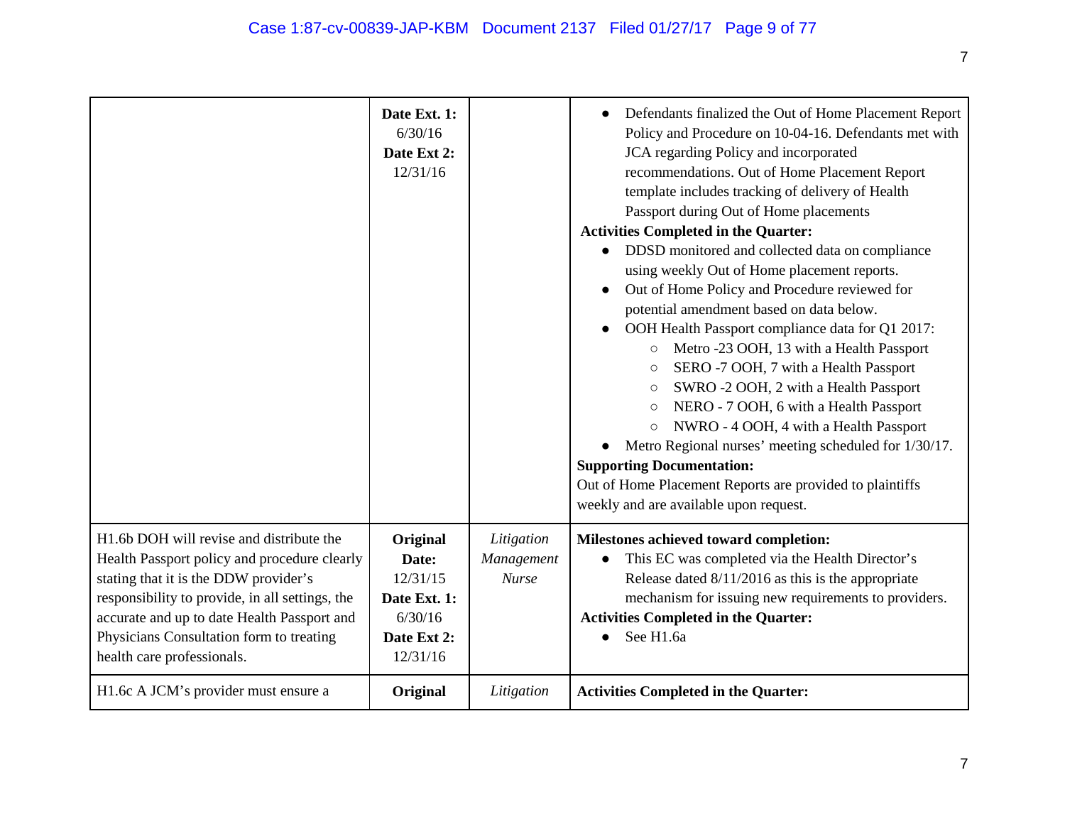| | | | |
|---|---|---|---|
| | **Date Ext. 1:** 6/30/16 **Date Ext 2:** 12/31/16 | | • Defendants finalized the Out of Home Placement Report Policy and Procedure on 10-04-16. Defendants met with JCA regarding Policy and incorporated recommendations. Out of Home Placement Report template includes tracking of delivery of Health Passport during Out of Home placements<br>**Activities Completed in the Quarter:**<br>• DDSD monitored and collected data on compliance using weekly Out of Home placement reports.<br>• Out of Home Policy and Procedure reviewed for potential amendment based on data below.<br>• OOH Health Passport compliance data for Q1 2017:<br>○ Metro -23 OOH, 13 with a Health Passport<br>○ SERO -7 OOH, 7 with a Health Passport<br>○ SWRO -2 OOH, 2 with a Health Passport<br>○ NERO - 7 OOH, 6 with a Health Passport<br>○ NWRO - 4 OOH, 4 with a Health Passport<br>• Metro Regional nurses' meeting scheduled for 1/30/17.<br>**Supporting Documentation:**<br>Out of Home Placement Reports are provided to plaintiffs weekly and are available upon request. |
| H1.6b DOH will revise and distribute the Health Passport policy and procedure clearly stating that it is the DDW provider's responsibility to provide, in all settings, the accurate and up to date Health Passport and Physicians Consultation form to treating health care professionals. | **Original Date:** 12/31/15 **Date Ext. 1:** 6/30/16 **Date Ext 2:** 12/31/16 | *Litigation Management Nurse* | **Milestones achieved toward completion:**<br>• This EC was completed via the Health Director's Release dated 8/11/2016 as this is the appropriate mechanism for issuing new requirements to providers.<br>**Activities Completed in the Quarter:**<br>• See H1.6a |
| H1.6c A JCM's provider must ensure a | **Original** | *Litigation* | **Activities Completed in the Quarter:** |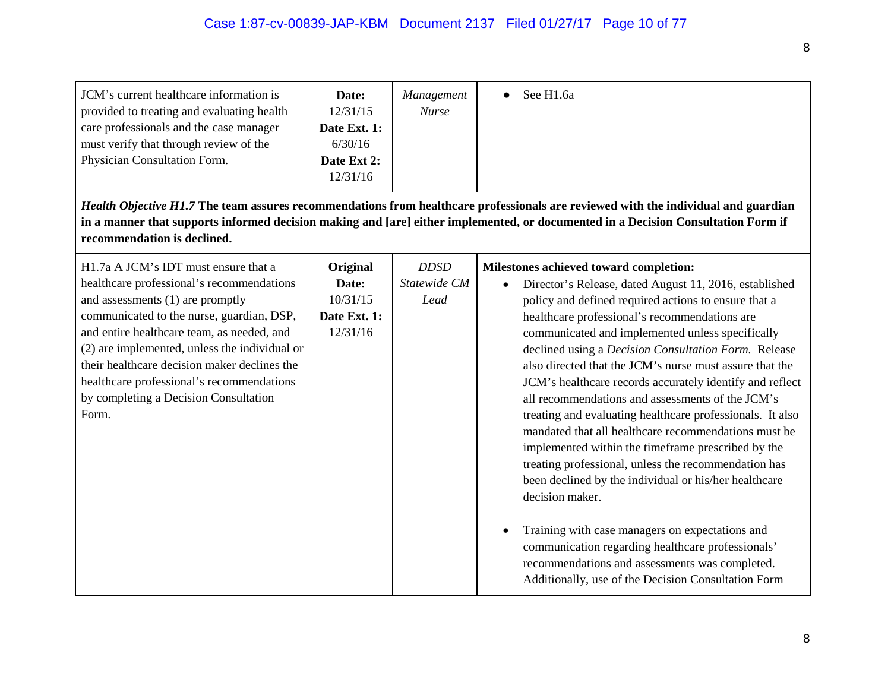| | | | |
|---|---|---|---|
| JCM's current healthcare information is provided to treating and evaluating health care professionals and the case manager must verify that through review of the Physician Consultation Form. | **Date:** 12/31/15 **Date Ext. 1:** 6/30/16 **Date Ext 2:** 12/31/16 | *Management Nurse* | • See H1.6a |
| ***Health Objective H1.7*** **The team assures recommendations from healthcare professionals are reviewed with the individual and guardian in a manner that supports informed decision making and [are] either implemented, or documented in a Decision Consultation Form if recommendation is declined.** | | | |
| H1.7a A JCM's IDT must ensure that a healthcare professional's recommendations and assessments (1) are promptly communicated to the nurse, guardian, DSP, and entire healthcare team, as needed, and (2) are implemented, unless the individual or their healthcare decision maker declines the healthcare professional's recommendations by completing a Decision Consultation Form. | **Original Date:** 10/31/15 **Date Ext. 1:** 12/31/16 | *DDSD Statewide CM Lead* | **Milestones achieved toward completion:** <br>• Director's Release, dated August 11, 2016, established policy and defined required actions to ensure that a healthcare professional's recommendations are communicated and implemented unless specifically declined using a *Decision Consultation Form.* Release also directed that the JCM's nurse must assure that the JCM's healthcare records accurately identify and reflect all recommendations and assessments of the JCM's treating and evaluating healthcare professionals. It also mandated that all healthcare recommendations must be implemented within the timeframe prescribed by the treating professional, unless the recommendation has been declined by the individual or his/her healthcare decision maker. <br><br>• Training with case managers on expectations and communication regarding healthcare professionals' recommendations and assessments was completed. Additionally, use of the Decision Consultation Form |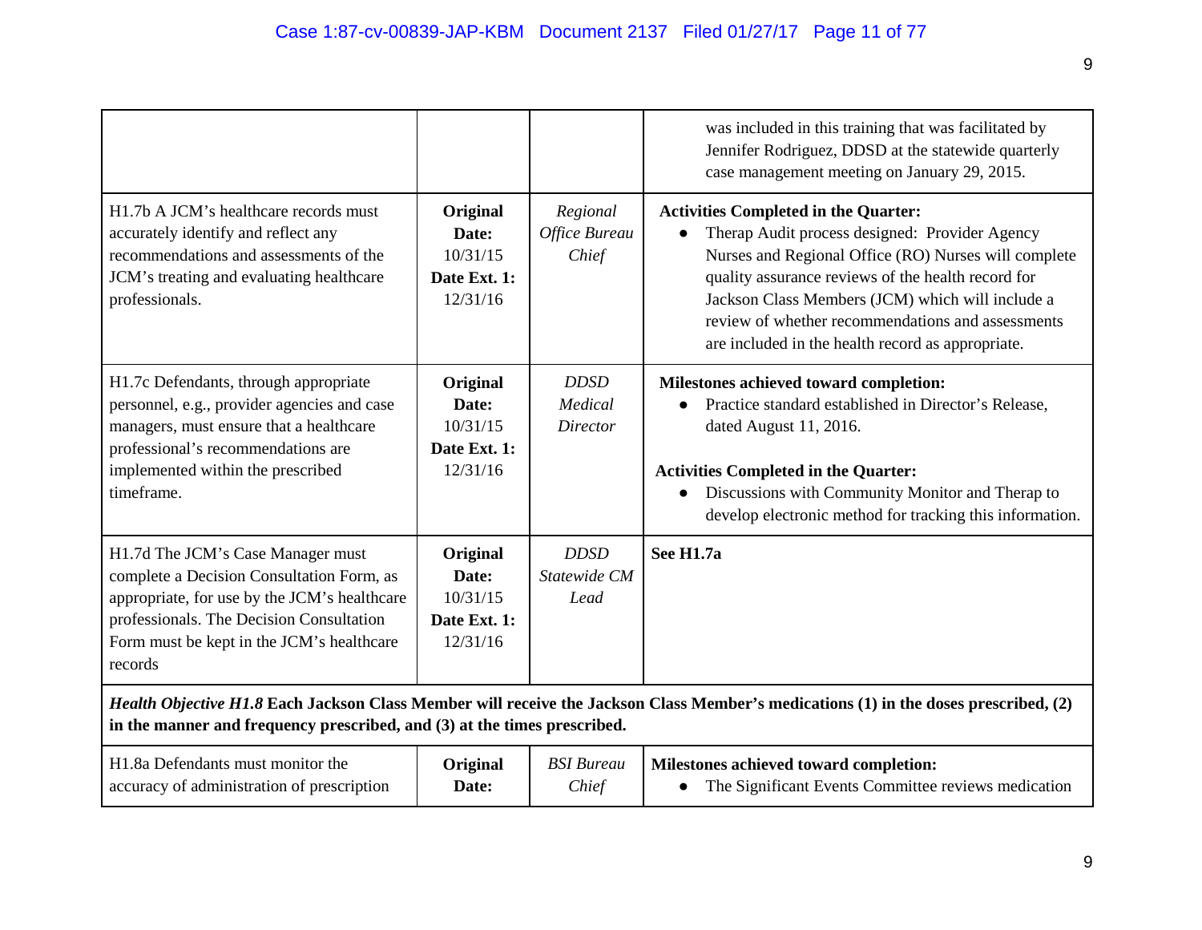| | | | |
|---|---|---|---|
| | | | was included in this training that was facilitated by Jennifer Rodriguez, DDSD at the statewide quarterly case management meeting on January 29, 2015. |
| H1.7b A JCM's healthcare records must accurately identify and reflect any recommendations and assessments of the JCM's treating and evaluating healthcare professionals. | **Original Date:** 10/31/15 **Date Ext. 1:** 12/31/16 | *Regional Office Bureau Chief* | **Activities Completed in the Quarter:**<br>• Therap Audit process designed: Provider Agency Nurses and Regional Office (RO) Nurses will complete quality assurance reviews of the health record for Jackson Class Members (JCM) which will include a review of whether recommendations and assessments are included in the health record as appropriate. |
| H1.7c Defendants, through appropriate personnel, e.g., provider agencies and case managers, must ensure that a healthcare professional's recommendations are implemented within the prescribed timeframe. | **Original Date:** 10/31/15 **Date Ext. 1:** 12/31/16 | *DDSD Medical Director* | **Milestones achieved toward completion:**<br>• Practice standard established in Director's Release, dated August 11, 2016.<br><br>**Activities Completed in the Quarter:**<br>• Discussions with Community Monitor and Therap to develop electronic method for tracking this information. |
| H1.7d The JCM's Case Manager must complete a Decision Consultation Form, as appropriate, for use by the JCM's healthcare professionals. The Decision Consultation Form must be kept in the JCM's healthcare records | **Original Date:** 10/31/15 **Date Ext. 1:** 12/31/16 | *DDSD Statewide CM Lead* | **See H1.7a** |
| ***Health Objective H1.8*** **Each Jackson Class Member will receive the Jackson Class Member's medications (1) in the doses prescribed, (2) in the manner and frequency prescribed, and (3) at the times prescribed.** | | | |
| H1.8a Defendants must monitor the accuracy of administration of prescription | **Original Date:** | *BSI Bureau Chief* | **Milestones achieved toward completion:**<br>• The Significant Events Committee reviews medication |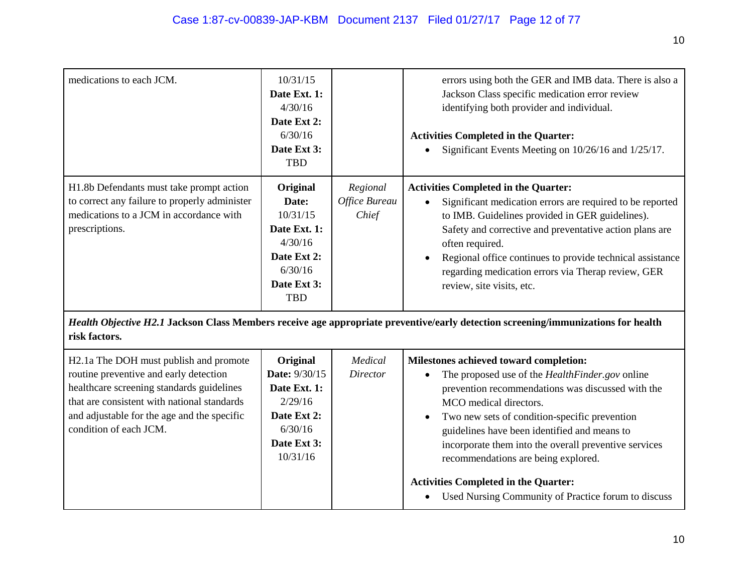| | | | |
|---|---|---|---|
| medications to each JCM. | 10/31/15 **Date Ext. 1:** 4/30/16 **Date Ext 2:** 6/30/16 **Date Ext 3:** TBD | | errors using both the GER and IMB data. There is also a Jackson Class specific medication error review identifying both provider and individual.<br><br>**Activities Completed in the Quarter:**<br>• Significant Events Meeting on 10/26/16 and 1/25/17. |
| H1.8b Defendants must take prompt action to correct any failure to properly administer medications to a JCM in accordance with prescriptions. | **Original Date:** 10/31/15 **Date Ext. 1:** 4/30/16 **Date Ext 2:** 6/30/16 **Date Ext 3:** TBD | *Regional Office Bureau Chief* | **Activities Completed in the Quarter:**<br>• Significant medication errors are required to be reported to IMB. Guidelines provided in GER guidelines). Safety and corrective and preventative action plans are often required.<br>• Regional office continues to provide technical assistance regarding medication errors via Therap review, GER review, site visits, etc. |
| ***Health Objective H2.1*** **Jackson Class Members receive age appropriate preventive/early detection screening/immunizations for health risk factors.** | | | |
| H2.1a The DOH must publish and promote routine preventive and early detection healthcare screening standards guidelines that are consistent with national standards and adjustable for the age and the specific condition of each JCM. | **Original Date:** 9/30/15 **Date Ext. 1:** 2/29/16 **Date Ext 2:** 6/30/16 **Date Ext 3:** 10/31/16 | *Medical Director* | **Milestones achieved toward completion:**<br>• The proposed use of the *HealthFinder.gov* online prevention recommendations was discussed with the MCO medical directors.<br>• Two new sets of condition-specific prevention guidelines have been identified and means to incorporate them into the overall preventive services recommendations are being explored.<br><br>**Activities Completed in the Quarter:**<br>• Used Nursing Community of Practice forum to discuss |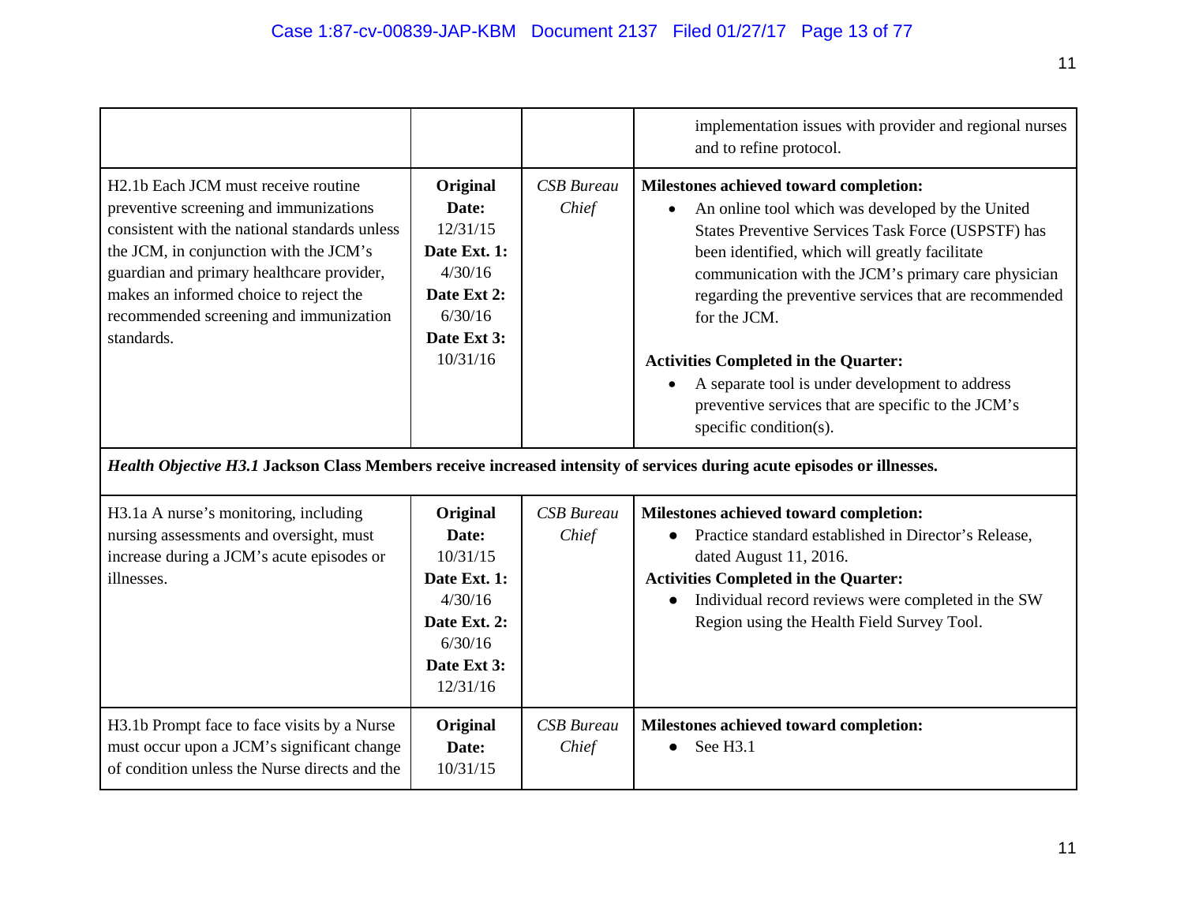| | | | |
|---|---|---|---|
| | | | implementation issues with provider and regional nurses and to refine protocol. |
| H2.1b Each JCM must receive routine preventive screening and immunizations consistent with the national standards unless the JCM, in conjunction with the JCM's guardian and primary healthcare provider, makes an informed choice to reject the recommended screening and immunization standards. | **Original Date:** 12/31/15 **Date Ext. 1:** 4/30/16 **Date Ext 2:** 6/30/16 **Date Ext 3:** 10/31/16 | *CSB Bureau Chief* | **Milestones achieved toward completion:** <br>• An online tool which was developed by the United States Preventive Services Task Force (USPSTF) has been identified, which will greatly facilitate communication with the JCM's primary care physician regarding the preventive services that are recommended for the JCM.<br><br>**Activities Completed in the Quarter:**<br>• A separate tool is under development to address preventive services that are specific to the JCM's specific condition(s). |
| ***Health Objective H3.1*** **Jackson Class Members receive increased intensity of services during acute episodes or illnesses.** | | | |
| H3.1a A nurse's monitoring, including nursing assessments and oversight, must increase during a JCM's acute episodes or illnesses. | **Original Date:** 10/31/15 **Date Ext. 1:** 4/30/16 **Date Ext. 2:** 6/30/16 **Date Ext 3:** 12/31/16 | *CSB Bureau Chief* | **Milestones achieved toward completion:**<br>• Practice standard established in Director's Release, dated August 11, 2016.<br>**Activities Completed in the Quarter:**<br>• Individual record reviews were completed in the SW Region using the Health Field Survey Tool. |
| H3.1b Prompt face to face visits by a Nurse must occur upon a JCM's significant change of condition unless the Nurse directs and the | **Original Date:** 10/31/15 | *CSB Bureau Chief* | **Milestones achieved toward completion:**<br>• See H3.1 |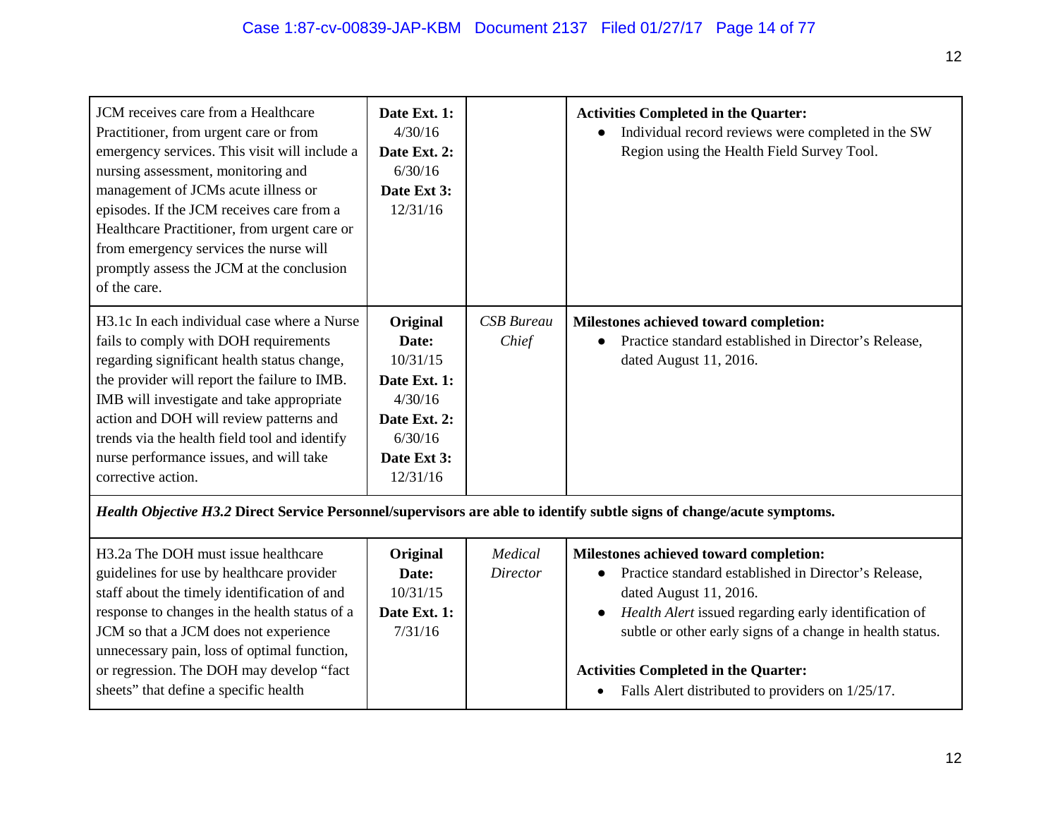| | | | |
|---|---|---|---|
| JCM receives care from a Healthcare Practitioner, from urgent care or from emergency services. This visit will include a nursing assessment, monitoring and management of JCMs acute illness or episodes. If the JCM receives care from a Healthcare Practitioner, from urgent care or from emergency services the nurse will promptly assess the JCM at the conclusion of the care. | **Date Ext. 1:** 4/30/16 **Date Ext. 2:** 6/30/16 **Date Ext 3:** 12/31/16 | | **Activities Completed in the Quarter:**<br>• Individual record reviews were completed in the SW Region using the Health Field Survey Tool. |
| H3.1c In each individual case where a Nurse fails to comply with DOH requirements regarding significant health status change, the provider will report the failure to IMB. IMB will investigate and take appropriate action and DOH will review patterns and trends via the health field tool and identify nurse performance issues, and will take corrective action. | **Original Date:** 10/31/15 **Date Ext. 1:** 4/30/16 **Date Ext. 2:** 6/30/16 **Date Ext 3:** 12/31/16 | *CSB Bureau Chief* | **Milestones achieved toward completion:**<br>• Practice standard established in Director's Release, dated August 11, 2016. |
| ***Health Objective H3.2*** **Direct Service Personnel/supervisors are able to identify subtle signs of change/acute symptoms.** | | | |
| H3.2a The DOH must issue healthcare guidelines for use by healthcare provider staff about the timely identification of and response to changes in the health status of a JCM so that a JCM does not experience unnecessary pain, loss of optimal function, or regression. The DOH may develop "fact sheets" that define a specific health | **Original Date:** 10/31/15 **Date Ext. 1:** 7/31/16 | *Medical Director* | **Milestones achieved toward completion:**<br>• Practice standard established in Director's Release, dated August 11, 2016.<br>• *Health Alert* issued regarding early identification of subtle or other early signs of a change in health status.<br><br>**Activities Completed in the Quarter:**<br>• Falls Alert distributed to providers on 1/25/17. |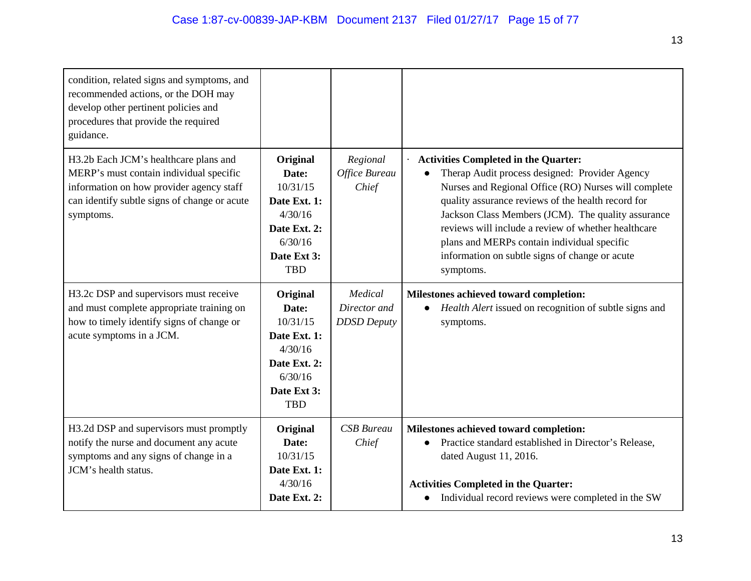| | | | |
|---|---|---|---|
| condition, related signs and symptoms, and recommended actions, or the DOH may develop other pertinent policies and procedures that provide the required guidance. | | | |
| H3.2b Each JCM's healthcare plans and MERP's must contain individual specific information on how provider agency staff can identify subtle signs of change or acute symptoms. | **Original Date:** 10/31/15 **Date Ext. 1:** 4/30/16 **Date Ext. 2:** 6/30/16 **Date Ext 3:** TBD | *Regional Office Bureau Chief* | **Activities Completed in the Quarter:** <br>• Therap Audit process designed: Provider Agency Nurses and Regional Office (RO) Nurses will complete quality assurance reviews of the health record for Jackson Class Members (JCM). The quality assurance reviews will include a review of whether healthcare plans and MERPs contain individual specific information on subtle signs of change or acute symptoms. |
| H3.2c DSP and supervisors must receive and must complete appropriate training on how to timely identify signs of change or acute symptoms in a JCM. | **Original Date:** 10/31/15 **Date Ext. 1:** 4/30/16 **Date Ext. 2:** 6/30/16 **Date Ext 3:** TBD | *Medical Director and DDSD Deputy* | **Milestones achieved toward completion:** <br>• *Health Alert* issued on recognition of subtle signs and symptoms. |
| H3.2d DSP and supervisors must promptly notify the nurse and document any acute symptoms and any signs of change in a JCM's health status. | **Original Date:** 10/31/15 **Date Ext. 1:** 4/30/16 **Date Ext. 2:** | *CSB Bureau Chief* | **Milestones achieved toward completion:** <br>• Practice standard established in Director's Release, dated August 11, 2016. <br><br>**Activities Completed in the Quarter:** <br>• Individual record reviews were completed in the SW |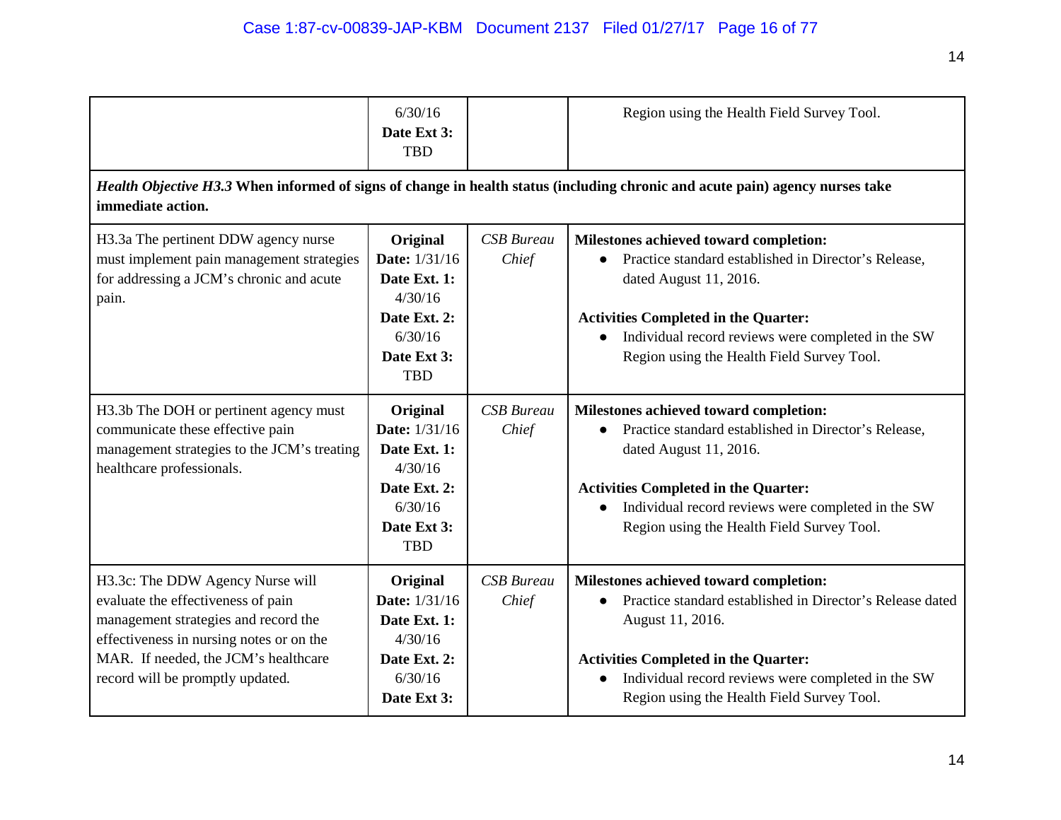| | | | |
|---|---|---|---|
| | 6/30/16 **Date Ext 3:** TBD | | Region using the Health Field Survey Tool. |
| ***Health Objective H3.3*** **When informed of signs of change in health status (including chronic and acute pain) agency nurses take immediate action.** | | | |
| H3.3a The pertinent DDW agency nurse must implement pain management strategies for addressing a JCM's chronic and acute pain. | **Original Date:** 1/31/16 **Date Ext. 1:** 4/30/16 **Date Ext. 2:** 6/30/16 **Date Ext 3:** TBD | *CSB Bureau Chief* | **Milestones achieved toward completion:**<br>● Practice standard established in Director's Release, dated August 11, 2016.<br><br>**Activities Completed in the Quarter:**<br>● Individual record reviews were completed in the SW Region using the Health Field Survey Tool. |
| H3.3b The DOH or pertinent agency must communicate these effective pain management strategies to the JCM's treating healthcare professionals. | **Original Date:** 1/31/16 **Date Ext. 1:** 4/30/16 **Date Ext. 2:** 6/30/16 **Date Ext 3:** TBD | *CSB Bureau Chief* | **Milestones achieved toward completion:**<br>● Practice standard established in Director's Release, dated August 11, 2016.<br><br>**Activities Completed in the Quarter:**<br>● Individual record reviews were completed in the SW Region using the Health Field Survey Tool. |
| H3.3c: The DDW Agency Nurse will evaluate the effectiveness of pain management strategies and record the effectiveness in nursing notes or on the MAR. If needed, the JCM's healthcare record will be promptly updated. | **Original Date:** 1/31/16 **Date Ext. 1:** 4/30/16 **Date Ext. 2:** 6/30/16 **Date Ext 3:** | *CSB Bureau Chief* | **Milestones achieved toward completion:**<br>● Practice standard established in Director's Release dated August 11, 2016.<br><br>**Activities Completed in the Quarter:**<br>● Individual record reviews were completed in the SW Region using the Health Field Survey Tool. |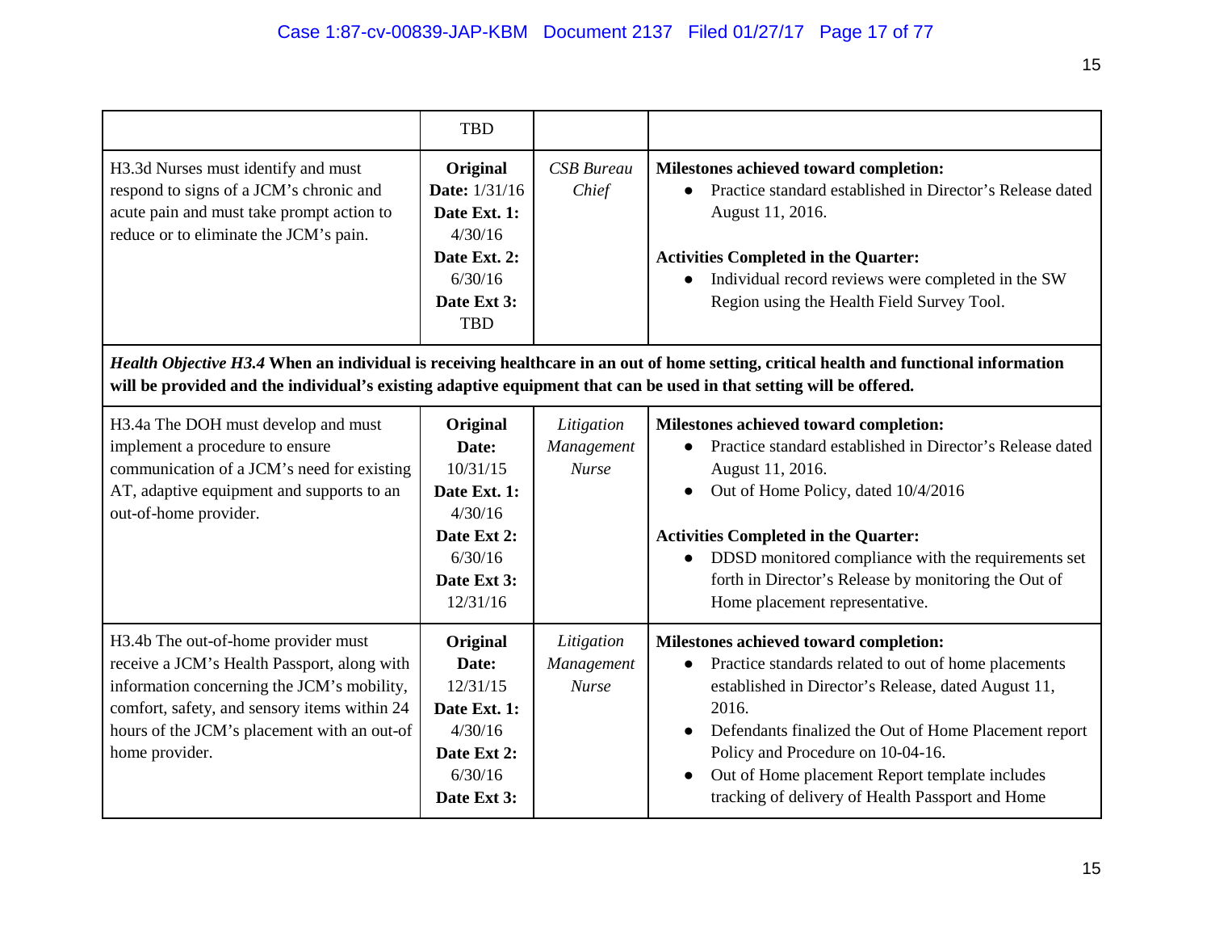| | | | |
|---|---|---|---|
| | TBD | | |
| H3.3d Nurses must identify and must respond to signs of a JCM's chronic and acute pain and must take prompt action to reduce or to eliminate the JCM's pain. | **Original Date:** 1/31/16 **Date Ext. 1:** 4/30/16 **Date Ext. 2:** 6/30/16 **Date Ext 3:** TBD | *CSB Bureau Chief* | **Milestones achieved toward completion:** <br>● Practice standard established in Director's Release dated August 11, 2016. <br><br>**Activities Completed in the Quarter:** <br>● Individual record reviews were completed in the SW Region using the Health Field Survey Tool. |
| ***Health Objective H3.4*** **When an individual is receiving healthcare in an out of home setting, critical health and functional information will be provided and the individual's existing adaptive equipment that can be used in that setting will be offered.** | | | |
| H3.4a The DOH must develop and must implement a procedure to ensure communication of a JCM's need for existing AT, adaptive equipment and supports to an out-of-home provider. | **Original Date:** 10/31/15 **Date Ext. 1:** 4/30/16 **Date Ext 2:** 6/30/16 **Date Ext 3:** 12/31/16 | *Litigation Management Nurse* | **Milestones achieved toward completion:** <br>● Practice standard established in Director's Release dated August 11, 2016. <br>● Out of Home Policy, dated 10/4/2016 <br><br>**Activities Completed in the Quarter:** <br>● DDSD monitored compliance with the requirements set forth in Director's Release by monitoring the Out of Home placement representative. |
| H3.4b The out-of-home provider must receive a JCM's Health Passport, along with information concerning the JCM's mobility, comfort, safety, and sensory items within 24 hours of the JCM's placement with an out-of home provider. | **Original Date:** 12/31/15 **Date Ext. 1:** 4/30/16 **Date Ext 2:** 6/30/16 **Date Ext 3:** | *Litigation Management Nurse* | **Milestones achieved toward completion:** <br>● Practice standards related to out of home placements established in Director's Release, dated August 11, 2016. <br>● Defendants finalized the Out of Home Placement report Policy and Procedure on 10-04-16. <br>● Out of Home placement Report template includes tracking of delivery of Health Passport and Home |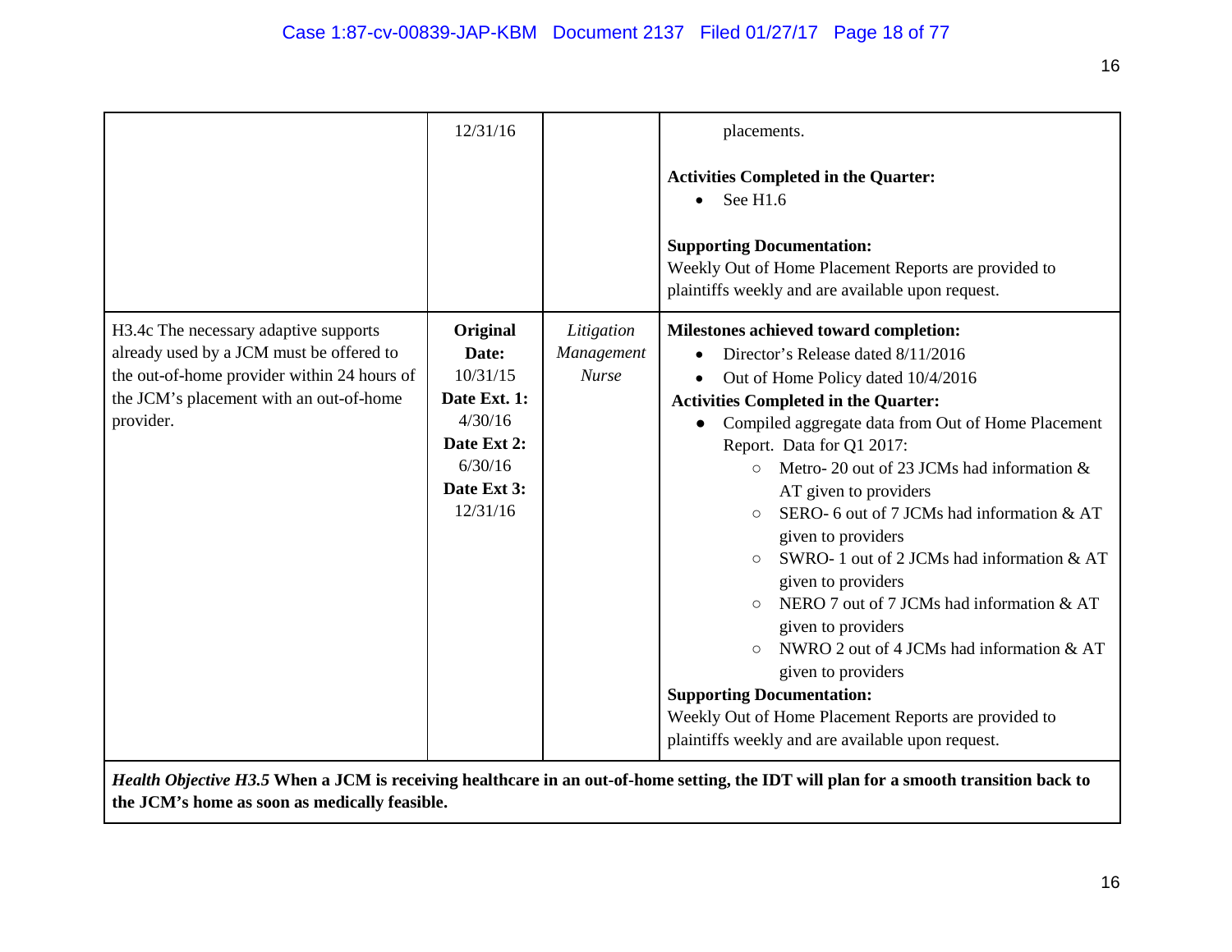| | | | |
|---|---|---|---|
| | 12/31/16 | | placements.<br><br>**Activities Completed in the Quarter:**<br>• See H1.6<br><br>**Supporting Documentation:**<br>Weekly Out of Home Placement Reports are provided to plaintiffs weekly and are available upon request. |
| H3.4c The necessary adaptive supports already used by a JCM must be offered to the out-of-home provider within 24 hours of the JCM's placement with an out-of-home provider. | **Original Date:** 10/31/15<br>**Date Ext. 1:** 4/30/16<br>**Date Ext 2:** 6/30/16<br>**Date Ext 3:** 12/31/16 | *Litigation Management Nurse* | **Milestones achieved toward completion:**<br>• Director's Release dated 8/11/2016<br>• Out of Home Policy dated 10/4/2016<br>**Activities Completed in the Quarter:**<br>• Compiled aggregate data from Out of Home Placement Report. Data for Q1 2017:<br>○ Metro- 20 out of 23 JCMs had information & AT given to providers<br>○ SERO- 6 out of 7 JCMs had information & AT given to providers<br>○ SWRO- 1 out of 2 JCMs had information & AT given to providers<br>○ NERO 7 out of 7 JCMs had information & AT given to providers<br>○ NWRO 2 out of 4 JCMs had information & AT given to providers<br>**Supporting Documentation:**<br>Weekly Out of Home Placement Reports are provided to plaintiffs weekly and are available upon request. |
| ***Health Objective H3.5*** **When a JCM is receiving healthcare in an out-of-home setting, the IDT will plan for a smooth transition back to the JCM's home as soon as medically feasible.** | | | |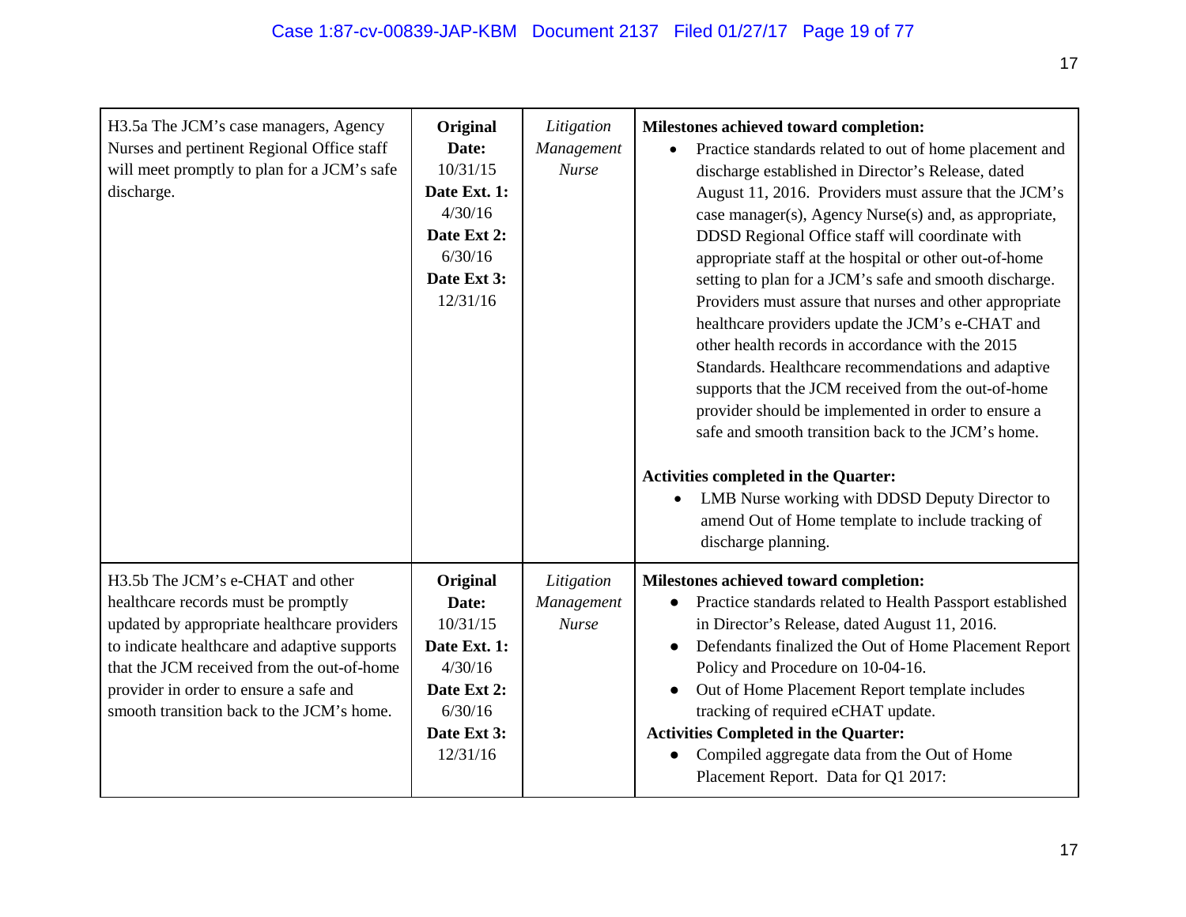| | | | |
|---|---|---|---|
| H3.5a The JCM's case managers, Agency Nurses and pertinent Regional Office staff will meet promptly to plan for a JCM's safe discharge. | **Original Date:** 10/31/15 **Date Ext. 1:** 4/30/16 **Date Ext 2:** 6/30/16 **Date Ext 3:** 12/31/16 | *Litigation Management Nurse* | **Milestones achieved toward completion:** <br>• Practice standards related to out of home placement and discharge established in Director's Release, dated August 11, 2016. Providers must assure that the JCM's case manager(s), Agency Nurse(s) and, as appropriate, DDSD Regional Office staff will coordinate with appropriate staff at the hospital or other out-of-home setting to plan for a JCM's safe and smooth discharge. Providers must assure that nurses and other appropriate healthcare providers update the JCM's e-CHAT and other health records in accordance with the 2015 Standards. Healthcare recommendations and adaptive supports that the JCM received from the out-of-home provider should be implemented in order to ensure a safe and smooth transition back to the JCM's home. <br><br>**Activities completed in the Quarter:** <br>• LMB Nurse working with DDSD Deputy Director to amend Out of Home template to include tracking of discharge planning. |
| H3.5b The JCM's e-CHAT and other healthcare records must be promptly updated by appropriate healthcare providers to indicate healthcare and adaptive supports that the JCM received from the out-of-home provider in order to ensure a safe and smooth transition back to the JCM's home. | **Original Date:** 10/31/15 **Date Ext. 1:** 4/30/16 **Date Ext 2:** 6/30/16 **Date Ext 3:** 12/31/16 | *Litigation Management Nurse* | **Milestones achieved toward completion:** <br>• Practice standards related to Health Passport established in Director's Release, dated August 11, 2016. <br>• Defendants finalized the Out of Home Placement Report Policy and Procedure on 10-04-16. <br>• Out of Home Placement Report template includes tracking of required eCHAT update. <br>**Activities Completed in the Quarter:** <br>• Compiled aggregate data from the Out of Home Placement Report. Data for Q1 2017: |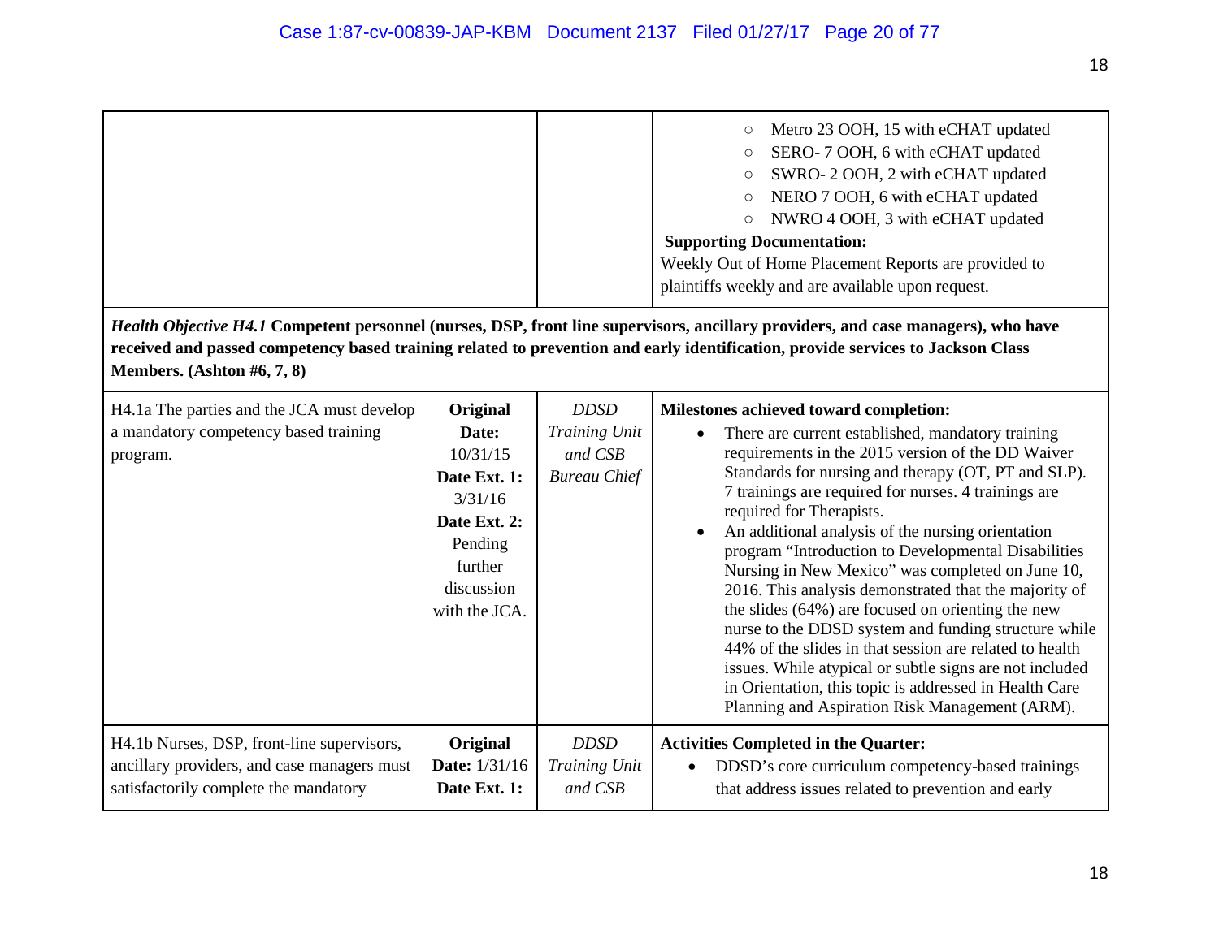| | | | ○ Metro 23 OOH, 15 with eCHAT updated<br>○ SERO- 7 OOH, 6 with eCHAT updated<br>○ SWRO- 2 OOH, 2 with eCHAT updated<br>○ NERO 7 OOH, 6 with eCHAT updated<br>○ NWRO 4 OOH, 3 with eCHAT updated<br>**Supporting Documentation:**<br>Weekly Out of Home Placement Reports are provided to plaintiffs weekly and are available upon request. |
|---|---|---|---|
| ***Health Objective H4.1*** **Competent personnel (nurses, DSP, front line supervisors, ancillary providers, and case managers), who have received and passed competency based training related to prevention and early identification, provide services to Jackson Class Members. (Ashton #6, 7, 8)** | | | |
| H4.1a The parties and the JCA must develop a mandatory competency based training program. | **Original Date:** 10/31/15<br>**Date Ext. 1:** 3/31/16<br>**Date Ext. 2:** Pending further discussion with the JCA. | *DDSD Training Unit and CSB Bureau Chief* | **Milestones achieved toward completion:**<br>• There are current established, mandatory training requirements in the 2015 version of the DD Waiver Standards for nursing and therapy (OT, PT and SLP). 7 trainings are required for nurses. 4 trainings are required for Therapists.<br>• An additional analysis of the nursing orientation program "Introduction to Developmental Disabilities Nursing in New Mexico" was completed on June 10, 2016. This analysis demonstrated that the majority of the slides (64%) are focused on orienting the new nurse to the DDSD system and funding structure while 44% of the slides in that session are related to health issues. While atypical or subtle signs are not included in Orientation, this topic is addressed in Health Care Planning and Aspiration Risk Management (ARM). |
| H4.1b Nurses, DSP, front-line supervisors, ancillary providers, and case managers must satisfactorily complete the mandatory | **Original Date:** 1/31/16<br>**Date Ext. 1:** | *DDSD Training Unit and CSB* | **Activities Completed in the Quarter:**<br>• DDSD's core curriculum competency-based trainings that address issues related to prevention and early |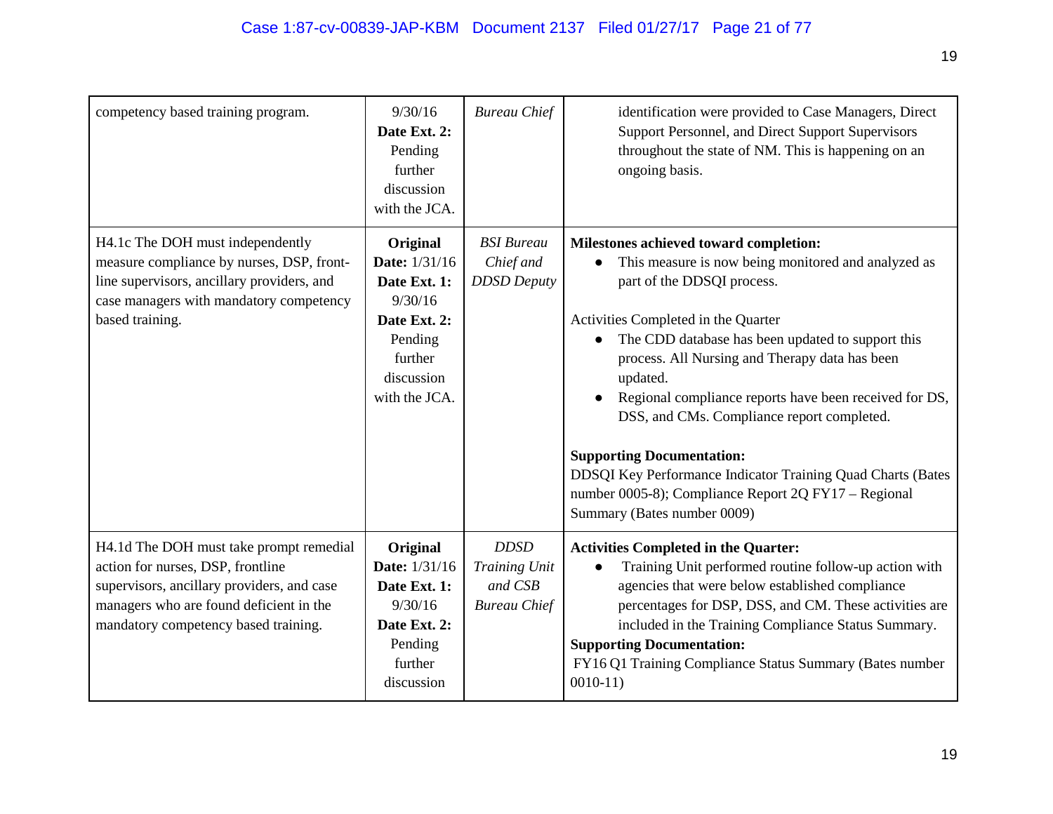| | | | |
|---|---|---|---|
| competency based training program. | 9/30/16<br>**Date Ext. 2:** Pending further discussion with the JCA. | *Bureau Chief* | identification were provided to Case Managers, Direct Support Personnel, and Direct Support Supervisors throughout the state of NM. This is happening on an ongoing basis. |
| H4.1c The DOH must independently measure compliance by nurses, DSP, front-line supervisors, ancillary providers, and case managers with mandatory competency based training. | **Original Date:** 1/31/16<br>**Date Ext. 1:** 9/30/16<br>**Date Ext. 2:** Pending further discussion with the JCA. | *BSI Bureau Chief and DDSD Deputy* | **Milestones achieved toward completion:**<br>• This measure is now being monitored and analyzed as part of the DDSQI process.<br><br>Activities Completed in the Quarter<br>• The CDD database has been updated to support this process. All Nursing and Therapy data has been updated.<br>• Regional compliance reports have been received for DS, DSS, and CMs. Compliance report completed.<br><br>**Supporting Documentation:**<br>DDSQI Key Performance Indicator Training Quad Charts (Bates number 0005-8); Compliance Report 2Q FY17 – Regional Summary (Bates number 0009) |
| H4.1d The DOH must take prompt remedial action for nurses, DSP, frontline supervisors, ancillary providers, and case managers who are found deficient in the mandatory competency based training. | **Original Date:** 1/31/16<br>**Date Ext. 1:** 9/30/16<br>**Date Ext. 2:** Pending further discussion | *DDSD Training Unit and CSB Bureau Chief* | **Activities Completed in the Quarter:**<br>• Training Unit performed routine follow-up action with agencies that were below established compliance percentages for DSP, DSS, and CM. These activities are included in the Training Compliance Status Summary.<br>**Supporting Documentation:**<br>FY16 Q1 Training Compliance Status Summary (Bates number 0010-11) |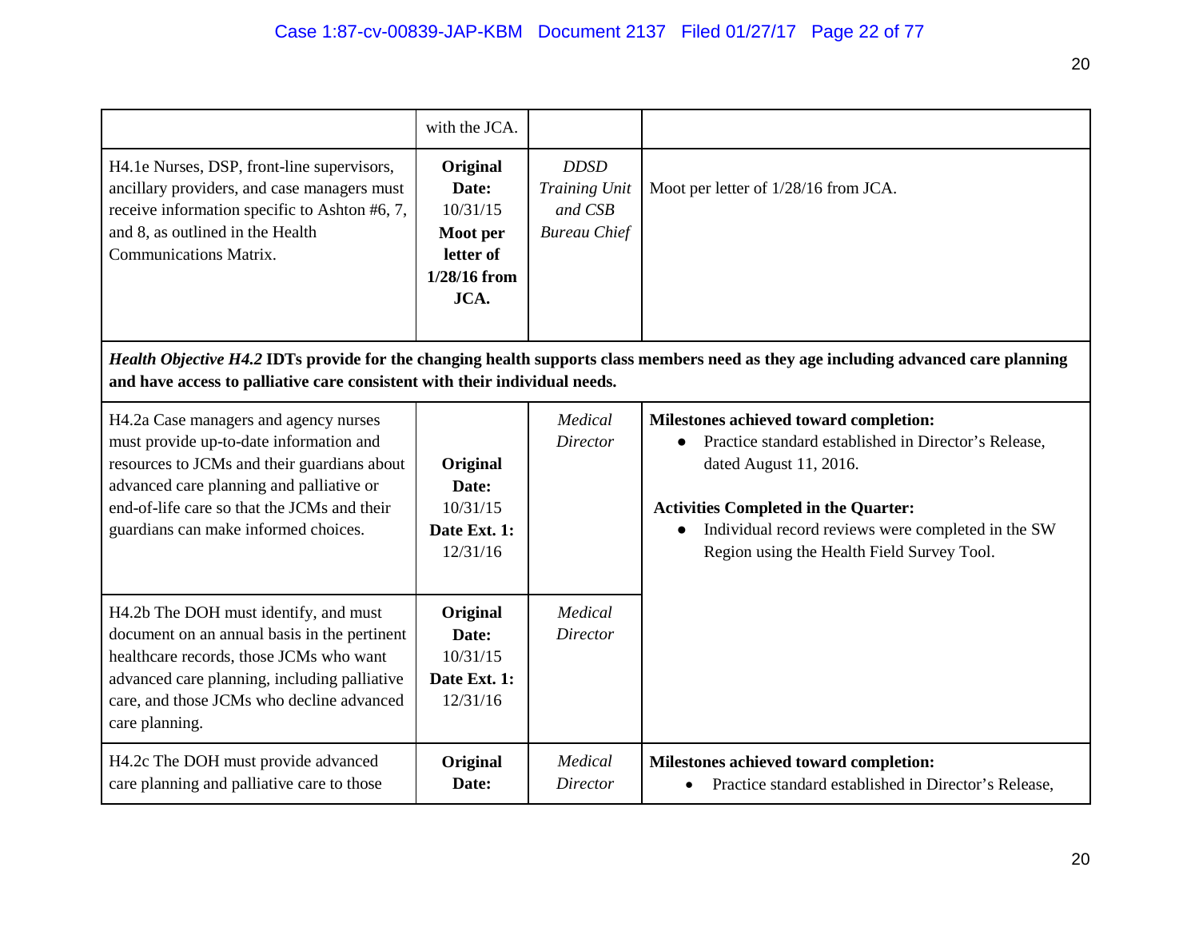| | | | |
|---|---|---|---|
| | with the JCA. | | |
| H4.1e Nurses, DSP, front-line supervisors, ancillary providers, and case managers must receive information specific to Ashton #6, 7, and 8, as outlined in the Health Communications Matrix. | **Original Date:** 10/31/15 **Moot per letter of 1/28/16 from JCA.** | *DDSD Training Unit and CSB Bureau Chief* | Moot per letter of 1/28/16 from JCA. |
| ***Health Objective H4.2*** **IDTs provide for the changing health supports class members need as they age including advanced care planning and have access to palliative care consistent with their individual needs.** | | | |
| H4.2a Case managers and agency nurses must provide up-to-date information and resources to JCMs and their guardians about advanced care planning and palliative or end-of-life care so that the JCMs and their guardians can make informed choices. | **Original Date:** 10/31/15 **Date Ext. 1:** 12/31/16 | *Medical Director* | **Milestones achieved toward completion:** <br>• Practice standard established in Director's Release, dated August 11, 2016. <br><br>**Activities Completed in the Quarter:** <br>• Individual record reviews were completed in the SW Region using the Health Field Survey Tool. |
| H4.2b The DOH must identify, and must document on an annual basis in the pertinent healthcare records, those JCMs who want advanced care planning, including palliative care, and those JCMs who decline advanced care planning. | **Original Date:** 10/31/15 **Date Ext. 1:** 12/31/16 | *Medical Director* | |
| H4.2c The DOH must provide advanced care planning and palliative care to those | **Original Date:** | *Medical Director* | **Milestones achieved toward completion:** <br>• Practice standard established in Director's Release, |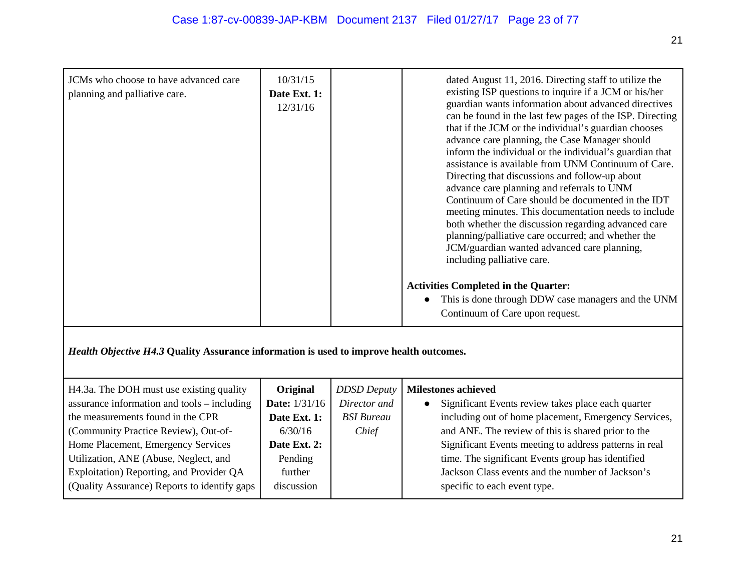| | | | |
|---|---|---|---|
| JCMs who choose to have advanced care planning and palliative care. | 10/31/15 **Date Ext. 1:** 12/31/16 | | dated August 11, 2016. Directing staff to utilize the existing ISP questions to inquire if a JCM or his/her guardian wants information about advanced directives can be found in the last few pages of the ISP. Directing that if the JCM or the individual's guardian chooses advance care planning, the Case Manager should inform the individual or the individual's guardian that assistance is available from UNM Continuum of Care. Directing that discussions and follow-up about advance care planning and referrals to UNM Continuum of Care should be documented in the IDT meeting minutes. This documentation needs to include both whether the discussion regarding advanced care planning/palliative care occurred; and whether the JCM/guardian wanted advanced care planning, including palliative care.<br><br>**Activities Completed in the Quarter:**<br>● This is done through DDW case managers and the UNM Continuum of Care upon request. |
| ***Health Objective H4.3*** **Quality Assurance information is used to improve health outcomes.** | | | |
| H4.3a. The DOH must use existing quality assurance information and tools – including the measurements found in the CPR (Community Practice Review), Out-of-Home Placement, Emergency Services Utilization, ANE (Abuse, Neglect, and Exploitation) Reporting, and Provider QA (Quality Assurance) Reports to identify gaps | **Original Date:** 1/31/16 **Date Ext. 1:** 6/30/16 **Date Ext. 2:** Pending further discussion | *DDSD Deputy Director and BSI Bureau Chief* | **Milestones achieved**<br>● Significant Events review takes place each quarter including out of home placement, Emergency Services, and ANE. The review of this is shared prior to the Significant Events meeting to address patterns in real time. The significant Events group has identified Jackson Class events and the number of Jackson's specific to each event type. |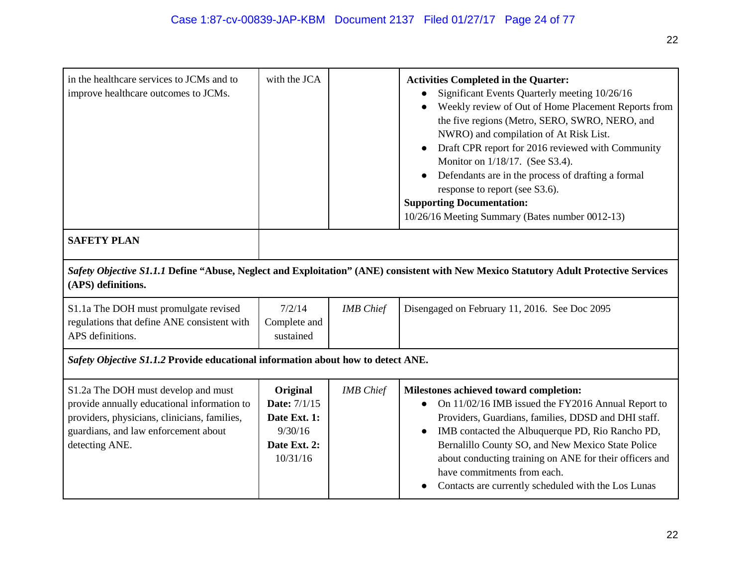| | | | |
|---|---|---|---|
| in the healthcare services to JCMs and to improve healthcare outcomes to JCMs. | with the JCA | | **Activities Completed in the Quarter:**<br>● Significant Events Quarterly meeting 10/26/16<br>● Weekly review of Out of Home Placement Reports from the five regions (Metro, SERO, SWRO, NERO, and NWRO) and compilation of At Risk List.<br>● Draft CPR report for 2016 reviewed with Community Monitor on 1/18/17. (See S3.4).<br>● Defendants are in the process of drafting a formal response to report (see S3.6).<br>**Supporting Documentation:**<br>10/26/16 Meeting Summary (Bates number 0012-13) |
| **SAFETY PLAN** | | | |
| ***Safety Objective S1.1.1*** **Define "Abuse, Neglect and Exploitation" (ANE) consistent with New Mexico Statutory Adult Protective Services (APS) definitions.** | | | |
| S1.1a The DOH must promulgate revised regulations that define ANE consistent with APS definitions. | 7/2/14 Complete and sustained | *IMB Chief* | Disengaged on February 11, 2016. See Doc 2095 |
| ***Safety Objective S1.1.2*** **Provide educational information about how to detect ANE.** | | | |
| S1.2a The DOH must develop and must provide annually educational information to providers, physicians, clinicians, families, guardians, and law enforcement about detecting ANE. | **Original Date:** 7/1/15<br>**Date Ext. 1:** 9/30/16<br>**Date Ext. 2:** 10/31/16 | *IMB Chief* | **Milestones achieved toward completion:**<br>● On 11/02/16 IMB issued the FY2016 Annual Report to Providers, Guardians, families, DDSD and DHI staff.<br>● IMB contacted the Albuquerque PD, Rio Rancho PD, Bernalillo County SO, and New Mexico State Police about conducting training on ANE for their officers and have commitments from each.<br>● Contacts are currently scheduled with the Los Lunas |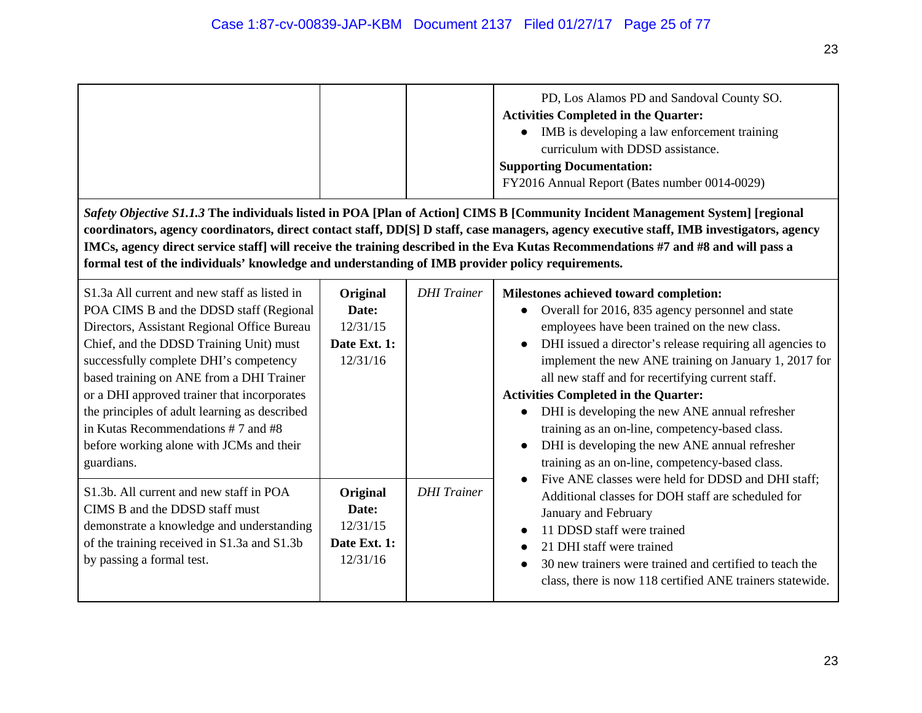| | | | PD, Los Alamos PD and Sandoval County SO.<br>**Activities Completed in the Quarter:**<br>● IMB is developing a law enforcement training curriculum with DDSD assistance.<br>**Supporting Documentation:**<br>FY2016 Annual Report (Bates number 0014-0029) |
|---|---|---|---|
| ***Safety Objective S1.1.3*** **The individuals listed in POA [Plan of Action] CIMS B [Community Incident Management System] [regional coordinators, agency coordinators, direct contact staff, DD[S] D staff, case managers, agency executive staff, IMB investigators, agency IMCs, agency direct service staff] will receive the training described in the Eva Kutas Recommendations #7 and #8 and will pass a formal test of the individuals' knowledge and understanding of IMB provider policy requirements.** | | | |
| S1.3a All current and new staff as listed in POA CIMS B and the DDSD staff (Regional Directors, Assistant Regional Office Bureau Chief, and the DDSD Training Unit) must successfully complete DHI's competency based training on ANE from a DHI Trainer or a DHI approved trainer that incorporates the principles of adult learning as described in Kutas Recommendations # 7 and #8 before working alone with JCMs and their guardians. | **Original Date:** 12/31/15 **Date Ext. 1:** 12/31/16 | *DHI Trainer* | **Milestones achieved toward completion:**<br>● Overall for 2016, 835 agency personnel and state employees have been trained on the new class.<br>● DHI issued a director's release requiring all agencies to implement the new ANE training on January 1, 2017 for all new staff and for recertifying current staff.<br>**Activities Completed in the Quarter:**<br>● DHI is developing the new ANE annual refresher training as an on-line, competency-based class.<br>● DHI is developing the new ANE annual refresher training as an on-line, competency-based class.<br>● Five ANE classes were held for DDSD and DHI staff; Additional classes for DOH staff are scheduled for January and February<br>● 11 DDSD staff were trained<br>● 21 DHI staff were trained<br>● 30 new trainers were trained and certified to teach the class, there is now 118 certified ANE trainers statewide. |
| S1.3b. All current and new staff in POA CIMS B and the DDSD staff must demonstrate a knowledge and understanding of the training received in S1.3a and S1.3b by passing a formal test. | **Original Date:** 12/31/15 **Date Ext. 1:** 12/31/16 | *DHI Trainer* | |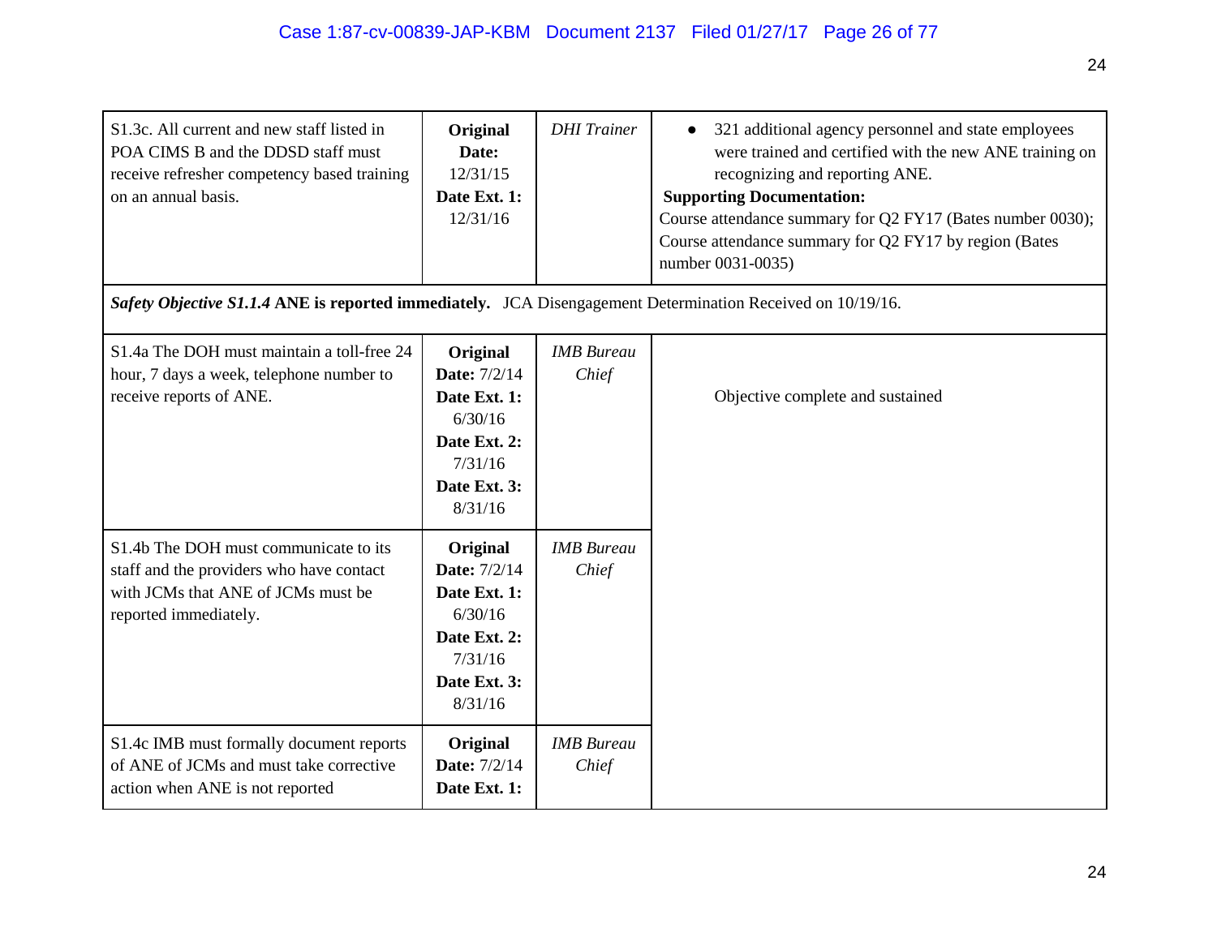| | | | |
|---|---|---|---|
| S1.3c. All current and new staff listed in POA CIMS B and the DDSD staff must receive refresher competency based training on an annual basis. | **Original Date:** 12/31/15 **Date Ext. 1:** 12/31/16 | *DHI Trainer* | • 321 additional agency personnel and state employees were trained and certified with the new ANE training on recognizing and reporting ANE. **Supporting Documentation:** Course attendance summary for Q2 FY17 (Bates number 0030); Course attendance summary for Q2 FY17 by region (Bates number 0031-0035) |
| ***Safety Objective S1.1.4*** **ANE is reported immediately.** JCA Disengagement Determination Received on 10/19/16. | | | |
| S1.4a The DOH must maintain a toll-free 24 hour, 7 days a week, telephone number to receive reports of ANE. | **Original Date:** 7/2/14 **Date Ext. 1:** 6/30/16 **Date Ext. 2:** 7/31/16 **Date Ext. 3:** 8/31/16 | *IMB Bureau Chief* | Objective complete and sustained |
| S1.4b The DOH must communicate to its staff and the providers who have contact with JCMs that ANE of JCMs must be reported immediately. | **Original Date:** 7/2/14 **Date Ext. 1:** 6/30/16 **Date Ext. 2:** 7/31/16 **Date Ext. 3:** 8/31/16 | *IMB Bureau Chief* | |
| S1.4c IMB must formally document reports of ANE of JCMs and must take corrective action when ANE is not reported | **Original Date:** 7/2/14 **Date Ext. 1:** | *IMB Bureau Chief* | |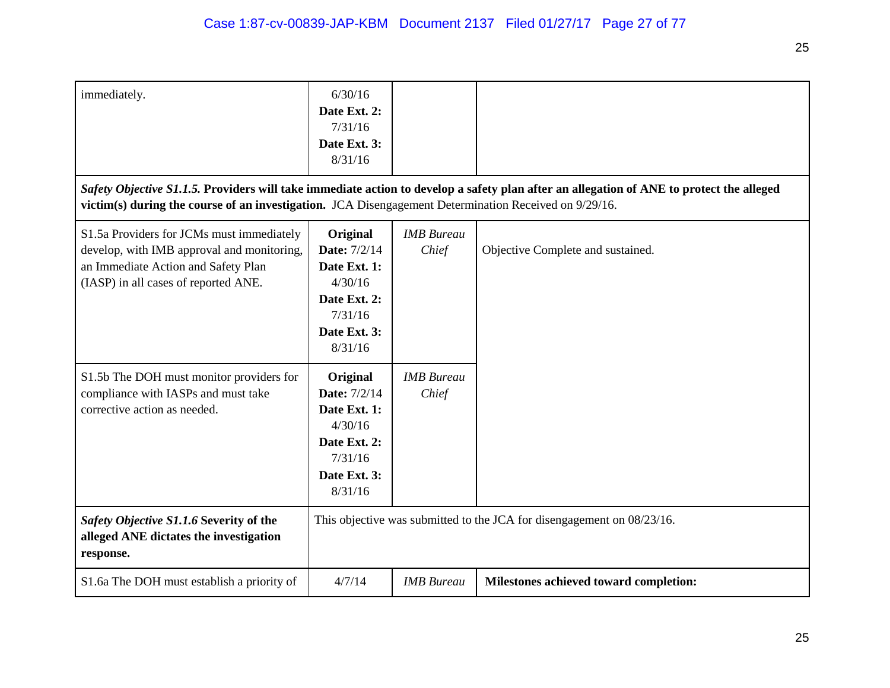| | | | |
|---|---|---|---|
| immediately. | 6/30/16 **Date Ext. 2:** 7/31/16 **Date Ext. 3:** 8/31/16 | | |
| ***Safety Objective S1.1.5.*** **Providers will take immediate action to develop a safety plan after an allegation of ANE to protect the alleged victim(s) during the course of an investigation.** JCA Disengagement Determination Received on 9/29/16. | | | |
| S1.5a Providers for JCMs must immediately develop, with IMB approval and monitoring, an Immediate Action and Safety Plan (IASP) in all cases of reported ANE. | **Original Date:** 7/2/14 **Date Ext. 1:** 4/30/16 **Date Ext. 2:** 7/31/16 **Date Ext. 3:** 8/31/16 | *IMB Bureau Chief* | Objective Complete and sustained. |
| S1.5b The DOH must monitor providers for compliance with IASPs and must take corrective action as needed. | **Original Date:** 7/2/14 **Date Ext. 1:** 4/30/16 **Date Ext. 2:** 7/31/16 **Date Ext. 3:** 8/31/16 | *IMB Bureau Chief* | |
| ***Safety Objective S1.1.6*** **Severity of the alleged ANE dictates the investigation response.** | This objective was submitted to the JCA for disengagement on 08/23/16. | | |
| S1.6a The DOH must establish a priority of | 4/7/14 | *IMB Bureau* | **Milestones achieved toward completion:** |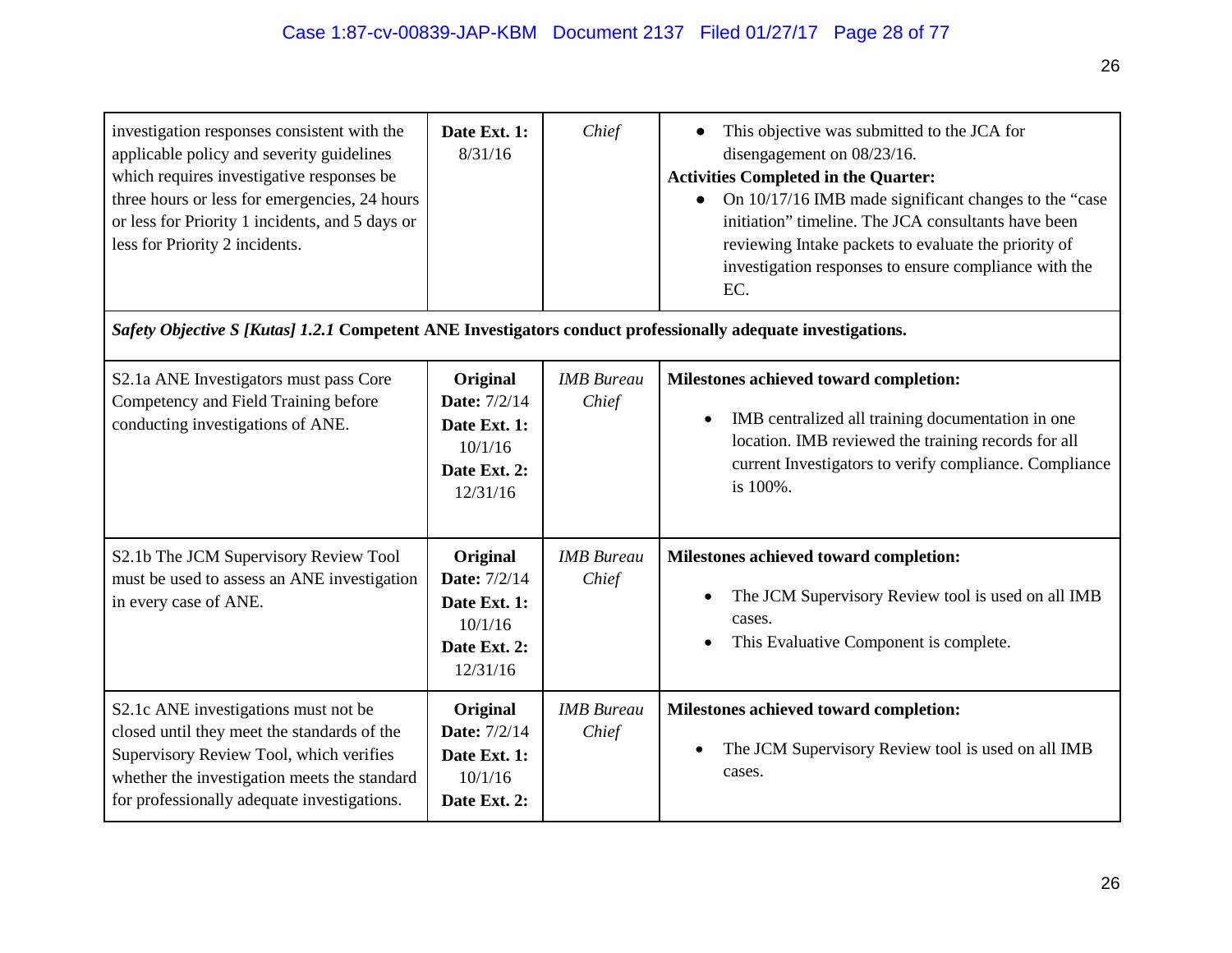| | | | |
|---|---|---|---|
| investigation responses consistent with the applicable policy and severity guidelines which requires investigative responses be three hours or less for emergencies, 24 hours or less for Priority 1 incidents, and 5 days or less for Priority 2 incidents. | **Date Ext. 1:** 8/31/16 | *Chief* | • This objective was submitted to the JCA for disengagement on 08/23/16.<br>**Activities Completed in the Quarter:**<br>• On 10/17/16 IMB made significant changes to the "case initiation" timeline. The JCA consultants have been reviewing Intake packets to evaluate the priority of investigation responses to ensure compliance with the EC. |
| ***Safety Objective S [Kutas] 1.2.1* Competent ANE Investigators conduct professionally adequate investigations.** | | | |
| S2.1a ANE Investigators must pass Core Competency and Field Training before conducting investigations of ANE. | **Original Date:** 7/2/14<br>**Date Ext. 1:** 10/1/16<br>**Date Ext. 2:** 12/31/16 | *IMB Bureau Chief* | **Milestones achieved toward completion:**<br>• IMB centralized all training documentation in one location. IMB reviewed the training records for all current Investigators to verify compliance. Compliance is 100%. |
| S2.1b The JCM Supervisory Review Tool must be used to assess an ANE investigation in every case of ANE. | **Original Date:** 7/2/14<br>**Date Ext. 1:** 10/1/16<br>**Date Ext. 2:** 12/31/16 | *IMB Bureau Chief* | **Milestones achieved toward completion:**<br>• The JCM Supervisory Review tool is used on all IMB cases.<br>• This Evaluative Component is complete. |
| S2.1c ANE investigations must not be closed until they meet the standards of the Supervisory Review Tool, which verifies whether the investigation meets the standard for professionally adequate investigations. | **Original Date:** 7/2/14<br>**Date Ext. 1:** 10/1/16<br>**Date Ext. 2:** | *IMB Bureau Chief* | **Milestones achieved toward completion:**<br>• The JCM Supervisory Review tool is used on all IMB cases. |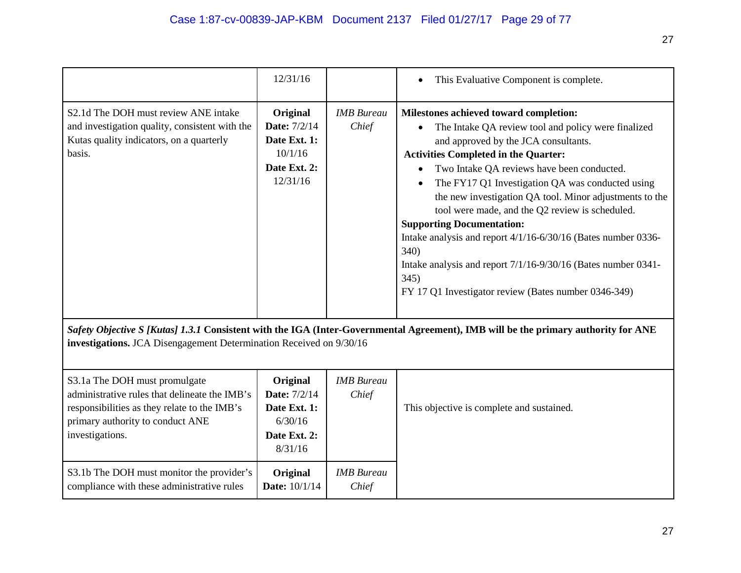| | | | |
|---|---|---|---|
| | 12/31/16 | | • This Evaluative Component is complete. |
| S2.1d The DOH must review ANE intake and investigation quality, consistent with the Kutas quality indicators, on a quarterly basis. | **Original Date:** 7/2/14 **Date Ext. 1:** 10/1/16 **Date Ext. 2:** 12/31/16 | *IMB Bureau Chief* | **Milestones achieved toward completion:** <br>• The Intake QA review tool and policy were finalized and approved by the JCA consultants. <br>**Activities Completed in the Quarter:** <br>• Two Intake QA reviews have been conducted. <br>• The FY17 Q1 Investigation QA was conducted using the new investigation QA tool. Minor adjustments to the tool were made, and the Q2 review is scheduled. <br>**Supporting Documentation:** <br>Intake analysis and report 4/1/16-6/30/16 (Bates number 0336-340) <br>Intake analysis and report 7/1/16-9/30/16 (Bates number 0341-345) <br>FY 17 Q1 Investigator review (Bates number 0346-349) |
| ***Safety Objective S [Kutas] 1.3.1*** **Consistent with the IGA (Inter-Governmental Agreement), IMB will be the primary authority for ANE investigations.** JCA Disengagement Determination Received on 9/30/16 | | | |
| S3.1a The DOH must promulgate administrative rules that delineate the IMB's responsibilities as they relate to the IMB's primary authority to conduct ANE investigations. | **Original Date:** 7/2/14 **Date Ext. 1:** 6/30/16 **Date Ext. 2:** 8/31/16 | *IMB Bureau Chief* | This objective is complete and sustained. |
| S3.1b The DOH must monitor the provider's compliance with these administrative rules | **Original Date:** 10/1/14 | *IMB Bureau Chief* | |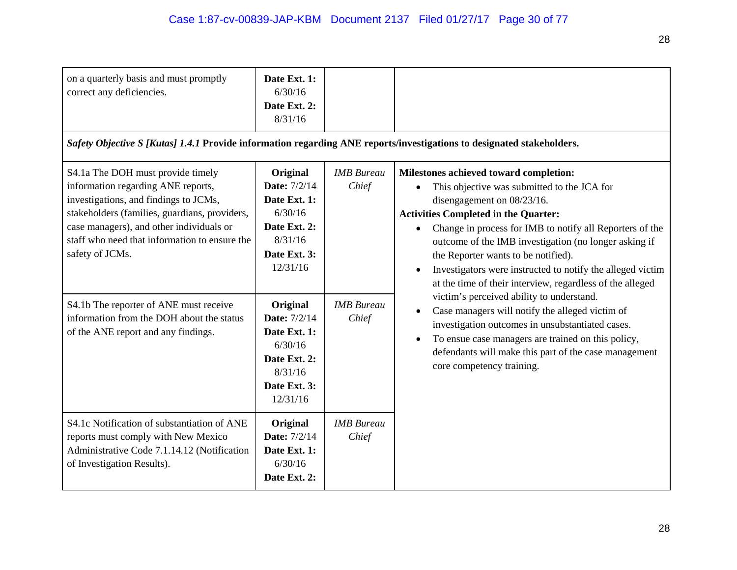| | | | |
|---|---|---|---|
| on a quarterly basis and must promptly correct any deficiencies. | **Date Ext. 1:** 6/30/16 **Date Ext. 2:** 8/31/16 | | |
| ***Safety Objective S [Kutas] 1.4.1*** **Provide information regarding ANE reports/investigations to designated stakeholders.** | | | |
| S4.1a The DOH must provide timely information regarding ANE reports, investigations, and findings to JCMs, stakeholders (families, guardians, providers, case managers), and other individuals or staff who need that information to ensure the safety of JCMs. | **Original Date:** 7/2/14 **Date Ext. 1:** 6/30/16 **Date Ext. 2:** 8/31/16 **Date Ext. 3:** 12/31/16 | *IMB Bureau Chief* | **Milestones achieved toward completion:** <ul><li>This objective was submitted to the JCA for disengagement on 08/23/16.</li></ul> **Activities Completed in the Quarter:** <ul><li>Change in process for IMB to notify all Reporters of the outcome of the IMB investigation (no longer asking if the Reporter wants to be notified).</li><li>Investigators were instructed to notify the alleged victim at the time of their interview, regardless of the alleged victim's perceived ability to understand.</li><li>Case managers will notify the alleged victim of investigation outcomes in unsubstantiated cases.</li><li>To ensue case managers are trained on this policy, defendants will make this part of the case management core competency training.</li></ul> |
| S4.1b The reporter of ANE must receive information from the DOH about the status of the ANE report and any findings. | **Original Date:** 7/2/14 **Date Ext. 1:** 6/30/16 **Date Ext. 2:** 8/31/16 **Date Ext. 3:** 12/31/16 | *IMB Bureau Chief* | |
| S4.1c Notification of substantiation of ANE reports must comply with New Mexico Administrative Code 7.1.14.12 (Notification of Investigation Results). | **Original Date:** 7/2/14 **Date Ext. 1:** 6/30/16 **Date Ext. 2:** | *IMB Bureau Chief* | |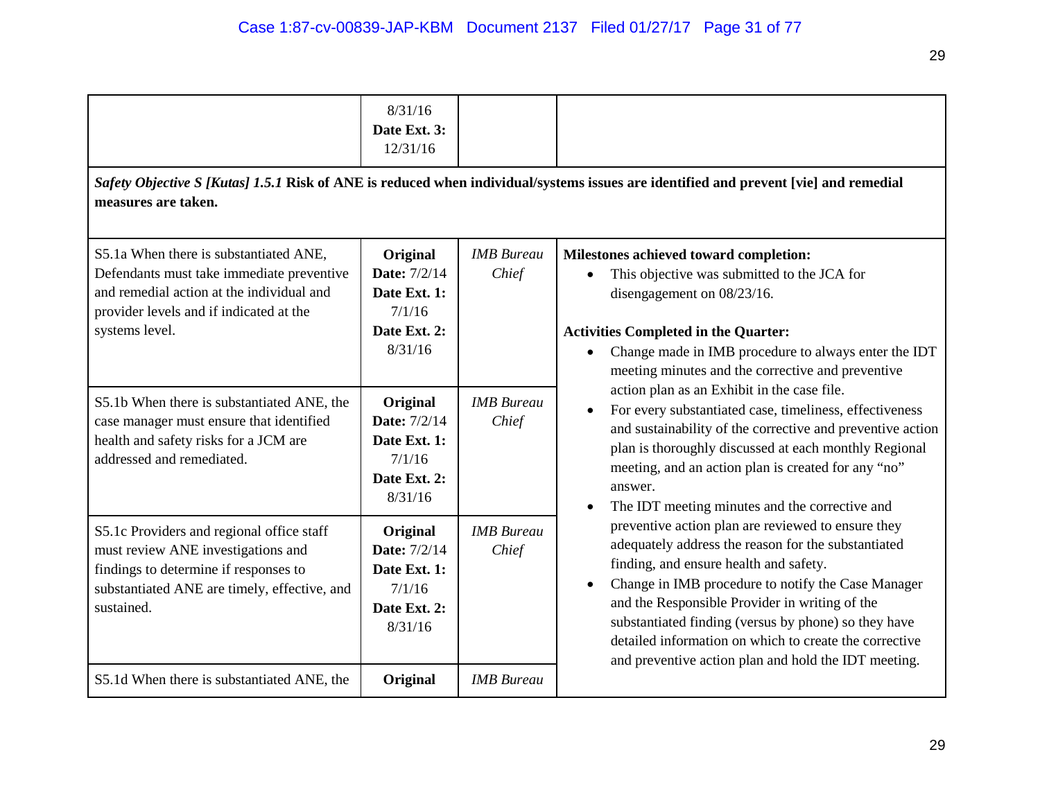| | 8/31/16 **Date Ext. 3:** 12/31/16 | | |
|---|---|---|---|
| ***Safety Objective S [Kutas] 1.5.1* Risk of ANE is reduced when individual/systems issues are identified and prevent [vie] and remedial measures are taken.** | | | |
| S5.1a When there is substantiated ANE, Defendants must take immediate preventive and remedial action at the individual and provider levels and if indicated at the systems level. | **Original Date:** 7/2/14 **Date Ext. 1:** 7/1/16 **Date Ext. 2:** 8/31/16 | *IMB Bureau Chief* | **Milestones achieved toward completion:**<br>• This objective was submitted to the JCA for disengagement on 08/23/16.<br><br>**Activities Completed in the Quarter:**<br>• Change made in IMB procedure to always enter the IDT meeting minutes and the corrective and preventive action plan as an Exhibit in the case file.<br>• For every substantiated case, timeliness, effectiveness and sustainability of the corrective and preventive action plan is thoroughly discussed at each monthly Regional meeting, and an action plan is created for any "no" answer.<br>• The IDT meeting minutes and the corrective and preventive action plan are reviewed to ensure they adequately address the reason for the substantiated finding, and ensure health and safety.<br>• Change in IMB procedure to notify the Case Manager and the Responsible Provider in writing of the substantiated finding (versus by phone) so they have detailed information on which to create the corrective and preventive action plan and hold the IDT meeting. |
| S5.1b When there is substantiated ANE, the case manager must ensure that identified health and safety risks for a JCM are addressed and remediated. | **Original Date:** 7/2/14 **Date Ext. 1:** 7/1/16 **Date Ext. 2:** 8/31/16 | *IMB Bureau Chief* | |
| S5.1c Providers and regional office staff must review ANE investigations and findings to determine if responses to substantiated ANE are timely, effective, and sustained. | **Original Date:** 7/2/14 **Date Ext. 1:** 7/1/16 **Date Ext. 2:** 8/31/16 | *IMB Bureau Chief* | |
| S5.1d When there is substantiated ANE, the | **Original** | *IMB Bureau* | |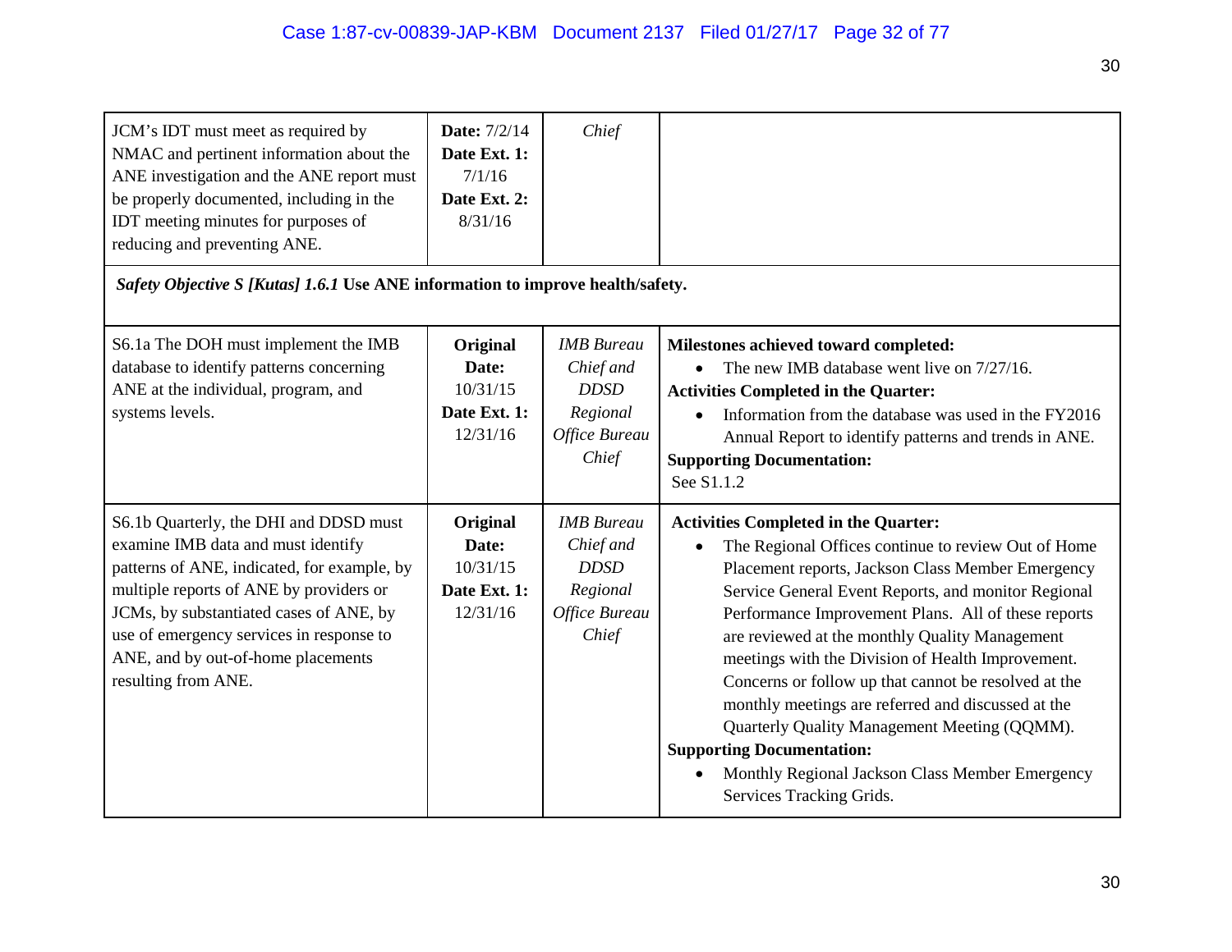| | | | |
|---|---|---|---|
| JCM's IDT must meet as required by NMAC and pertinent information about the ANE investigation and the ANE report must be properly documented, including in the IDT meeting minutes for purposes of reducing and preventing ANE. | **Date:** 7/2/14<br>**Date Ext. 1:** 7/1/16<br>**Date Ext. 2:** 8/31/16 | *Chief* | |
| ***Safety Objective S [Kutas] 1.6.1*** **Use ANE information to improve health/safety.** | | | |
| S6.1a The DOH must implement the IMB database to identify patterns concerning ANE at the individual, program, and systems levels. | **Original Date:** 10/31/15<br>**Date Ext. 1:** 12/31/16 | *IMB Bureau Chief and DDSD Regional Office Bureau Chief* | **Milestones achieved toward completed:**<br>• The new IMB database went live on 7/27/16.<br>**Activities Completed in the Quarter:**<br>• Information from the database was used in the FY2016 Annual Report to identify patterns and trends in ANE.<br>**Supporting Documentation:**<br>See S1.1.2 |
| S6.1b Quarterly, the DHI and DDSD must examine IMB data and must identify patterns of ANE, indicated, for example, by multiple reports of ANE by providers or JCMs, by substantiated cases of ANE, by use of emergency services in response to ANE, and by out-of-home placements resulting from ANE. | **Original Date:** 10/31/15<br>**Date Ext. 1:** 12/31/16 | *IMB Bureau Chief and DDSD Regional Office Bureau Chief* | **Activities Completed in the Quarter:**<br>• The Regional Offices continue to review Out of Home Placement reports, Jackson Class Member Emergency Service General Event Reports, and monitor Regional Performance Improvement Plans. All of these reports are reviewed at the monthly Quality Management meetings with the Division of Health Improvement. Concerns or follow up that cannot be resolved at the monthly meetings are referred and discussed at the Quarterly Quality Management Meeting (QQMM).<br>**Supporting Documentation:**<br>• Monthly Regional Jackson Class Member Emergency Services Tracking Grids. |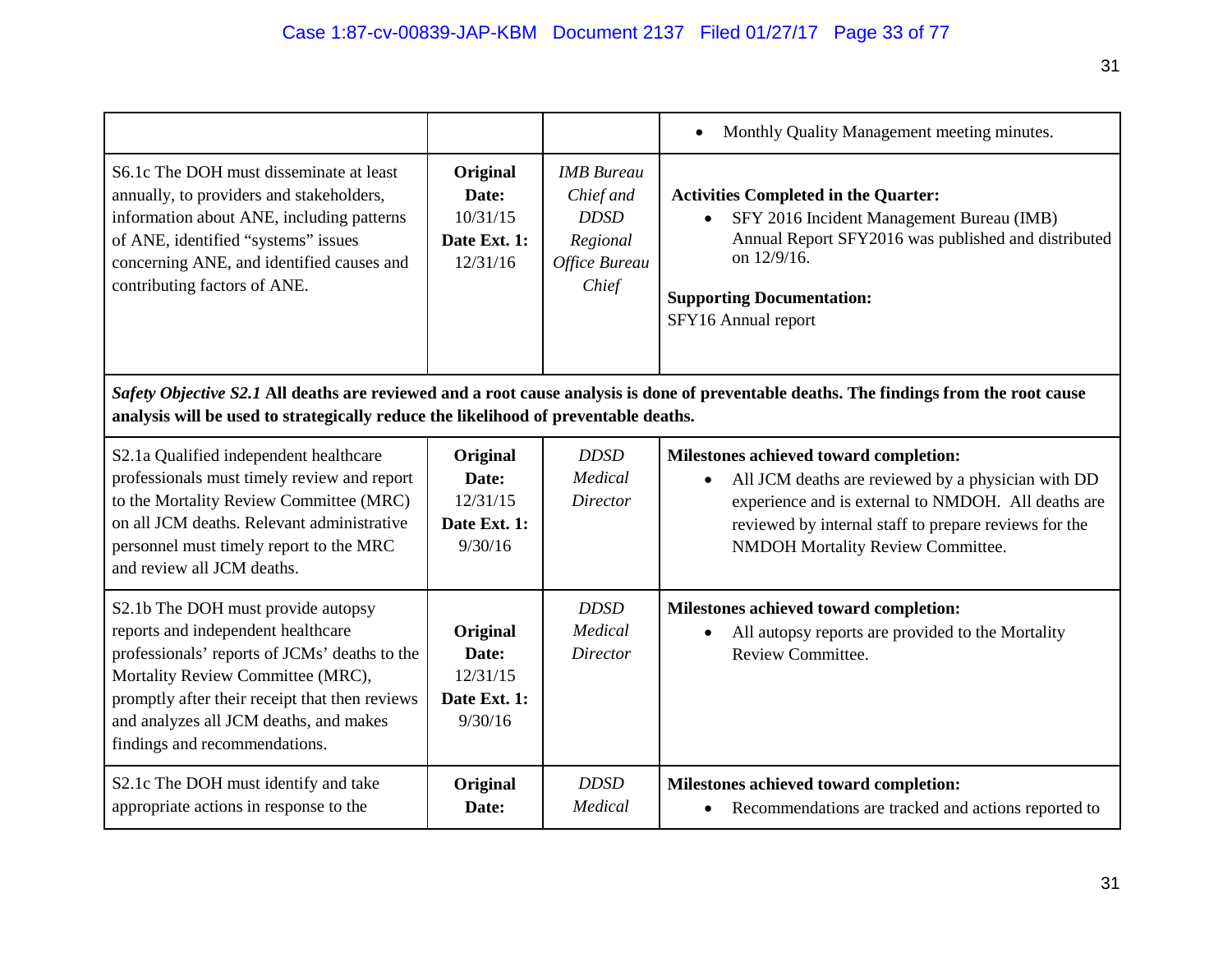| | | | |
|---|---|---|---|
| | | | • Monthly Quality Management meeting minutes. |
| S6.1c The DOH must disseminate at least annually, to providers and stakeholders, information about ANE, including patterns of ANE, identified "systems" issues concerning ANE, and identified causes and contributing factors of ANE. | **Original Date:** 10/31/15 **Date Ext. 1:** 12/31/16 | *IMB Bureau Chief and DDSD Regional Office Bureau Chief* | **Activities Completed in the Quarter:** <br>• SFY 2016 Incident Management Bureau (IMB) Annual Report SFY2016 was published and distributed on 12/9/16. <br><br>**Supporting Documentation:** <br>SFY16 Annual report |
| ***Safety Objective S2.1* All deaths are reviewed and a root cause analysis is done of preventable deaths. The findings from the root cause analysis will be used to strategically reduce the likelihood of preventable deaths.** | | | |
| S2.1a Qualified independent healthcare professionals must timely review and report to the Mortality Review Committee (MRC) on all JCM deaths. Relevant administrative personnel must timely report to the MRC and review all JCM deaths. | **Original Date:** 12/31/15 **Date Ext. 1:** 9/30/16 | *DDSD Medical Director* | **Milestones achieved toward completion:** <br>• All JCM deaths are reviewed by a physician with DD experience and is external to NMDOH. All deaths are reviewed by internal staff to prepare reviews for the NMDOH Mortality Review Committee. |
| S2.1b The DOH must provide autopsy reports and independent healthcare professionals' reports of JCMs' deaths to the Mortality Review Committee (MRC), promptly after their receipt that then reviews and analyzes all JCM deaths, and makes findings and recommendations. | **Original Date:** 12/31/15 **Date Ext. 1:** 9/30/16 | *DDSD Medical Director* | **Milestones achieved toward completion:** <br>• All autopsy reports are provided to the Mortality Review Committee. |
| S2.1c The DOH must identify and take appropriate actions in response to the | **Original Date:** | *DDSD Medical* | **Milestones achieved toward completion:** <br>• Recommendations are tracked and actions reported to |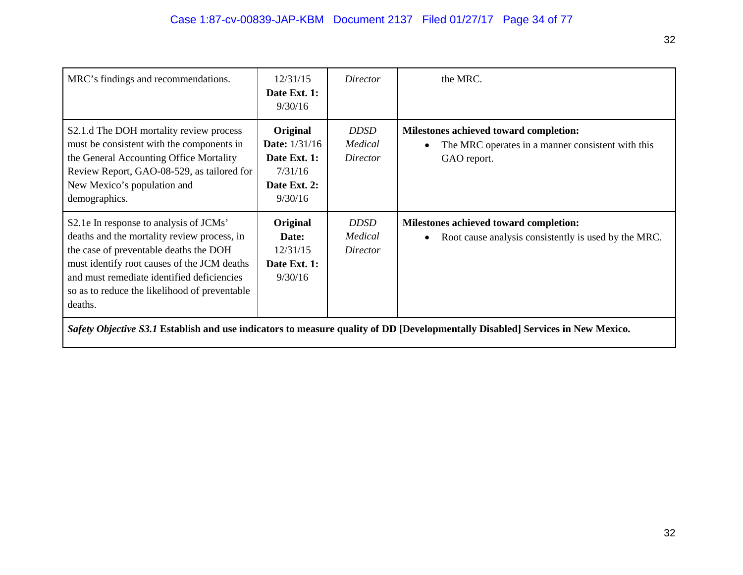| | | | |
|---|---|---|---|
| MRC's findings and recommendations. | 12/31/15 **Date Ext. 1:** 9/30/16 | *Director* | the MRC. |
| S2.1.d The DOH mortality review process must be consistent with the components in the General Accounting Office Mortality Review Report, GAO-08-529, as tailored for New Mexico's population and demographics. | **Original Date:** 1/31/16 **Date Ext. 1:** 7/31/16 **Date Ext. 2:** 9/30/16 | *DDSD Medical Director* | **Milestones achieved toward completion:** • The MRC operates in a manner consistent with this GAO report. |
| S2.1e In response to analysis of JCMs' deaths and the mortality review process, in the case of preventable deaths the DOH must identify root causes of the JCM deaths and must remediate identified deficiencies so as to reduce the likelihood of preventable deaths. | **Original Date:** 12/31/15 **Date Ext. 1:** 9/30/16 | *DDSD Medical Director* | **Milestones achieved toward completion:** • Root cause analysis consistently is used by the MRC. |
| ***Safety Objective S3.1*** **Establish and use indicators to measure quality of DD [Developmentally Disabled] Services in New Mexico.** | | | |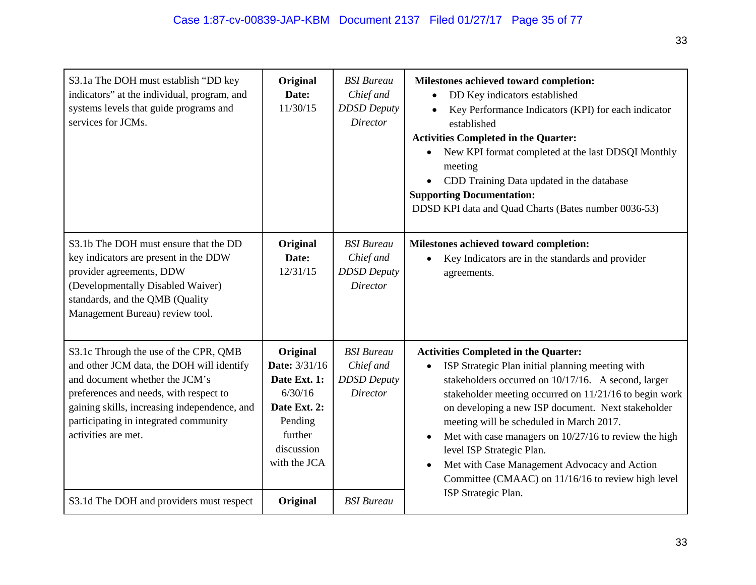| | | | |
|---|---|---|---|
| S3.1a The DOH must establish "DD key indicators" at the individual, program, and systems levels that guide programs and services for JCMs. | **Original Date:** 11/30/15 | *BSI Bureau Chief and DDSD Deputy Director* | **Milestones achieved toward completion:**<br>• DD Key indicators established<br>• Key Performance Indicators (KPI) for each indicator established<br>**Activities Completed in the Quarter:**<br>• New KPI format completed at the last DDSQI Monthly meeting<br>• CDD Training Data updated in the database<br>**Supporting Documentation:**<br>DDSD KPI data and Quad Charts (Bates number 0036-53) |
| S3.1b The DOH must ensure that the DD key indicators are present in the DDW provider agreements, DDW (Developmentally Disabled Waiver) standards, and the QMB (Quality Management Bureau) review tool. | **Original Date:** 12/31/15 | *BSI Bureau Chief and DDSD Deputy Director* | **Milestones achieved toward completion:**<br>• Key Indicators are in the standards and provider agreements. |
| S3.1c Through the use of the CPR, QMB and other JCM data, the DOH will identify and document whether the JCM's preferences and needs, with respect to gaining skills, increasing independence, and participating in integrated community activities are met. | **Original Date:** 3/31/16<br>**Date Ext. 1:** 6/30/16<br>**Date Ext. 2:** Pending further discussion with the JCA | *BSI Bureau Chief and DDSD Deputy Director* | **Activities Completed in the Quarter:**<br>• ISP Strategic Plan initial planning meeting with stakeholders occurred on 10/17/16. A second, larger stakeholder meeting occurred on 11/21/16 to begin work on developing a new ISP document. Next stakeholder meeting will be scheduled in March 2017.<br>• Met with case managers on 10/27/16 to review the high level ISP Strategic Plan.<br>• Met with Case Management Advocacy and Action Committee (CMAAC) on 11/16/16 to review high level ISP Strategic Plan. |
| S3.1d The DOH and providers must respect | **Original** | *BSI Bureau* | |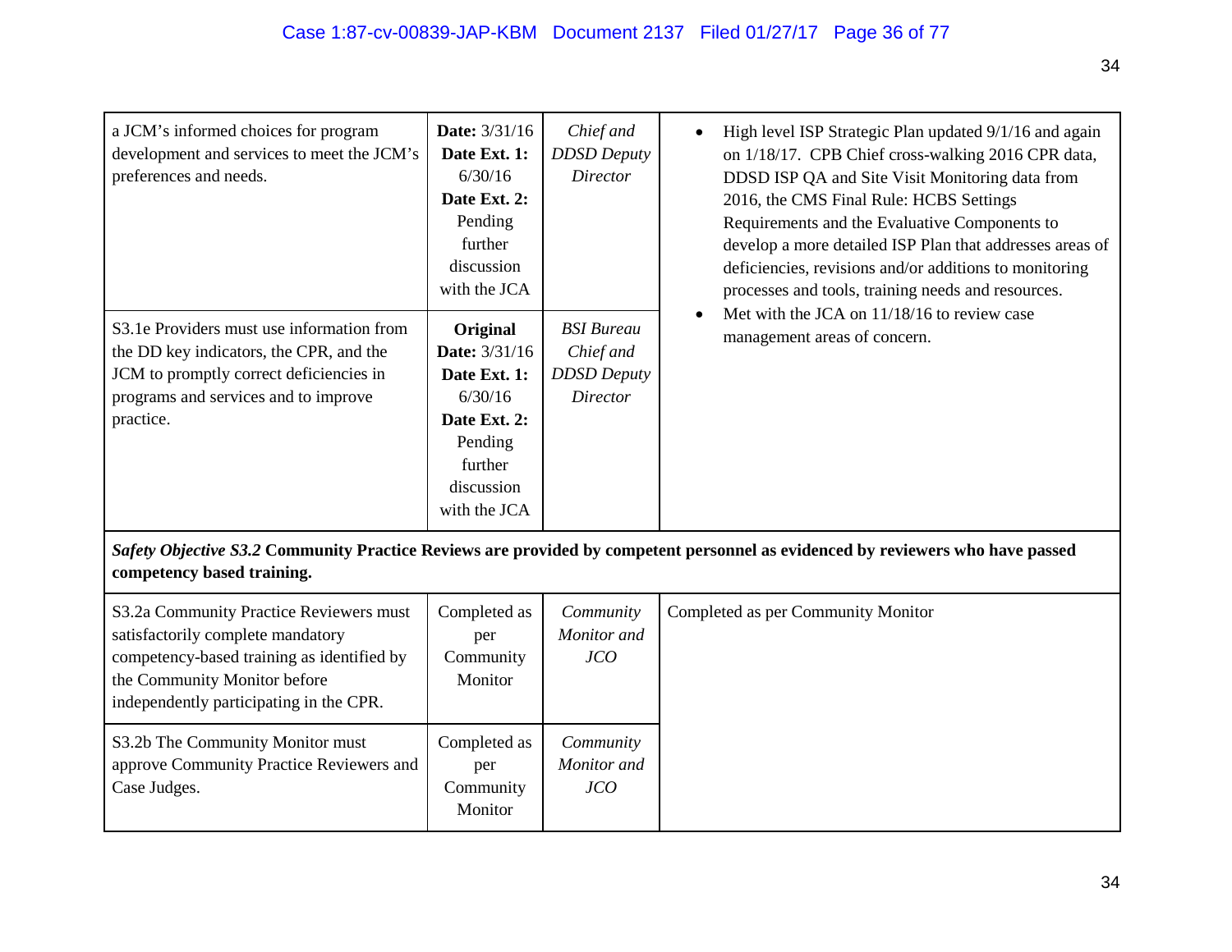| | | | |
|---|---|---|---|
| a JCM's informed choices for program development and services to meet the JCM's preferences and needs. | **Date:** 3/31/16 **Date Ext. 1:** 6/30/16 **Date Ext. 2:** Pending further discussion with the JCA | *Chief and DDSD Deputy Director* | • High level ISP Strategic Plan updated 9/1/16 and again on 1/18/17. CPB Chief cross-walking 2016 CPR data, DDSD ISP QA and Site Visit Monitoring data from 2016, the CMS Final Rule: HCBS Settings Requirements and the Evaluative Components to develop a more detailed ISP Plan that addresses areas of deficiencies, revisions and/or additions to monitoring processes and tools, training needs and resources. • Met with the JCA on 11/18/16 to review case management areas of concern. |
| S3.1e Providers must use information from the DD key indicators, the CPR, and the JCM to promptly correct deficiencies in programs and services and to improve practice. | **Original Date:** 3/31/16 **Date Ext. 1:** 6/30/16 **Date Ext. 2:** Pending further discussion with the JCA | *BSI Bureau Chief and DDSD Deputy Director* | |
| ***Safety Objective S3.2*** **Community Practice Reviews are provided by competent personnel as evidenced by reviewers who have passed competency based training.** | | | |
| S3.2a Community Practice Reviewers must satisfactorily complete mandatory competency-based training as identified by the Community Monitor before independently participating in the CPR. | Completed as per Community Monitor | *Community Monitor and JCO* | Completed as per Community Monitor |
| S3.2b The Community Monitor must approve Community Practice Reviewers and Case Judges. | Completed as per Community Monitor | *Community Monitor and JCO* | |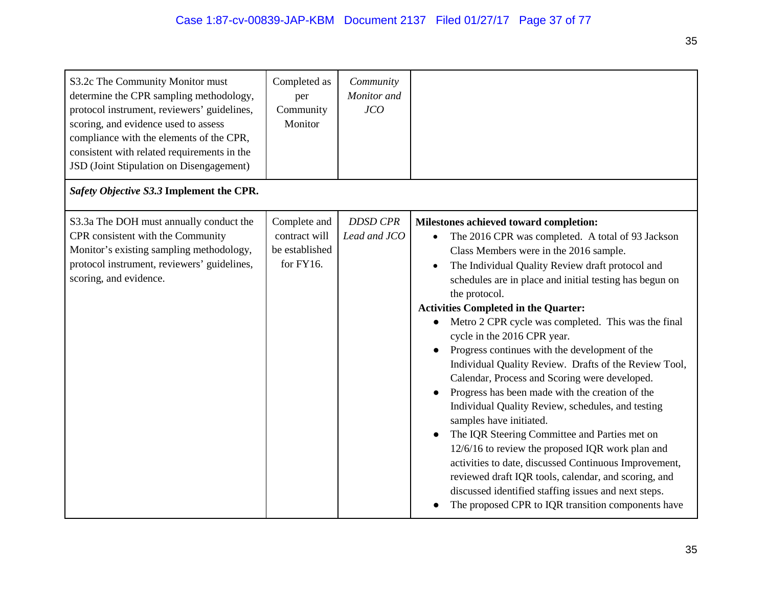| | | | |
|---|---|---|---|
| S3.2c The Community Monitor must determine the CPR sampling methodology, protocol instrument, reviewers' guidelines, scoring, and evidence used to assess compliance with the elements of the CPR, consistent with related requirements in the JSD (Joint Stipulation on Disengagement) | Completed as per Community Monitor | *Community Monitor and JCO* | |
| ***Safety Objective S3.3*** **Implement the CPR.** | | | |
| S3.3a The DOH must annually conduct the CPR consistent with the Community Monitor's existing sampling methodology, protocol instrument, reviewers' guidelines, scoring, and evidence. | Complete and contract will be established for FY16. | *DDSD CPR Lead and JCO* | **Milestones achieved toward completion:**<br>• The 2016 CPR was completed. A total of 93 Jackson Class Members were in the 2016 sample.<br>• The Individual Quality Review draft protocol and schedules are in place and initial testing has begun on the protocol.<br>**Activities Completed in the Quarter:**<br>• Metro 2 CPR cycle was completed. This was the final cycle in the 2016 CPR year.<br>• Progress continues with the development of the Individual Quality Review. Drafts of the Review Tool, Calendar, Process and Scoring were developed.<br>• Progress has been made with the creation of the Individual Quality Review, schedules, and testing samples have initiated.<br>• The IQR Steering Committee and Parties met on 12/6/16 to review the proposed IQR work plan and activities to date, discussed Continuous Improvement, reviewed draft IQR tools, calendar, and scoring, and discussed identified staffing issues and next steps.<br>• The proposed CPR to IQR transition components have |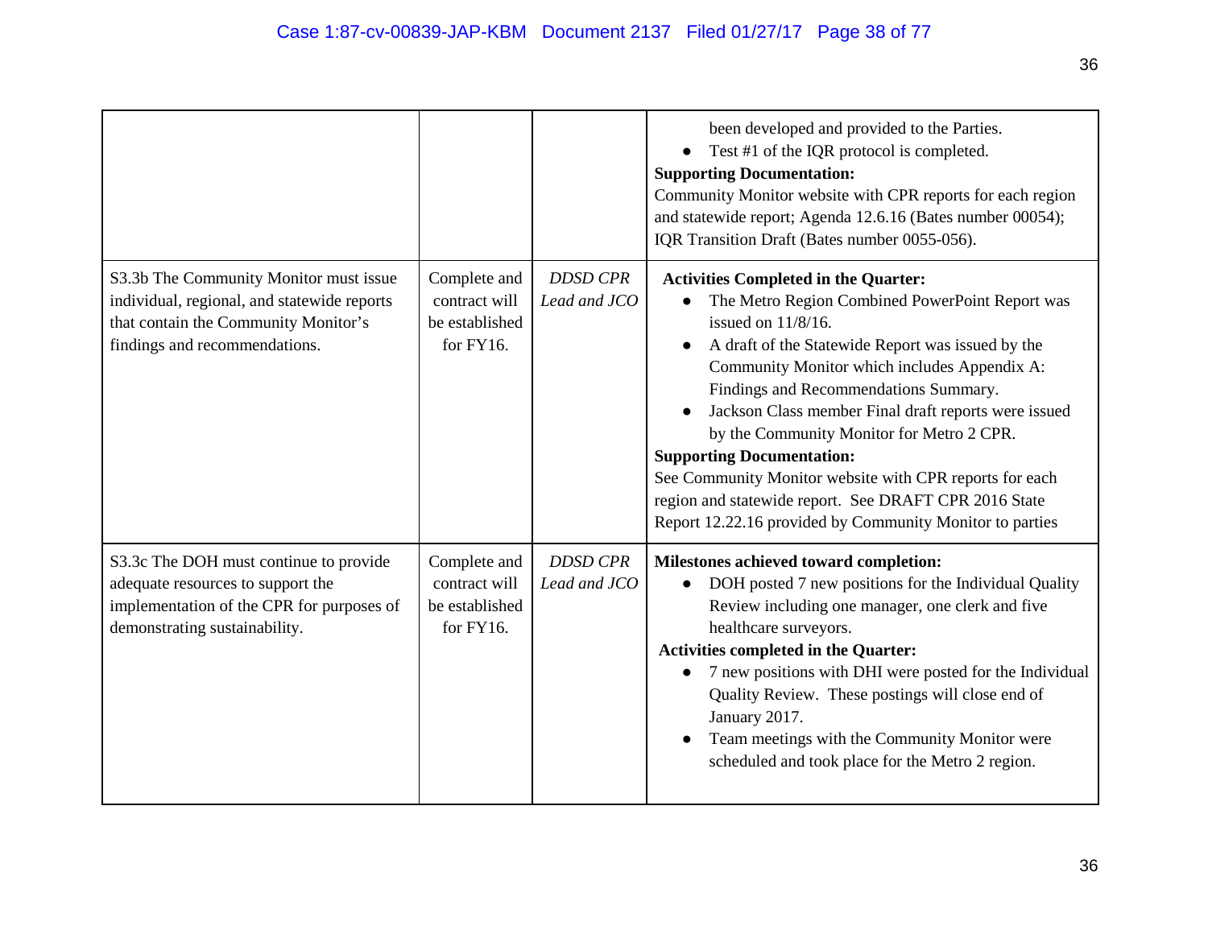| | | | |
|---|---|---|---|
| | | | been developed and provided to the Parties.<br>● Test #1 of the IQR protocol is completed.<br>**Supporting Documentation:**<br>Community Monitor website with CPR reports for each region and statewide report; Agenda 12.6.16 (Bates number 00054); IQR Transition Draft (Bates number 0055-056). |
| S3.3b The Community Monitor must issue individual, regional, and statewide reports that contain the Community Monitor's findings and recommendations. | Complete and contract will be established for FY16. | *DDSD CPR Lead and JCO* | **Activities Completed in the Quarter:**<br>● The Metro Region Combined PowerPoint Report was issued on 11/8/16.<br>● A draft of the Statewide Report was issued by the Community Monitor which includes Appendix A: Findings and Recommendations Summary.<br>● Jackson Class member Final draft reports were issued by the Community Monitor for Metro 2 CPR.<br>**Supporting Documentation:**<br>See Community Monitor website with CPR reports for each region and statewide report. See DRAFT CPR 2016 State Report 12.22.16 provided by Community Monitor to parties |
| S3.3c The DOH must continue to provide adequate resources to support the implementation of the CPR for purposes of demonstrating sustainability. | Complete and contract will be established for FY16. | *DDSD CPR Lead and JCO* | **Milestones achieved toward completion:**<br>● DOH posted 7 new positions for the Individual Quality Review including one manager, one clerk and five healthcare surveyors.<br>**Activities completed in the Quarter:**<br>● 7 new positions with DHI were posted for the Individual Quality Review. These postings will close end of January 2017.<br>● Team meetings with the Community Monitor were scheduled and took place for the Metro 2 region. |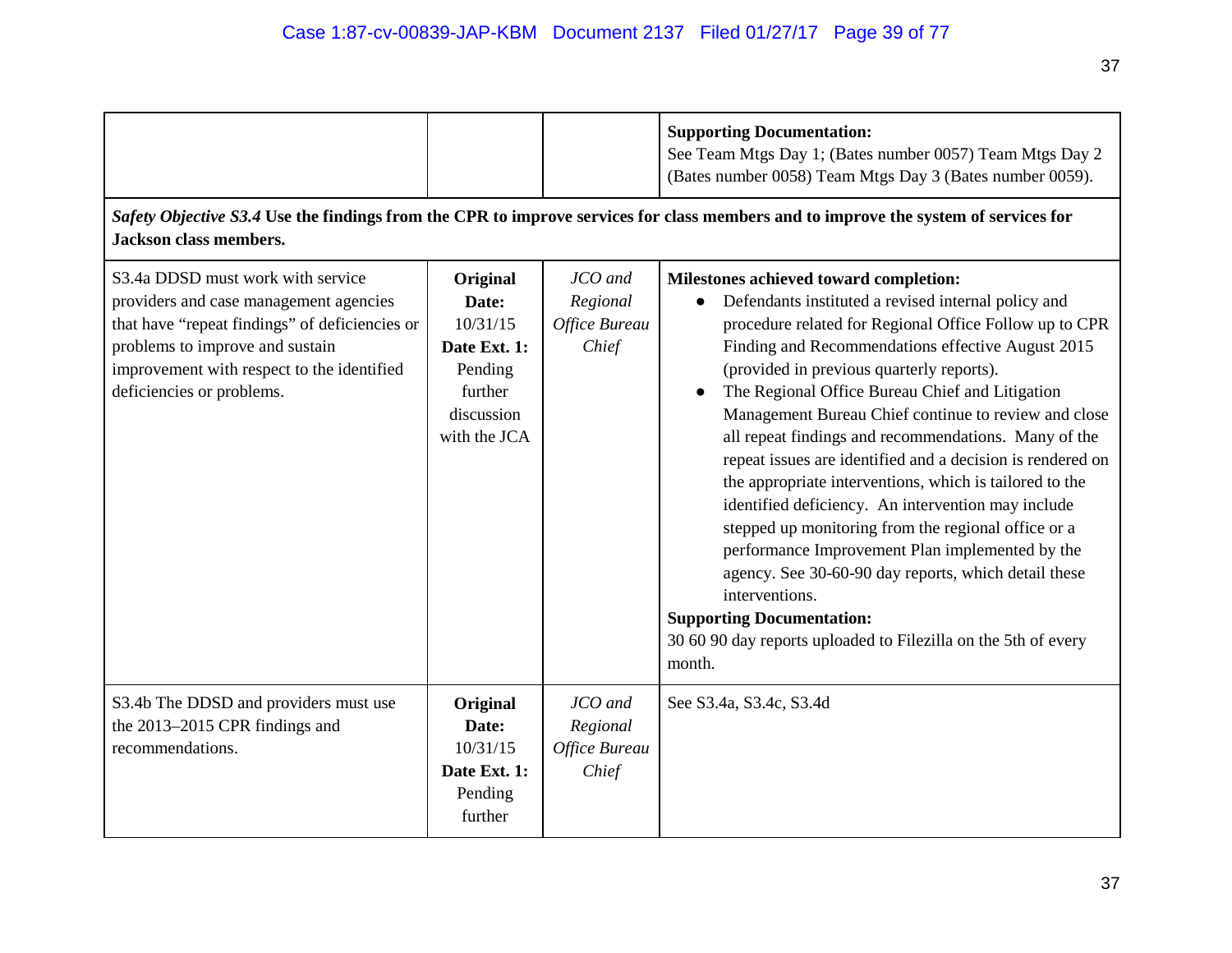| | | | |
|---|---|---|---|
| | | | **Supporting Documentation:** See Team Mtgs Day 1; (Bates number 0057) Team Mtgs Day 2 (Bates number 0058) Team Mtgs Day 3 (Bates number 0059). |
| ***Safety Objective S3.4*** **Use the findings from the CPR to improve services for class members and to improve the system of services for Jackson class members.** | | | |
| S3.4a DDSD must work with service providers and case management agencies that have "repeat findings" of deficiencies or problems to improve and sustain improvement with respect to the identified deficiencies or problems. | **Original Date:** 10/31/15 **Date Ext. 1:** Pending further discussion with the JCA | *JCO and Regional Office Bureau Chief* | **Milestones achieved toward completion:**<br>• Defendants instituted a revised internal policy and procedure related for Regional Office Follow up to CPR Finding and Recommendations effective August 2015 (provided in previous quarterly reports).<br>• The Regional Office Bureau Chief and Litigation Management Bureau Chief continue to review and close all repeat findings and recommendations. Many of the repeat issues are identified and a decision is rendered on the appropriate interventions, which is tailored to the identified deficiency. An intervention may include stepped up monitoring from the regional office or a performance Improvement Plan implemented by the agency. See 30-60-90 day reports, which detail these interventions.<br>**Supporting Documentation:**<br>30 60 90 day reports uploaded to Filezilla on the 5th of every month. |
| S3.4b The DDSD and providers must use the 2013–2015 CPR findings and recommendations. | **Original Date:** 10/31/15 **Date Ext. 1:** Pending further | *JCO and Regional Office Bureau Chief* | See S3.4a, S3.4c, S3.4d |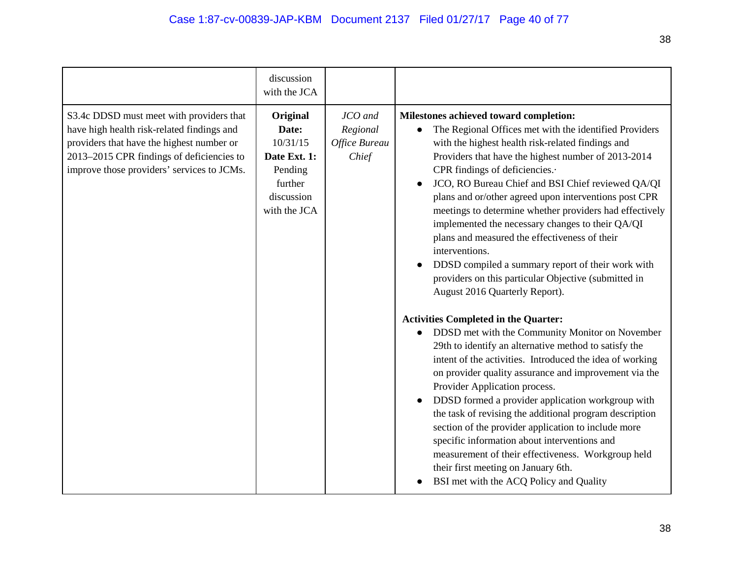| | | | |
|---|---|---|---|
| | discussion with the JCA | | |
| S3.4c DDSD must meet with providers that have high health risk-related findings and providers that have the highest number or 2013–2015 CPR findings of deficiencies to improve those providers' services to JCMs. | **Original Date:** 10/31/15 **Date Ext. 1:** Pending further discussion with the JCA | *JCO and Regional Office Bureau Chief* | **Milestones achieved toward completion:**<br>• The Regional Offices met with the identified Providers with the highest health risk-related findings and Providers that have the highest number of 2013-2014 CPR findings of deficiencies.·<br>• JCO, RO Bureau Chief and BSI Chief reviewed QA/QI plans and or/other agreed upon interventions post CPR meetings to determine whether providers had effectively implemented the necessary changes to their QA/QI plans and measured the effectiveness of their interventions.<br>• DDSD compiled a summary report of their work with providers on this particular Objective (submitted in August 2016 Quarterly Report).<br><br>**Activities Completed in the Quarter:**<br>• DDSD met with the Community Monitor on November 29th to identify an alternative method to satisfy the intent of the activities. Introduced the idea of working on provider quality assurance and improvement via the Provider Application process.<br>• DDSD formed a provider application workgroup with the task of revising the additional program description section of the provider application to include more specific information about interventions and measurement of their effectiveness. Workgroup held their first meeting on January 6th.<br>• BSI met with the ACQ Policy and Quality |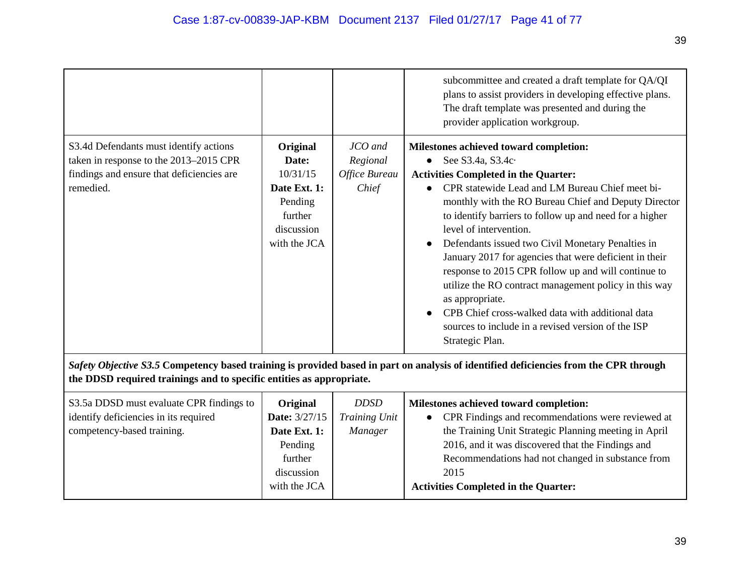| | | | |
|---|---|---|---|
| | | | subcommittee and created a draft template for QA/QI plans to assist providers in developing effective plans. The draft template was presented and during the provider application workgroup. |
| S3.4d Defendants must identify actions taken in response to the 2013–2015 CPR findings and ensure that deficiencies are remedied. | **Original Date:** 10/31/15 **Date Ext. 1:** Pending further discussion with the JCA | *JCO and Regional Office Bureau Chief* | **Milestones achieved toward completion:**<br>• See S3.4a, S3.4c·<br>**Activities Completed in the Quarter:**<br>• CPR statewide Lead and LM Bureau Chief meet bi-monthly with the RO Bureau Chief and Deputy Director to identify barriers to follow up and need for a higher level of intervention.<br>• Defendants issued two Civil Monetary Penalties in January 2017 for agencies that were deficient in their response to 2015 CPR follow up and will continue to utilize the RO contract management policy in this way as appropriate.<br>• CPB Chief cross-walked data with additional data sources to include in a revised version of the ISP Strategic Plan. |
| ***Safety Objective S3.5*** **Competency based training is provided based in part on analysis of identified deficiencies from the CPR through the DDSD required trainings and to specific entities as appropriate.** | | | |
| S3.5a DDSD must evaluate CPR findings to identify deficiencies in its required competency-based training. | **Original Date:** 3/27/15 **Date Ext. 1:** Pending further discussion with the JCA | *DDSD Training Unit Manager* | **Milestones achieved toward completion:**<br>• CPR Findings and recommendations were reviewed at the Training Unit Strategic Planning meeting in April 2016, and it was discovered that the Findings and Recommendations had not changed in substance from 2015<br>**Activities Completed in the Quarter:** |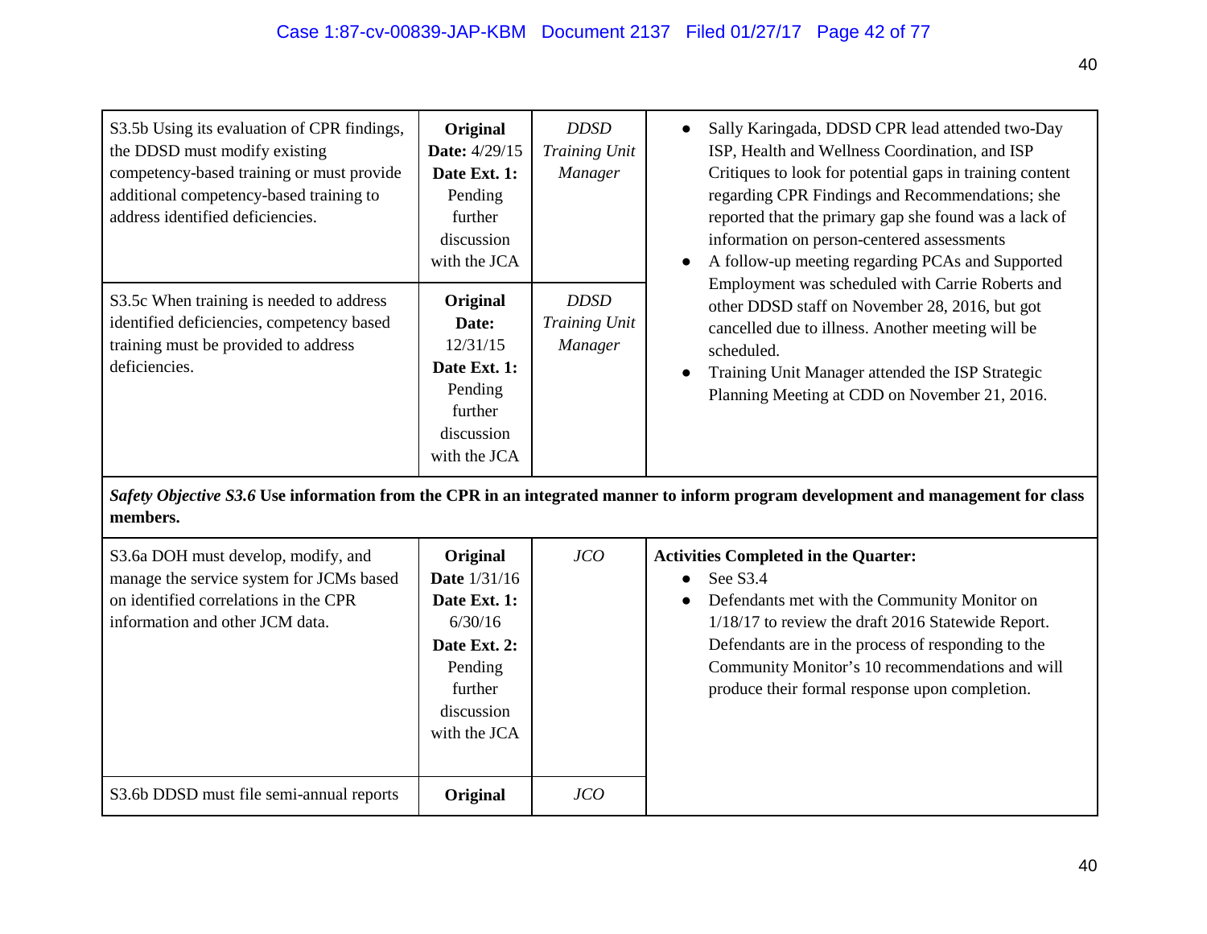| | | | |
|---|---|---|---|
| S3.5b Using its evaluation of CPR findings, the DDSD must modify existing competency-based training or must provide additional competency-based training to address identified deficiencies. | **Original Date:** 4/29/15 **Date Ext. 1:** Pending further discussion with the JCA | *DDSD Training Unit Manager* | • Sally Karingada, DDSD CPR lead attended two-Day ISP, Health and Wellness Coordination, and ISP Critiques to look for potential gaps in training content regarding CPR Findings and Recommendations; she reported that the primary gap she found was a lack of information on person-centered assessments<br>• A follow-up meeting regarding PCAs and Supported Employment was scheduled with Carrie Roberts and other DDSD staff on November 28, 2016, but got cancelled due to illness. Another meeting will be scheduled.<br>• Training Unit Manager attended the ISP Strategic Planning Meeting at CDD on November 21, 2016. |
| S3.5c When training is needed to address identified deficiencies, competency based training must be provided to address deficiencies. | **Original Date:** 12/31/15 **Date Ext. 1:** Pending further discussion with the JCA | *DDSD Training Unit Manager* | |
| ***Safety Objective S3.6*** **Use information from the CPR in an integrated manner to inform program development and management for class members.** | | | |
| S3.6a DOH must develop, modify, and manage the service system for JCMs based on identified correlations in the CPR information and other JCM data. | **Original Date** 1/31/16 **Date Ext. 1:** 6/30/16 **Date Ext. 2:** Pending further discussion with the JCA | *JCO* | **Activities Completed in the Quarter:**<br>• See S3.4<br>• Defendants met with the Community Monitor on 1/18/17 to review the draft 2016 Statewide Report. Defendants are in the process of responding to the Community Monitor's 10 recommendations and will produce their formal response upon completion. |
| S3.6b DDSD must file semi-annual reports | **Original** | *JCO* | |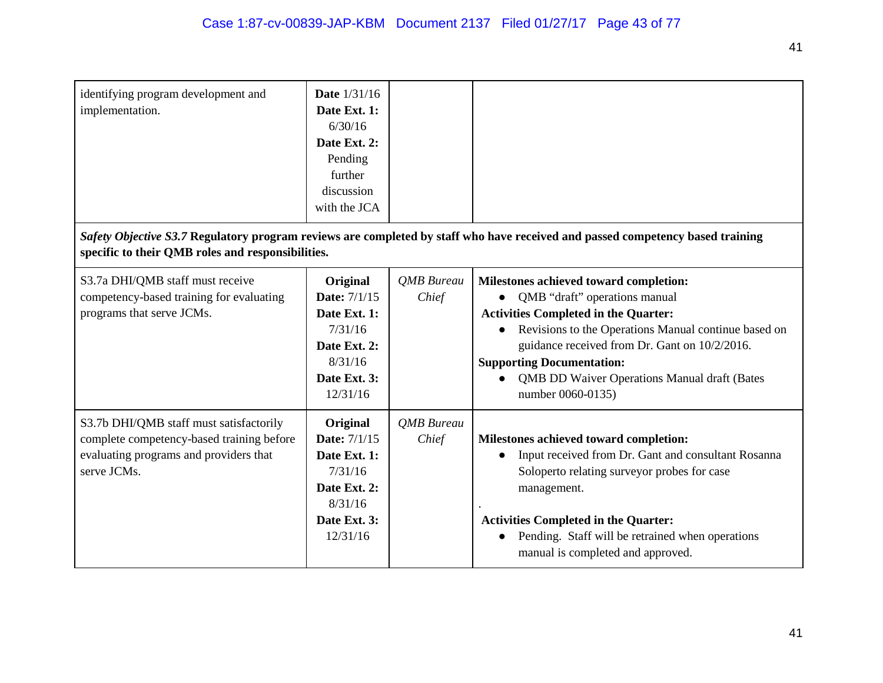| | | | |
|---|---|---|---|
| identifying program development and implementation. | **Date** 1/31/16<br>**Date Ext. 1:** 6/30/16<br>**Date Ext. 2:** Pending further discussion with the JCA | | |

***Safety Objective S3.7*** **Regulatory program reviews are completed by staff who have received and passed competency based training specific to their QMB roles and responsibilities.**

| | | | |
|---|---|---|---|
| S3.7a DHI/QMB staff must receive competency-based training for evaluating programs that serve JCMs. | **Original Date:** 7/1/15<br>**Date Ext. 1:** 7/31/16<br>**Date Ext. 2:** 8/31/16<br>**Date Ext. 3:** 12/31/16 | *QMB Bureau Chief* | **Milestones achieved toward completion:**<br>• QMB "draft" operations manual<br>**Activities Completed in the Quarter:**<br>• Revisions to the Operations Manual continue based on guidance received from Dr. Gant on 10/2/2016.<br>**Supporting Documentation:**<br>• QMB DD Waiver Operations Manual draft (Bates number 0060-0135) |
| S3.7b DHI/QMB staff must satisfactorily complete competency-based training before evaluating programs and providers that serve JCMs. | **Original Date:** 7/1/15<br>**Date Ext. 1:** 7/31/16<br>**Date Ext. 2:** 8/31/16<br>**Date Ext. 3:** 12/31/16 | *QMB Bureau Chief* | **Milestones achieved toward completion:**<br>• Input received from Dr. Gant and consultant Rosanna Soloperto relating surveyor probes for case management.<br>.<br>**Activities Completed in the Quarter:**<br>• Pending. Staff will be retrained when operations manual is completed and approved. |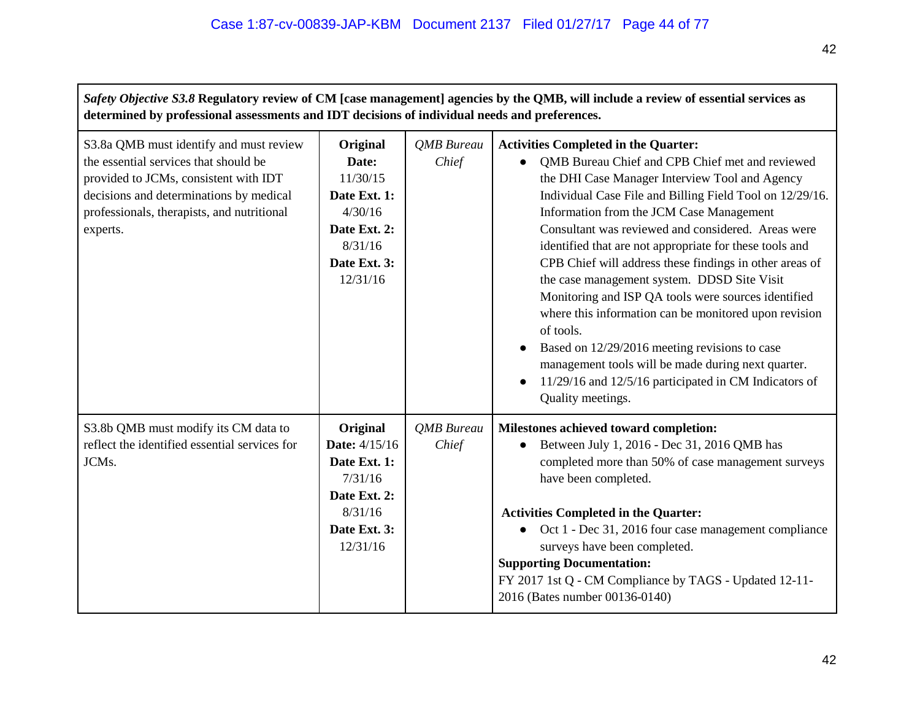| ***Safety Objective S3.8* Regulatory review of CM [case management] agencies by the QMB, will include a review of essential services as determined by professional assessments and IDT decisions of individual needs and preferences.** | | | |
|---|---|---|---|
| S3.8a QMB must identify and must review the essential services that should be provided to JCMs, consistent with IDT decisions and determinations by medical professionals, therapists, and nutritional experts. | **Original Date:** 11/30/15 **Date Ext. 1:** 4/30/16 **Date Ext. 2:** 8/31/16 **Date Ext. 3:** 12/31/16 | *QMB Bureau Chief* | **Activities Completed in the Quarter:**<br>• QMB Bureau Chief and CPB Chief met and reviewed the DHI Case Manager Interview Tool and Agency Individual Case File and Billing Field Tool on 12/29/16. Information from the JCM Case Management Consultant was reviewed and considered. Areas were identified that are not appropriate for these tools and CPB Chief will address these findings in other areas of the case management system. DDSD Site Visit Monitoring and ISP QA tools were sources identified where this information can be monitored upon revision of tools.<br>• Based on 12/29/2016 meeting revisions to case management tools will be made during next quarter.<br>• 11/29/16 and 12/5/16 participated in CM Indicators of Quality meetings. |
| S3.8b QMB must modify its CM data to reflect the identified essential services for JCMs. | **Original Date:** 4/15/16 **Date Ext. 1:** 7/31/16 **Date Ext. 2:** 8/31/16 **Date Ext. 3:** 12/31/16 | *QMB Bureau Chief* | **Milestones achieved toward completion:**<br>• Between July 1, 2016 - Dec 31, 2016 QMB has completed more than 50% of case management surveys have been completed.<br><br>**Activities Completed in the Quarter:**<br>• Oct 1 - Dec 31, 2016 four case management compliance surveys have been completed.<br>**Supporting Documentation:**<br>FY 2017 1st Q - CM Compliance by TAGS - Updated 12-11-2016 (Bates number 00136-0140) |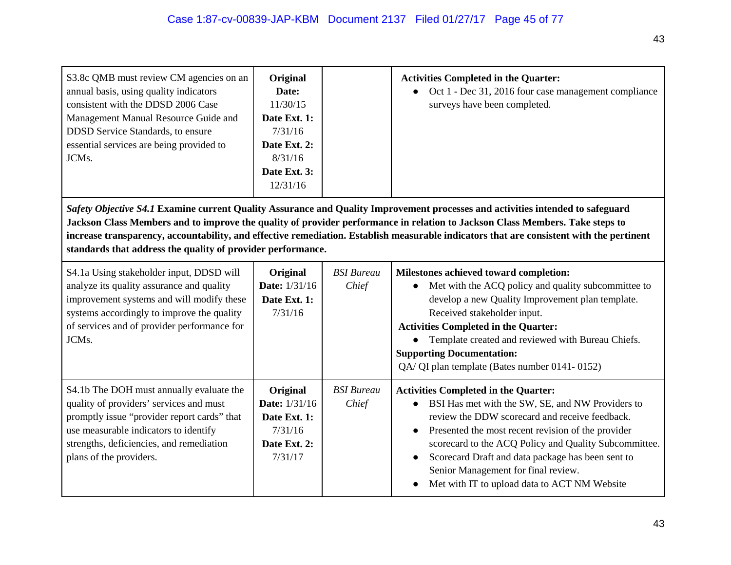| | | | |
|---|---|---|---|
| S3.8c QMB must review CM agencies on an annual basis, using quality indicators consistent with the DDSD 2006 Case Management Manual Resource Guide and DDSD Service Standards, to ensure essential services are being provided to JCMs. | **Original Date:** 11/30/15 **Date Ext. 1:** 7/31/16 **Date Ext. 2:** 8/31/16 **Date Ext. 3:** 12/31/16 | | **Activities Completed in the Quarter:** <br>• Oct 1 - Dec 31, 2016 four case management compliance surveys have been completed. |
| ***Safety Objective S4.1*** **Examine current Quality Assurance and Quality Improvement processes and activities intended to safeguard Jackson Class Members and to improve the quality of provider performance in relation to Jackson Class Members. Take steps to increase transparency, accountability, and effective remediation. Establish measurable indicators that are consistent with the pertinent standards that address the quality of provider performance.** | | | |
| S4.1a Using stakeholder input, DDSD will analyze its quality assurance and quality improvement systems and will modify these systems accordingly to improve the quality of services and of provider performance for JCMs. | **Original Date:** 1/31/16 **Date Ext. 1:** 7/31/16 | *BSI Bureau Chief* | **Milestones achieved toward completion:** <br>• Met with the ACQ policy and quality subcommittee to develop a new Quality Improvement plan template. Received stakeholder input. <br>**Activities Completed in the Quarter:** <br>• Template created and reviewed with Bureau Chiefs. <br>**Supporting Documentation:** <br>QA/ QI plan template (Bates number 0141- 0152) |
| S4.1b The DOH must annually evaluate the quality of providers' services and must promptly issue "provider report cards" that use measurable indicators to identify strengths, deficiencies, and remediation plans of the providers. | **Original Date:** 1/31/16 **Date Ext. 1:** 7/31/16 **Date Ext. 2:** 7/31/17 | *BSI Bureau Chief* | **Activities Completed in the Quarter:** <br>• BSI Has met with the SW, SE, and NW Providers to review the DDW scorecard and receive feedback. <br>• Presented the most recent revision of the provider scorecard to the ACQ Policy and Quality Subcommittee. <br>• Scorecard Draft and data package has been sent to Senior Management for final review. <br>• Met with IT to upload data to ACT NM Website |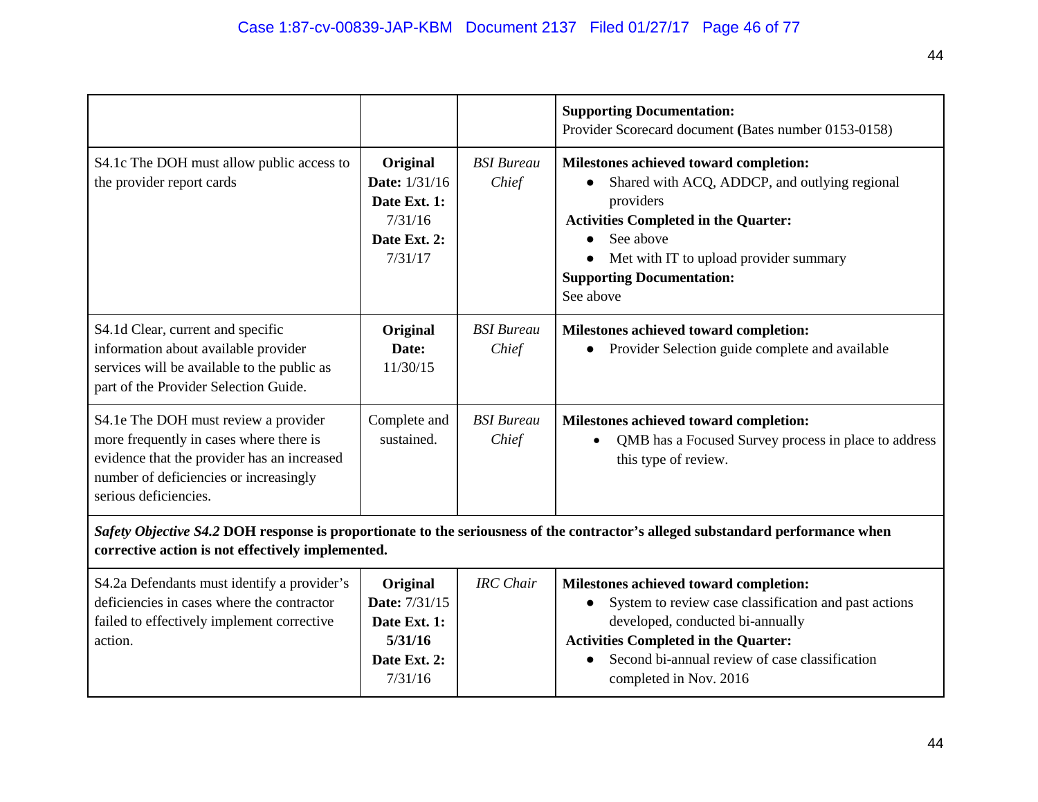| | | | |
|---|---|---|---|
| | | | **Supporting Documentation:** Provider Scorecard document **(**Bates number 0153-0158) |
| S4.1c The DOH must allow public access to the provider report cards | **Original Date:** 1/31/16 **Date Ext. 1:** 7/31/16 **Date Ext. 2:** 7/31/17 | *BSI Bureau Chief* | **Milestones achieved toward completion:** <br>• Shared with ACQ, ADDCP, and outlying regional providers <br>**Activities Completed in the Quarter:** <br>• See above <br>• Met with IT to upload provider summary <br>**Supporting Documentation:** <br>See above |
| S4.1d Clear, current and specific information about available provider services will be available to the public as part of the Provider Selection Guide. | **Original Date:** 11/30/15 | *BSI Bureau Chief* | **Milestones achieved toward completion:** <br>• Provider Selection guide complete and available |
| S4.1e The DOH must review a provider more frequently in cases where there is evidence that the provider has an increased number of deficiencies or increasingly serious deficiencies. | Complete and sustained. | *BSI Bureau Chief* | **Milestones achieved toward completion:** <br>• QMB has a Focused Survey process in place to address this type of review. |
| ***Safety Objective S4.2*** **DOH response is proportionate to the seriousness of the contractor's alleged substandard performance when corrective action is not effectively implemented.** | | | |
| S4.2a Defendants must identify a provider's deficiencies in cases where the contractor failed to effectively implement corrective action. | **Original Date:** 7/31/15 **Date Ext. 1:** **5/31/16** **Date Ext. 2:** 7/31/16 | *IRC Chair* | **Milestones achieved toward completion:** <br>• System to review case classification and past actions developed, conducted bi-annually <br>**Activities Completed in the Quarter:** <br>• Second bi-annual review of case classification completed in Nov. 2016 |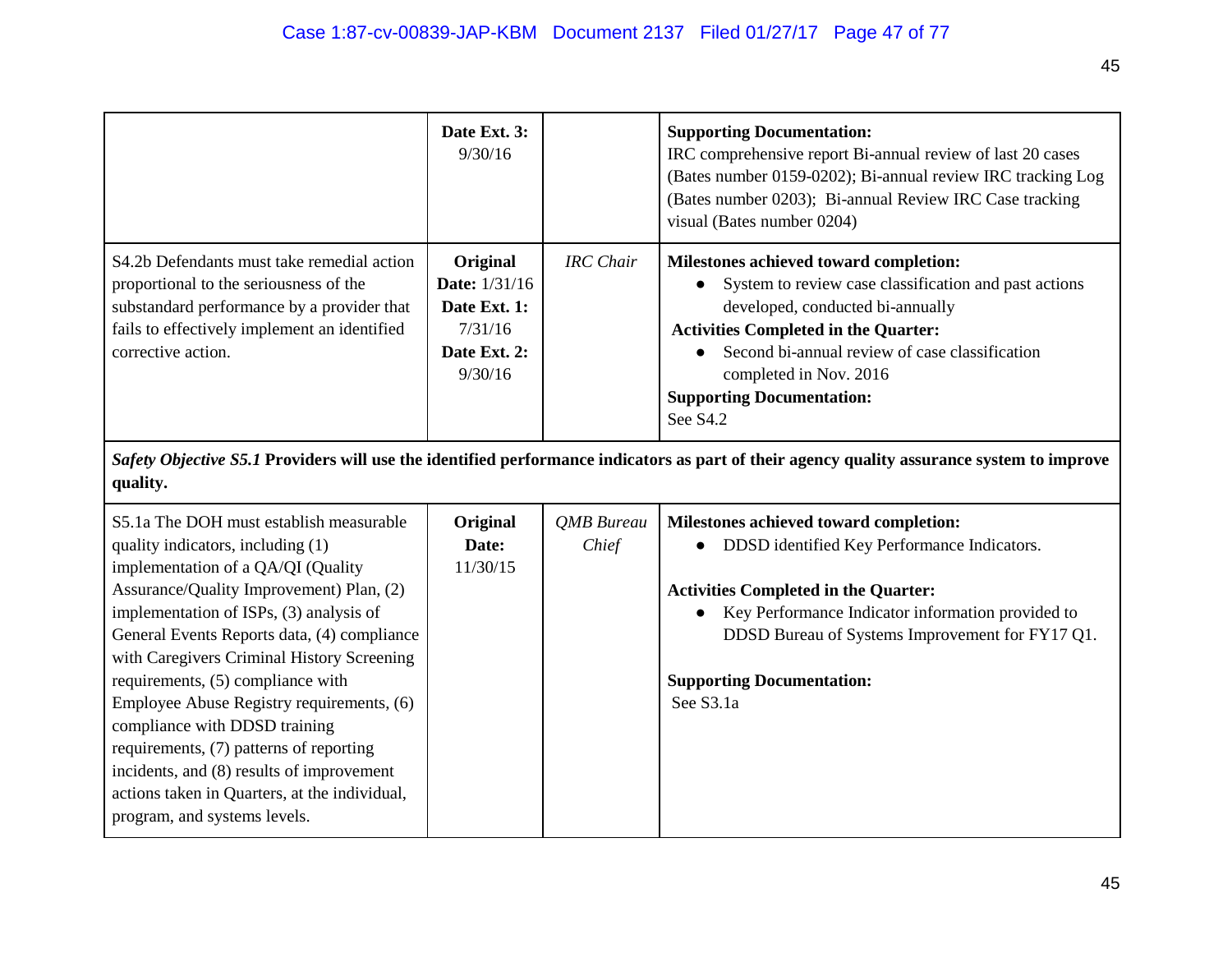| | | | |
|---|---|---|---|
| | **Date Ext. 3:** 9/30/16 | | **Supporting Documentation:** IRC comprehensive report Bi-annual review of last 20 cases (Bates number 0159-0202); Bi-annual review IRC tracking Log (Bates number 0203); Bi-annual Review IRC Case tracking visual (Bates number 0204) |
| S4.2b Defendants must take remedial action proportional to the seriousness of the substandard performance by a provider that fails to effectively implement an identified corrective action. | **Original Date:** 1/31/16 **Date Ext. 1:** 7/31/16 **Date Ext. 2:** 9/30/16 | *IRC Chair* | **Milestones achieved toward completion:** • System to review case classification and past actions developed, conducted bi-annually **Activities Completed in the Quarter:** • Second bi-annual review of case classification completed in Nov. 2016 **Supporting Documentation:** See S4.2 |
| ***Safety Objective S5.1*** **Providers will use the identified performance indicators as part of their agency quality assurance system to improve quality.** | | | |
| S5.1a The DOH must establish measurable quality indicators, including (1) implementation of a QA/QI (Quality Assurance/Quality Improvement) Plan, (2) implementation of ISPs, (3) analysis of General Events Reports data, (4) compliance with Caregivers Criminal History Screening requirements, (5) compliance with Employee Abuse Registry requirements, (6) compliance with DDSD training requirements, (7) patterns of reporting incidents, and (8) results of improvement actions taken in Quarters, at the individual, program, and systems levels. | **Original Date:** 11/30/15 | *QMB Bureau Chief* | **Milestones achieved toward completion:** • DDSD identified Key Performance Indicators. **Activities Completed in the Quarter:** • Key Performance Indicator information provided to DDSD Bureau of Systems Improvement for FY17 Q1. **Supporting Documentation:** See S3.1a |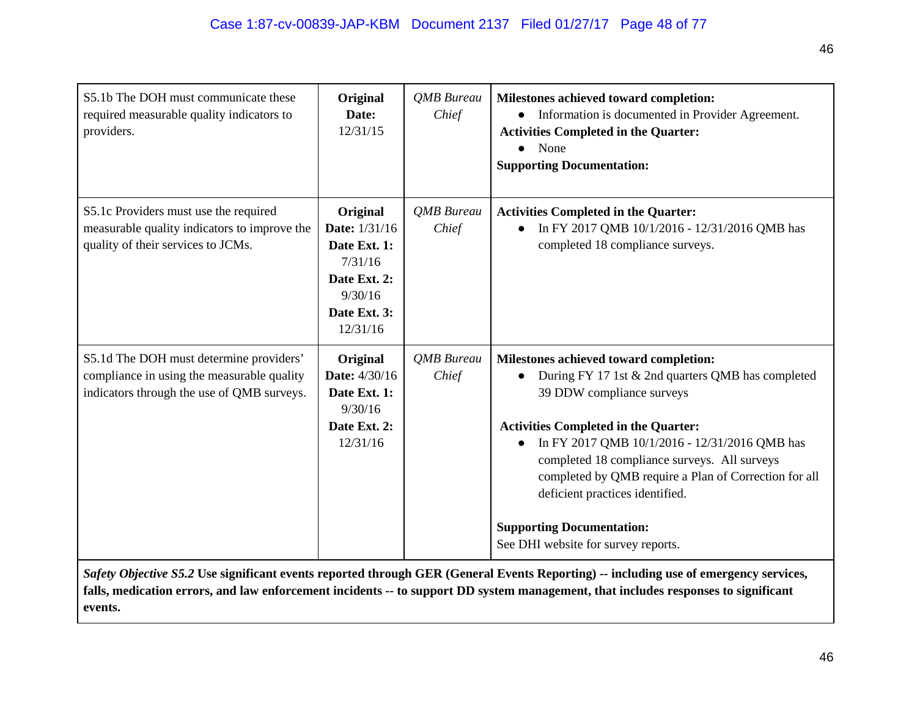| | | | |
|---|---|---|---|
| S5.1b The DOH must communicate these required measurable quality indicators to providers. | **Original Date:** 12/31/15 | *QMB Bureau Chief* | **Milestones achieved toward completion:**<br>● Information is documented in Provider Agreement.<br>**Activities Completed in the Quarter:**<br>● None<br>**Supporting Documentation:** |
| S5.1c Providers must use the required measurable quality indicators to improve the quality of their services to JCMs. | **Original Date:** 1/31/16<br>**Date Ext. 1:** 7/31/16<br>**Date Ext. 2:** 9/30/16<br>**Date Ext. 3:** 12/31/16 | *QMB Bureau Chief* | **Activities Completed in the Quarter:**<br>● In FY 2017 QMB 10/1/2016 - 12/31/2016 QMB has completed 18 compliance surveys. |
| S5.1d The DOH must determine providers' compliance in using the measurable quality indicators through the use of QMB surveys. | **Original Date:** 4/30/16<br>**Date Ext. 1:** 9/30/16<br>**Date Ext. 2:** 12/31/16 | *QMB Bureau Chief* | **Milestones achieved toward completion:**<br>● During FY 17 1st & 2nd quarters QMB has completed 39 DDW compliance surveys<br><br>**Activities Completed in the Quarter:**<br>● In FY 2017 QMB 10/1/2016 - 12/31/2016 QMB has completed 18 compliance surveys. All surveys completed by QMB require a Plan of Correction for all deficient practices identified.<br><br>**Supporting Documentation:**<br>See DHI website for survey reports. |
| ***Safety Objective S5.2*** **Use significant events reported through GER (General Events Reporting) -- including use of emergency services, falls, medication errors, and law enforcement incidents -- to support DD system management, that includes responses to significant events.** | | | |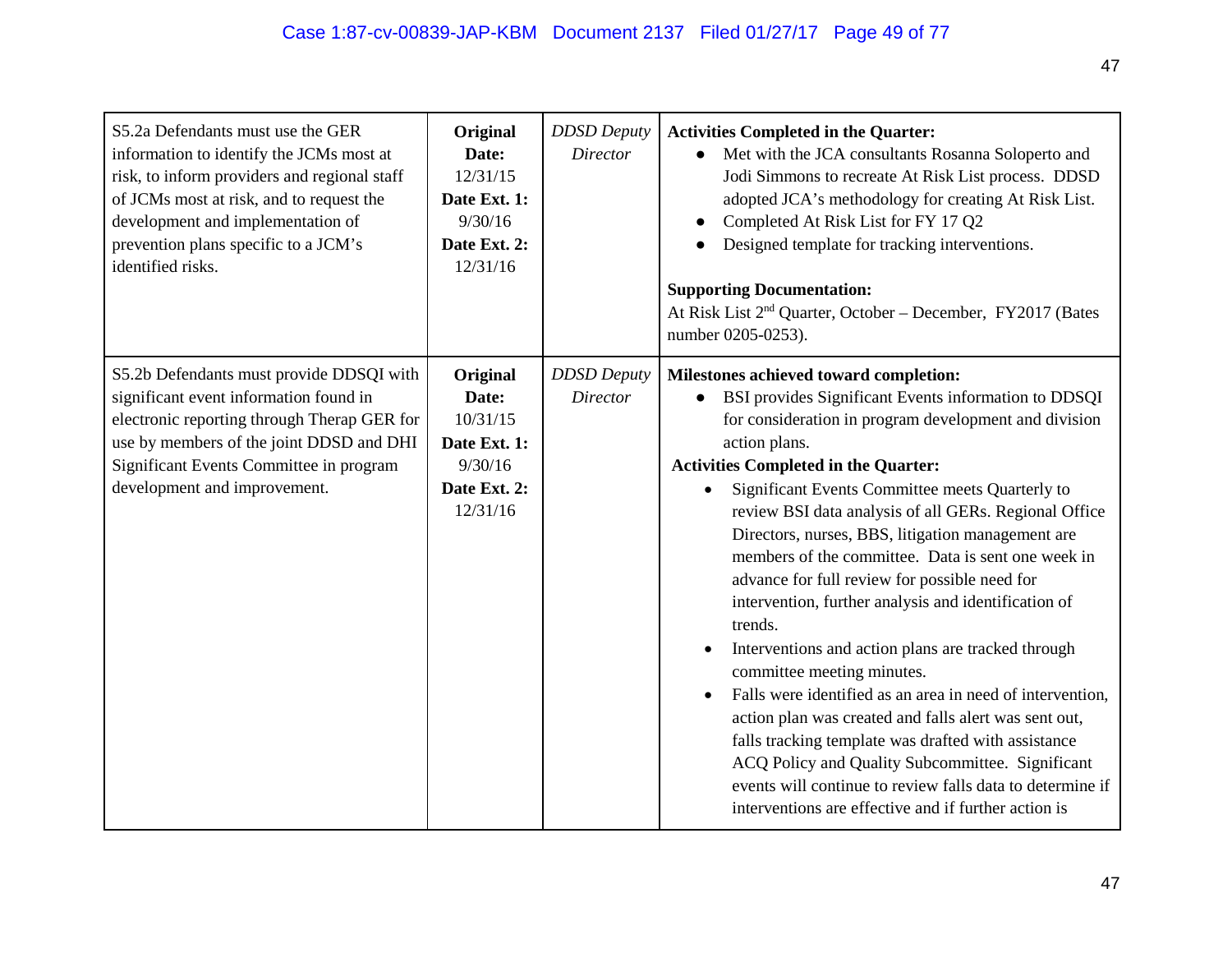| | | | |
|---|---|---|---|
| S5.2a Defendants must use the GER information to identify the JCMs most at risk, to inform providers and regional staff of JCMs most at risk, and to request the development and implementation of prevention plans specific to a JCM's identified risks. | **Original Date:** 12/31/15 **Date Ext. 1:** 9/30/16 **Date Ext. 2:** 12/31/16 | *DDSD Deputy Director* | **Activities Completed in the Quarter:** <br>• Met with the JCA consultants Rosanna Soloperto and Jodi Simmons to recreate At Risk List process. DDSD adopted JCA's methodology for creating At Risk List. <br>• Completed At Risk List for FY 17 Q2 <br>• Designed template for tracking interventions. <br><br>**Supporting Documentation:** <br>At Risk List 2nd Quarter, October – December, FY2017 (Bates number 0205-0253). |
| S5.2b Defendants must provide DDSQI with significant event information found in electronic reporting through Therap GER for use by members of the joint DDSD and DHI Significant Events Committee in program development and improvement. | **Original Date:** 10/31/15 **Date Ext. 1:** 9/30/16 **Date Ext. 2:** 12/31/16 | *DDSD Deputy Director* | **Milestones achieved toward completion:** <br>• BSI provides Significant Events information to DDSQI for consideration in program development and division action plans. <br>**Activities Completed in the Quarter:** <br>• Significant Events Committee meets Quarterly to review BSI data analysis of all GERs. Regional Office Directors, nurses, BBS, litigation management are members of the committee. Data is sent one week in advance for full review for possible need for intervention, further analysis and identification of trends. <br>• Interventions and action plans are tracked through committee meeting minutes. <br>• Falls were identified as an area in need of intervention, action plan was created and falls alert was sent out, falls tracking template was drafted with assistance ACQ Policy and Quality Subcommittee. Significant events will continue to review falls data to determine if interventions are effective and if further action is |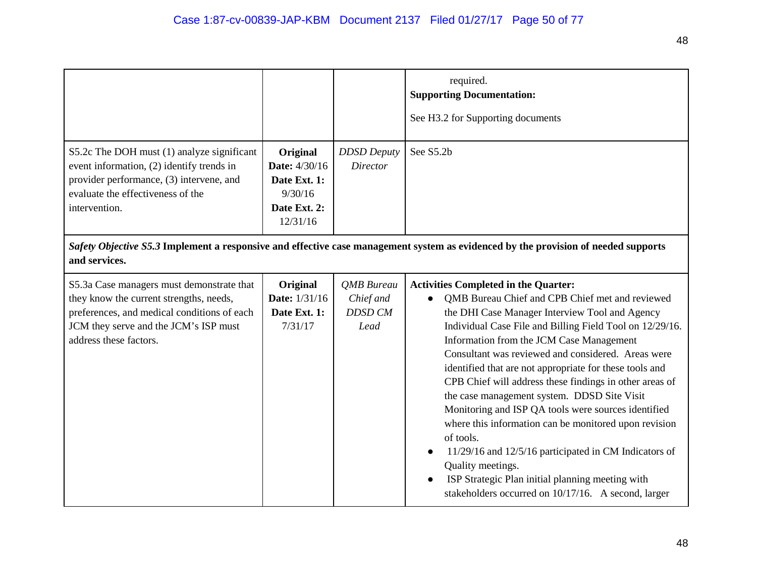| | | | |
|---|---|---|---|
| | | | required.<br>**Supporting Documentation:**<br><br>See H3.2 for Supporting documents |
| S5.2c The DOH must (1) analyze significant event information, (2) identify trends in provider performance, (3) intervene, and evaluate the effectiveness of the intervention. | **Original Date:** 4/30/16<br>**Date Ext. 1:** 9/30/16<br>**Date Ext. 2:** 12/31/16 | *DDSD Deputy Director* | See S5.2b |
| ***Safety Objective S5.3*** **Implement a responsive and effective case management system as evidenced by the provision of needed supports and services.** | | | |
| S5.3a Case managers must demonstrate that they know the current strengths, needs, preferences, and medical conditions of each JCM they serve and the JCM's ISP must address these factors. | **Original Date:** 1/31/16<br>**Date Ext. 1:** 7/31/17 | *QMB Bureau Chief and DDSD CM Lead* | **Activities Completed in the Quarter:**<br>• QMB Bureau Chief and CPB Chief met and reviewed the DHI Case Manager Interview Tool and Agency Individual Case File and Billing Field Tool on 12/29/16. Information from the JCM Case Management Consultant was reviewed and considered. Areas were identified that are not appropriate for these tools and CPB Chief will address these findings in other areas of the case management system. DDSD Site Visit Monitoring and ISP QA tools were sources identified where this information can be monitored upon revision of tools.<br>• 11/29/16 and 12/5/16 participated in CM Indicators of Quality meetings.<br>• ISP Strategic Plan initial planning meeting with stakeholders occurred on 10/17/16. A second, larger |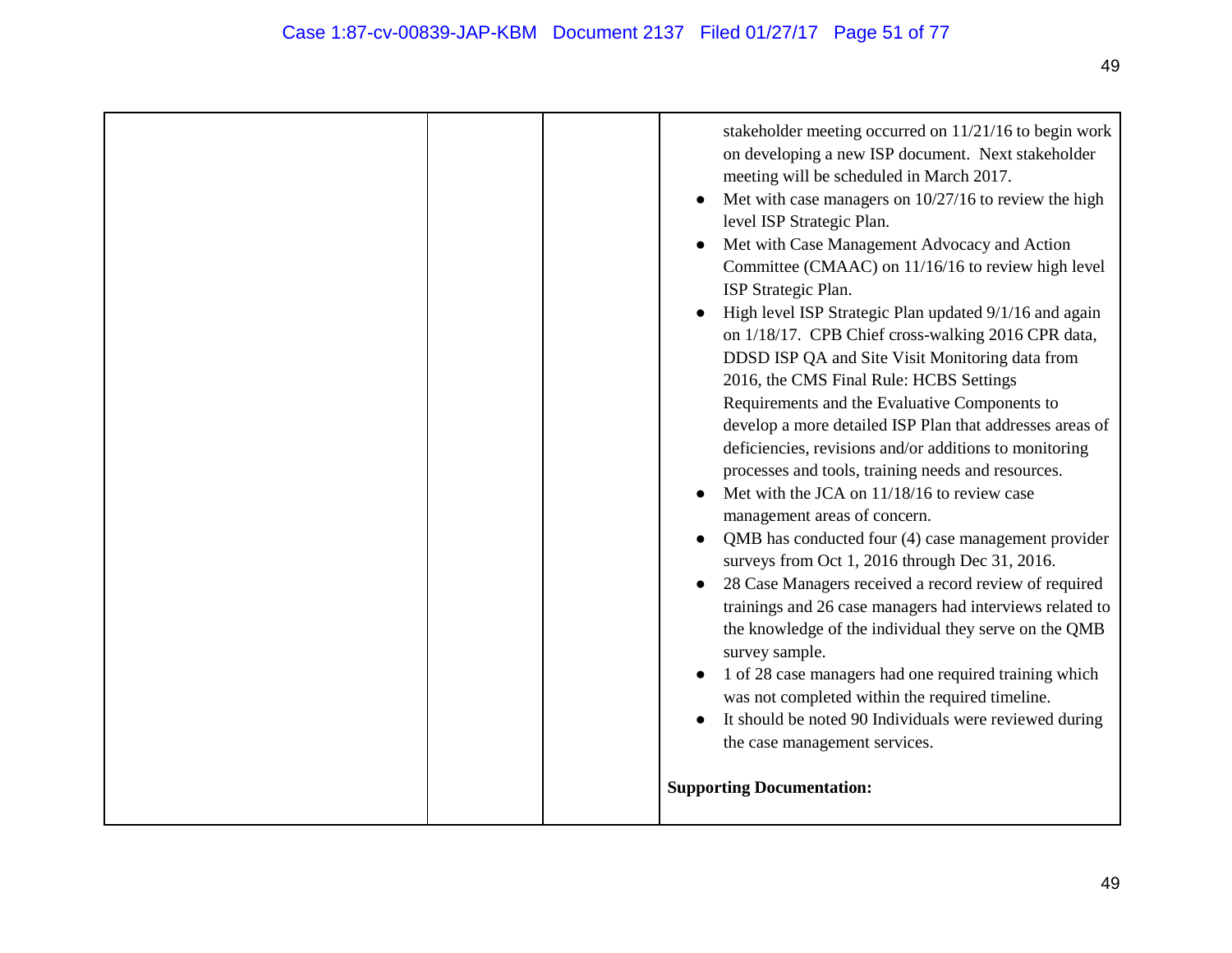| | | | |
|---|---|---|---|
| | | | stakeholder meeting occurred on 11/21/16 to begin work on developing a new ISP document. Next stakeholder meeting will be scheduled in March 2017.<br>• Met with case managers on 10/27/16 to review the high level ISP Strategic Plan.<br>• Met with Case Management Advocacy and Action Committee (CMAAC) on 11/16/16 to review high level ISP Strategic Plan.<br>• High level ISP Strategic Plan updated 9/1/16 and again on 1/18/17. CPB Chief cross-walking 2016 CPR data, DDSD ISP QA and Site Visit Monitoring data from 2016, the CMS Final Rule: HCBS Settings Requirements and the Evaluative Components to develop a more detailed ISP Plan that addresses areas of deficiencies, revisions and/or additions to monitoring processes and tools, training needs and resources.<br>• Met with the JCA on 11/18/16 to review case management areas of concern.<br>• QMB has conducted four (4) case management provider surveys from Oct 1, 2016 through Dec 31, 2016.<br>• 28 Case Managers received a record review of required trainings and 26 case managers had interviews related to the knowledge of the individual they serve on the QMB survey sample.<br>• 1 of 28 case managers had one required training which was not completed within the required timeline.<br>• It should be noted 90 Individuals were reviewed during the case management services.<br><br>**Supporting Documentation:** |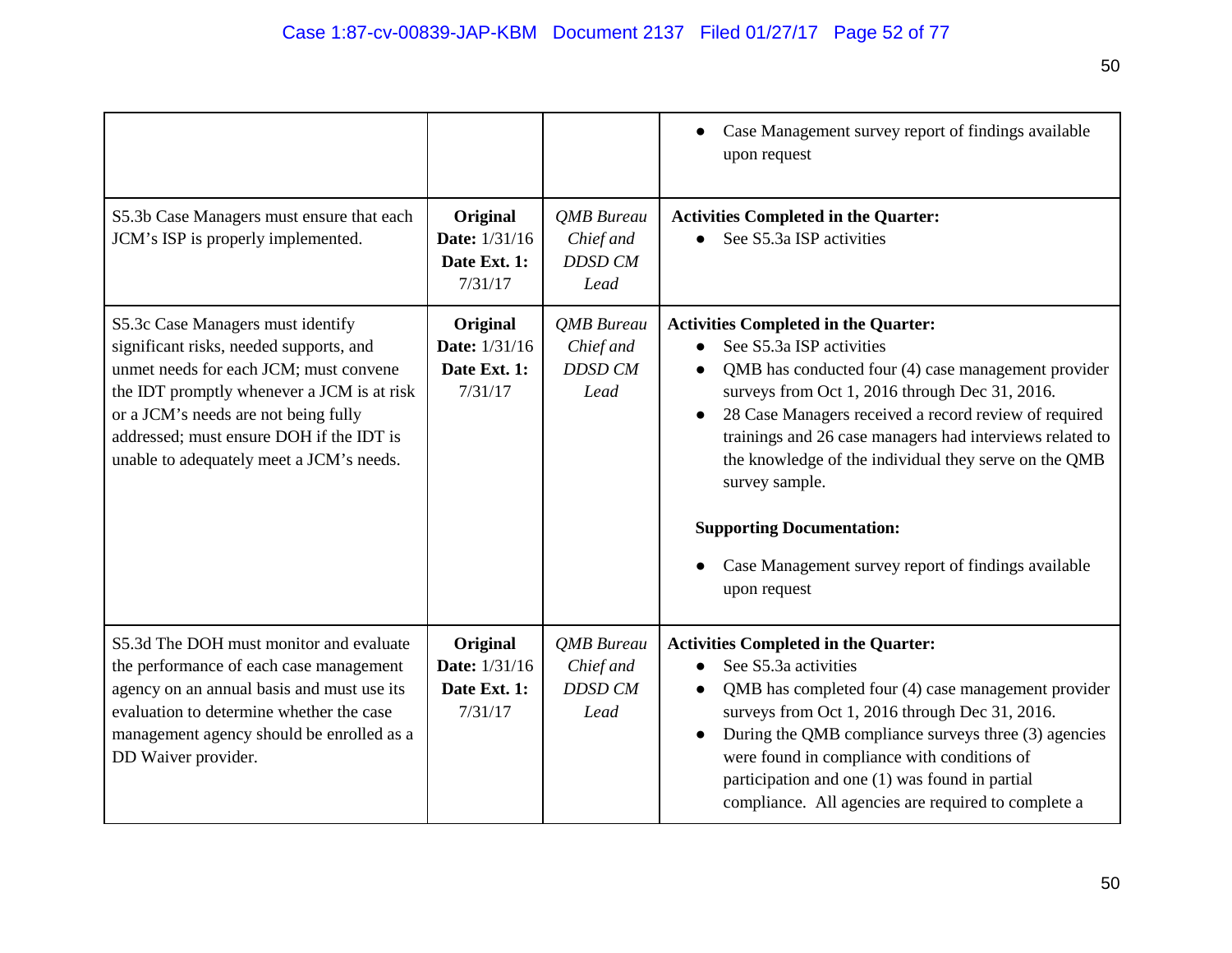| | | | |
|---|---|---|---|
| | | | • Case Management survey report of findings available upon request |
| S5.3b Case Managers must ensure that each JCM's ISP is properly implemented. | **Original Date:** 1/31/16 **Date Ext. 1:** 7/31/17 | *QMB Bureau Chief and DDSD CM Lead* | **Activities Completed in the Quarter:** • See S5.3a ISP activities |
| S5.3c Case Managers must identify significant risks, needed supports, and unmet needs for each JCM; must convene the IDT promptly whenever a JCM is at risk or a JCM's needs are not being fully addressed; must ensure DOH if the IDT is unable to adequately meet a JCM's needs. | **Original Date:** 1/31/16 **Date Ext. 1:** 7/31/17 | *QMB Bureau Chief and DDSD CM Lead* | **Activities Completed in the Quarter:** • See S5.3a ISP activities • QMB has conducted four (4) case management provider surveys from Oct 1, 2016 through Dec 31, 2016. • 28 Case Managers received a record review of required trainings and 26 case managers had interviews related to the knowledge of the individual they serve on the QMB survey sample. **Supporting Documentation:** • Case Management survey report of findings available upon request |
| S5.3d The DOH must monitor and evaluate the performance of each case management agency on an annual basis and must use its evaluation to determine whether the case management agency should be enrolled as a DD Waiver provider. | **Original Date:** 1/31/16 **Date Ext. 1:** 7/31/17 | *QMB Bureau Chief and DDSD CM Lead* | **Activities Completed in the Quarter:** • See S5.3a activities • QMB has completed four (4) case management provider surveys from Oct 1, 2016 through Dec 31, 2016. • During the QMB compliance surveys three (3) agencies were found in compliance with conditions of participation and one (1) was found in partial compliance. All agencies are required to complete a |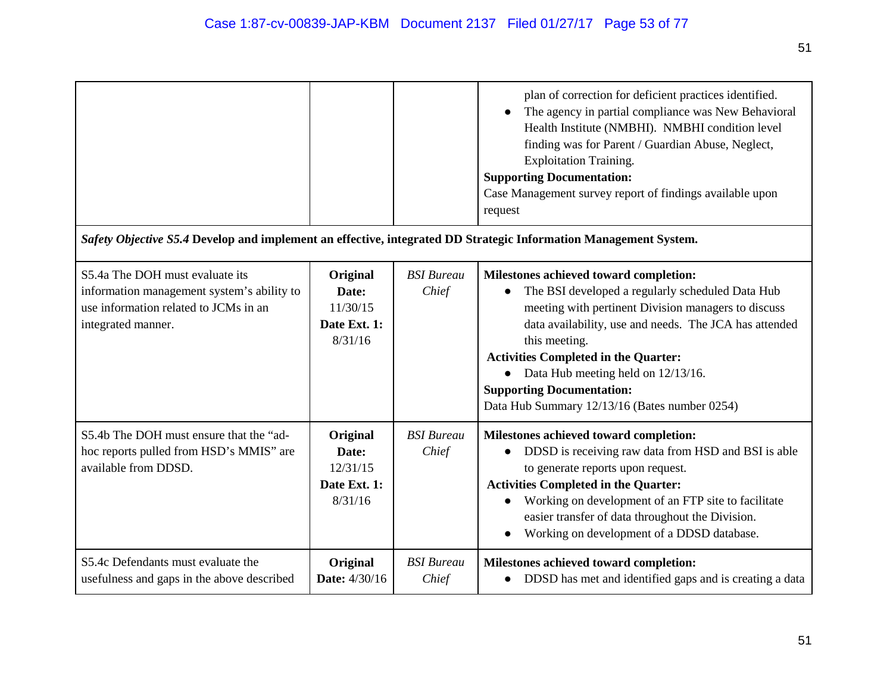| | | | |
|---|---|---|---|
| | | | plan of correction for deficient practices identified.<br>• The agency in partial compliance was New Behavioral Health Institute (NMBHI). NMBHI condition level finding was for Parent / Guardian Abuse, Neglect, Exploitation Training.<br>**Supporting Documentation:**<br>Case Management survey report of findings available upon request |
| ***Safety Objective S5.4*** **Develop and implement an effective, integrated DD Strategic Information Management System.** | | | |
| S5.4a The DOH must evaluate its information management system's ability to use information related to JCMs in an integrated manner. | **Original Date:** 11/30/15<br>**Date Ext. 1:** 8/31/16 | *BSI Bureau Chief* | **Milestones achieved toward completion:**<br>• The BSI developed a regularly scheduled Data Hub meeting with pertinent Division managers to discuss data availability, use and needs. The JCA has attended this meeting.<br>**Activities Completed in the Quarter:**<br>• Data Hub meeting held on 12/13/16.<br>**Supporting Documentation:**<br>Data Hub Summary 12/13/16 (Bates number 0254) |
| S5.4b The DOH must ensure that the "ad-hoc reports pulled from HSD's MMIS" are available from DDSD. | **Original Date:** 12/31/15<br>**Date Ext. 1:** 8/31/16 | *BSI Bureau Chief* | **Milestones achieved toward completion:**<br>• DDSD is receiving raw data from HSD and BSI is able to generate reports upon request.<br>**Activities Completed in the Quarter:**<br>• Working on development of an FTP site to facilitate easier transfer of data throughout the Division.<br>• Working on development of a DDSD database. |
| S5.4c Defendants must evaluate the usefulness and gaps in the above described | **Original Date:** 4/30/16 | *BSI Bureau Chief* | **Milestones achieved toward completion:**<br>• DDSD has met and identified gaps and is creating a data |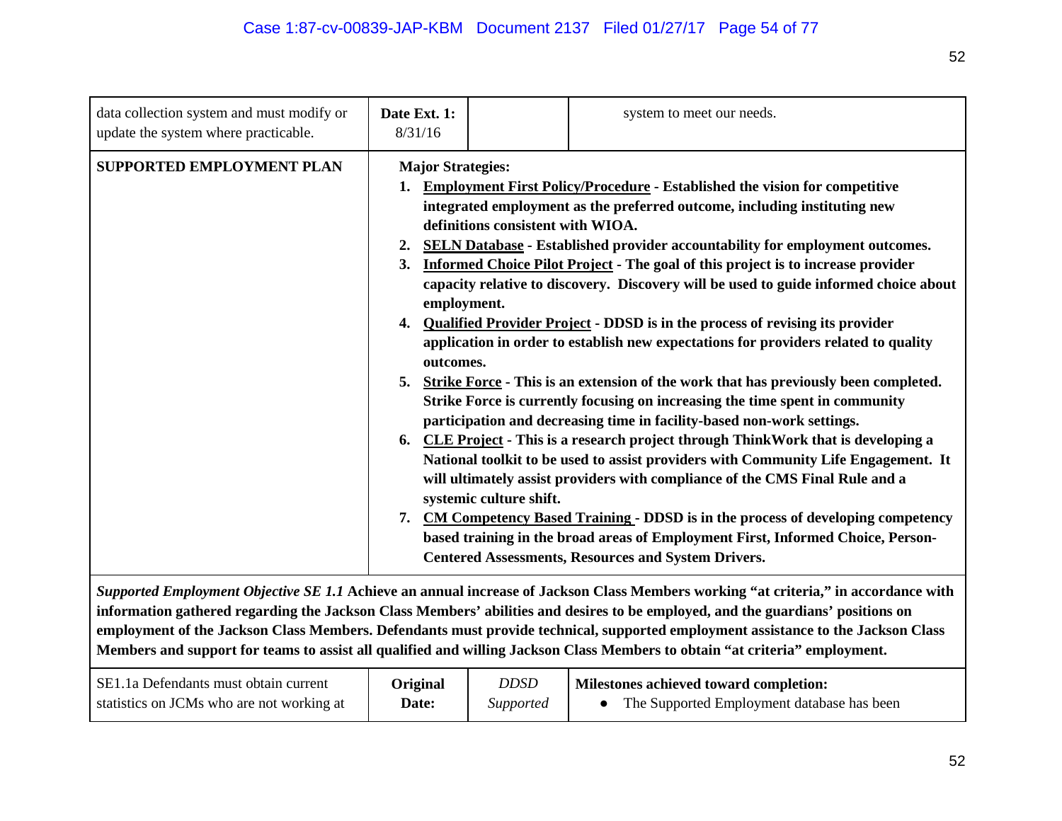| | | | |
|---|---|---|---|
| data collection system and must modify or update the system where practicable. | **Date Ext. 1:** 8/31/16 | | system to meet our needs. |
| **SUPPORTED EMPLOYMENT PLAN** | **Major Strategies:**<br>1. **Employment First Policy/Procedure - Established the vision for competitive integrated employment as the preferred outcome, including instituting new definitions consistent with WIOA.**<br>2. **SELN Database - Established provider accountability for employment outcomes.**<br>3. **Informed Choice Pilot Project - The goal of this project is to increase provider capacity relative to discovery. Discovery will be used to guide informed choice about employment.**<br>4. **Qualified Provider Project - DDSD is in the process of revising its provider application in order to establish new expectations for providers related to quality outcomes.**<br>5. **Strike Force - This is an extension of the work that has previously been completed. Strike Force is currently focusing on increasing the time spent in community participation and decreasing time in facility-based non-work settings.**<br>6. **CLE Project - This is a research project through ThinkWork that is developing a National toolkit to be used to assist providers with Community Life Engagement. It will ultimately assist providers with compliance of the CMS Final Rule and a systemic culture shift.**<br>7. **CM Competency Based Training - DDSD is in the process of developing competency based training in the broad areas of Employment First, Informed Choice, Person-Centered Assessments, Resources and System Drivers.** | | |
| ***Supported Employment Objective SE 1.1*** **Achieve an annual increase of Jackson Class Members working "at criteria," in accordance with information gathered regarding the Jackson Class Members' abilities and desires to be employed, and the guardians' positions on employment of the Jackson Class Members. Defendants must provide technical, supported employment assistance to the Jackson Class Members and support for teams to assist all qualified and willing Jackson Class Members to obtain "at criteria" employment.** | | | |
| SE1.1a Defendants must obtain current statistics on JCMs who are not working at | **Original Date:** | *DDSD Supported* | **Milestones achieved toward completion:**<br>• The Supported Employment database has been |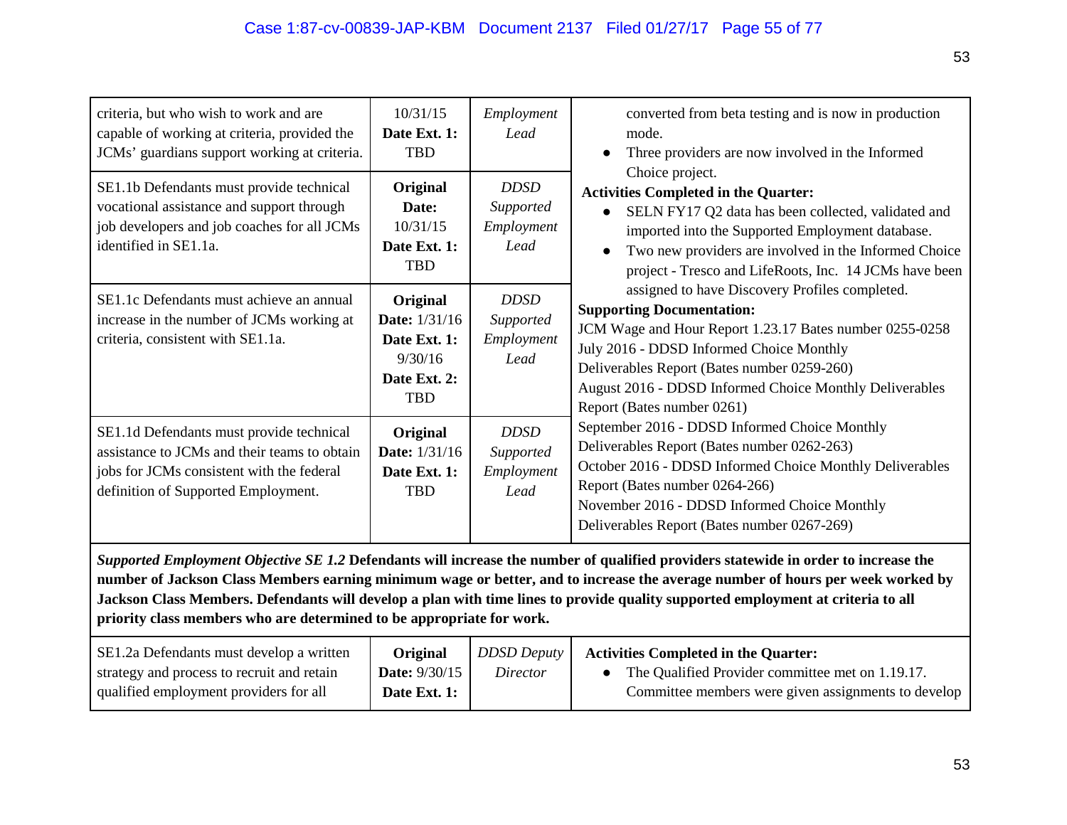| | | | |
|---|---|---|---|
| criteria, but who wish to work and are capable of working at criteria, provided the JCMs' guardians support working at criteria. | 10/31/15 **Date Ext. 1:** TBD | *Employment Lead* | converted from beta testing and is now in production mode.<br>● Three providers are now involved in the Informed Choice project.<br>**Activities Completed in the Quarter:**<br>● SELN FY17 Q2 data has been collected, validated and imported into the Supported Employment database.<br>● Two new providers are involved in the Informed Choice project - Tresco and LifeRoots, Inc. 14 JCMs have been assigned to have Discovery Profiles completed.<br>**Supporting Documentation:**<br>JCM Wage and Hour Report 1.23.17 Bates number 0255-0258<br>July 2016 - DDSD Informed Choice Monthly Deliverables Report (Bates number 0259-260)<br>August 2016 - DDSD Informed Choice Monthly Deliverables Report (Bates number 0261)<br>September 2016 - DDSD Informed Choice Monthly Deliverables Report (Bates number 0262-263)<br>October 2016 - DDSD Informed Choice Monthly Deliverables Report (Bates number 0264-266)<br>November 2016 - DDSD Informed Choice Monthly Deliverables Report (Bates number 0267-269) |
| SE1.1b Defendants must provide technical vocational assistance and support through job developers and job coaches for all JCMs identified in SE1.1a. | **Original Date:** 10/31/15 **Date Ext. 1:** TBD | *DDSD Supported Employment Lead* | |
| SE1.1c Defendants must achieve an annual increase in the number of JCMs working at criteria, consistent with SE1.1a. | **Original Date:** 1/31/16 **Date Ext. 1:** 9/30/16 **Date Ext. 2:** TBD | *DDSD Supported Employment Lead* | |
| SE1.1d Defendants must provide technical assistance to JCMs and their teams to obtain jobs for JCMs consistent with the federal definition of Supported Employment. | **Original Date:** 1/31/16 **Date Ext. 1:** TBD | *DDSD Supported Employment Lead* | |
| ***Supported Employment Objective SE 1.2*** **Defendants will increase the number of qualified providers statewide in order to increase the number of Jackson Class Members earning minimum wage or better, and to increase the average number of hours per week worked by Jackson Class Members. Defendants will develop a plan with time lines to provide quality supported employment at criteria to all priority class members who are determined to be appropriate for work.** | | | |
| SE1.2a Defendants must develop a written strategy and process to recruit and retain qualified employment providers for all | **Original Date:** 9/30/15 **Date Ext. 1:** | *DDSD Deputy Director* | **Activities Completed in the Quarter:**<br>● The Qualified Provider committee met on 1.19.17. Committee members were given assignments to develop |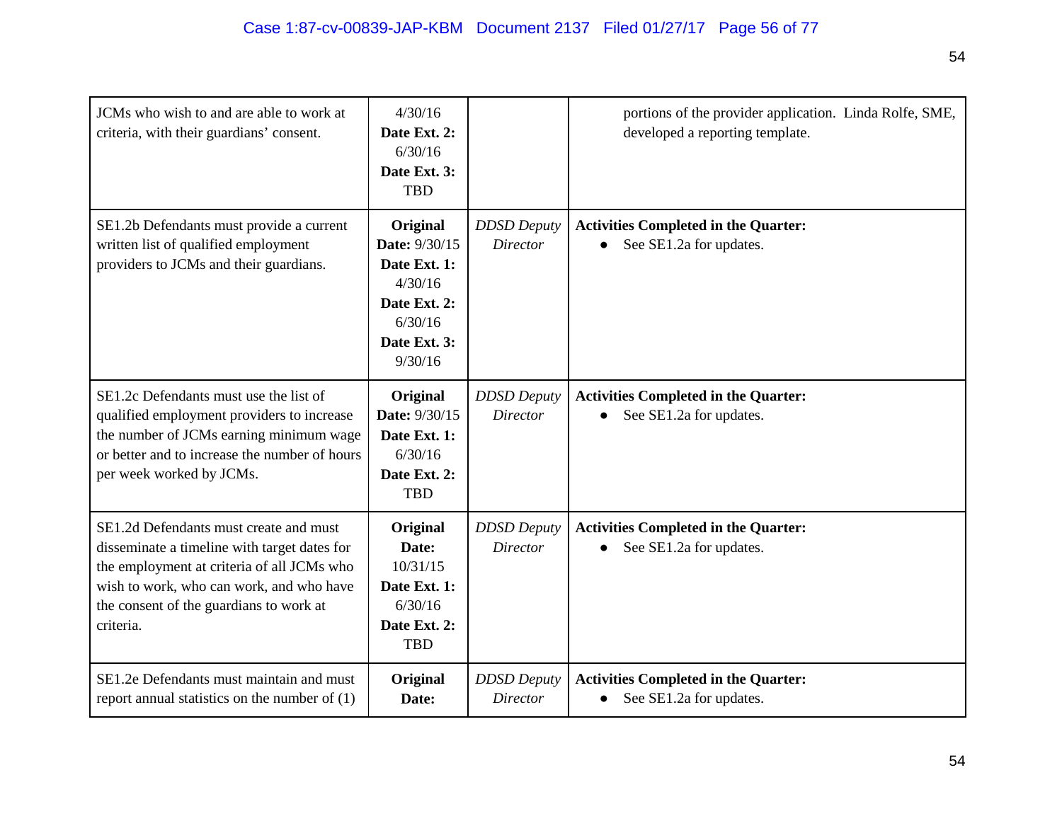| | | | |
|---|---|---|---|
| JCMs who wish to and are able to work at criteria, with their guardians' consent. | 4/30/16 **Date Ext. 2:** 6/30/16 **Date Ext. 3:** TBD | | portions of the provider application. Linda Rolfe, SME, developed a reporting template. |
| SE1.2b Defendants must provide a current written list of qualified employment providers to JCMs and their guardians. | **Original Date:** 9/30/15 **Date Ext. 1:** 4/30/16 **Date Ext. 2:** 6/30/16 **Date Ext. 3:** 9/30/16 | *DDSD Deputy Director* | **Activities Completed in the Quarter:**<br>● See SE1.2a for updates. |
| SE1.2c Defendants must use the list of qualified employment providers to increase the number of JCMs earning minimum wage or better and to increase the number of hours per week worked by JCMs. | **Original Date:** 9/30/15 **Date Ext. 1:** 6/30/16 **Date Ext. 2:** TBD | *DDSD Deputy Director* | **Activities Completed in the Quarter:**<br>● See SE1.2a for updates. |
| SE1.2d Defendants must create and must disseminate a timeline with target dates for the employment at criteria of all JCMs who wish to work, who can work, and who have the consent of the guardians to work at criteria. | **Original Date:** 10/31/15 **Date Ext. 1:** 6/30/16 **Date Ext. 2:** TBD | *DDSD Deputy Director* | **Activities Completed in the Quarter:**<br>● See SE1.2a for updates. |
| SE1.2e Defendants must maintain and must report annual statistics on the number of (1) | **Original Date:** | *DDSD Deputy Director* | **Activities Completed in the Quarter:**<br>● See SE1.2a for updates. |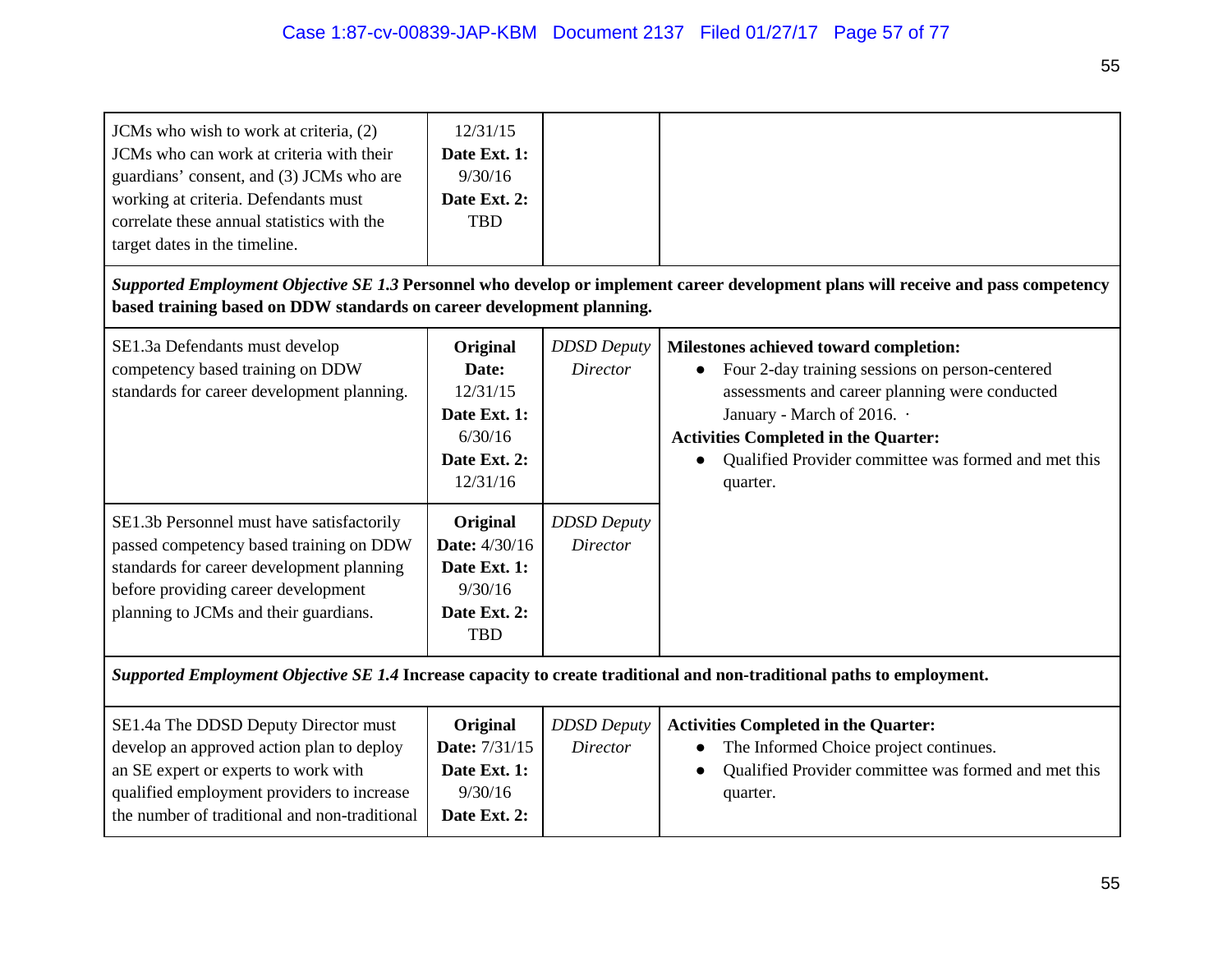| | | | |
|---|---|---|---|
| JCMs who wish to work at criteria, (2) JCMs who can work at criteria with their guardians' consent, and (3) JCMs who are working at criteria. Defendants must correlate these annual statistics with the target dates in the timeline. | 12/31/15 **Date Ext. 1:** 9/30/16 **Date Ext. 2:** TBD | | |
| ***Supported Employment Objective SE 1.3*** **Personnel who develop or implement career development plans will receive and pass competency based training based on DDW standards on career development planning.** | | | |
| SE1.3a Defendants must develop competency based training on DDW standards for career development planning. | **Original Date:** 12/31/15 **Date Ext. 1:** 6/30/16 **Date Ext. 2:** 12/31/16 | *DDSD Deputy Director* | **Milestones achieved toward completion:**<br>● Four 2-day training sessions on person-centered assessments and career planning were conducted January - March of 2016. ·<br>**Activities Completed in the Quarter:**<br>● Qualified Provider committee was formed and met this quarter. |
| SE1.3b Personnel must have satisfactorily passed competency based training on DDW standards for career development planning before providing career development planning to JCMs and their guardians. | **Original Date:** 4/30/16 **Date Ext. 1:** 9/30/16 **Date Ext. 2:** TBD | *DDSD Deputy Director* | |
| ***Supported Employment Objective SE 1.4*** **Increase capacity to create traditional and non-traditional paths to employment.** | | | |
| SE1.4a The DDSD Deputy Director must develop an approved action plan to deploy an SE expert or experts to work with qualified employment providers to increase the number of traditional and non-traditional | **Original Date:** 7/31/15 **Date Ext. 1:** 9/30/16 **Date Ext. 2:** | *DDSD Deputy Director* | **Activities Completed in the Quarter:**<br>● The Informed Choice project continues.<br>● Qualified Provider committee was formed and met this quarter. |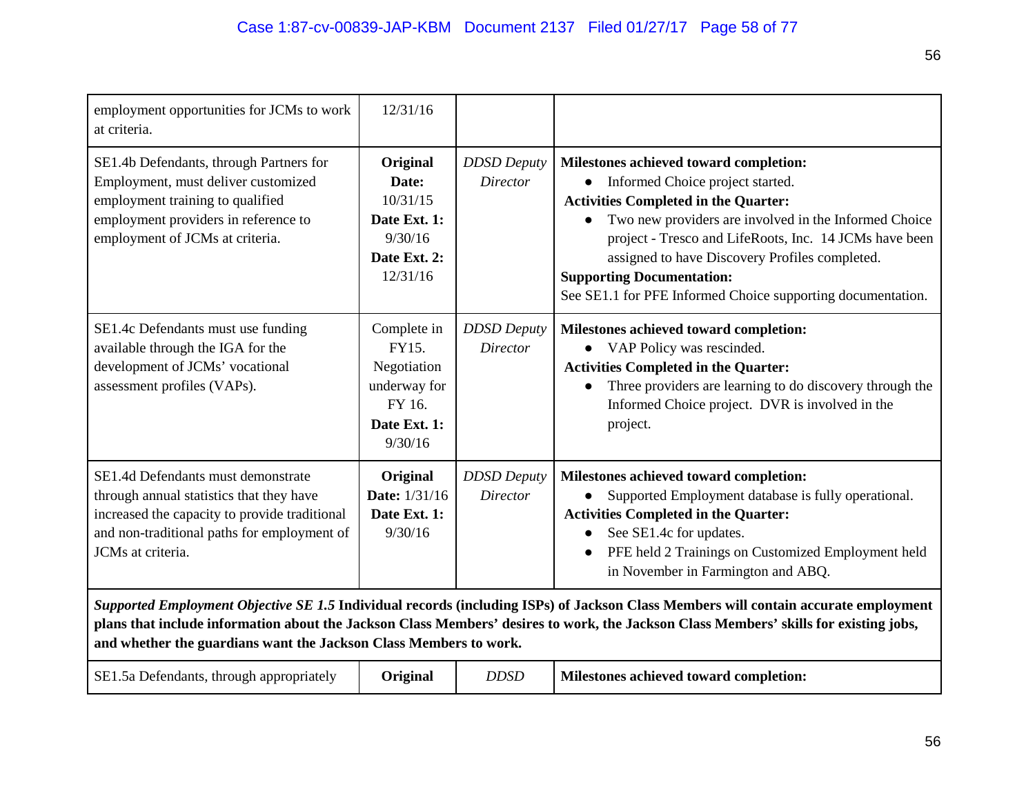| | | | |
|---|---|---|---|
| employment opportunities for JCMs to work at criteria. | 12/31/16 | | |
| SE1.4b Defendants, through Partners for Employment, must deliver customized employment training to qualified employment providers in reference to employment of JCMs at criteria. | **Original Date:** 10/31/15 **Date Ext. 1:** 9/30/16 **Date Ext. 2:** 12/31/16 | *DDSD Deputy Director* | **Milestones achieved toward completion:** <br>• Informed Choice project started. <br>**Activities Completed in the Quarter:** <br>• Two new providers are involved in the Informed Choice project - Tresco and LifeRoots, Inc. 14 JCMs have been assigned to have Discovery Profiles completed. <br>**Supporting Documentation:** <br>See SE1.1 for PFE Informed Choice supporting documentation. |
| SE1.4c Defendants must use funding available through the IGA for the development of JCMs' vocational assessment profiles (VAPs). | Complete in FY15. Negotiation underway for FY 16. **Date Ext. 1:** 9/30/16 | *DDSD Deputy Director* | **Milestones achieved toward completion:** <br>• VAP Policy was rescinded. <br>**Activities Completed in the Quarter:** <br>• Three providers are learning to do discovery through the Informed Choice project. DVR is involved in the project. |
| SE1.4d Defendants must demonstrate through annual statistics that they have increased the capacity to provide traditional and non-traditional paths for employment of JCMs at criteria. | **Original Date:** 1/31/16 **Date Ext. 1:** 9/30/16 | *DDSD Deputy Director* | **Milestones achieved toward completion:** <br>• Supported Employment database is fully operational. <br>**Activities Completed in the Quarter:** <br>• See SE1.4c for updates. <br>• PFE held 2 Trainings on Customized Employment held in November in Farmington and ABQ. |
| ***Supported Employment Objective SE 1.5*** **Individual records (including ISPs) of Jackson Class Members will contain accurate employment plans that include information about the Jackson Class Members' desires to work, the Jackson Class Members' skills for existing jobs, and whether the guardians want the Jackson Class Members to work.** | | | |
| SE1.5a Defendants, through appropriately | **Original** | *DDSD* | **Milestones achieved toward completion:** |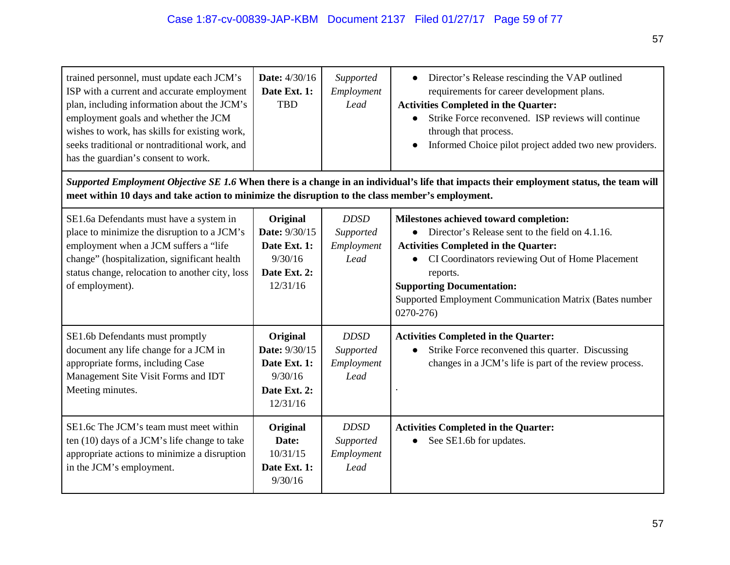| | | | |
|---|---|---|---|
| trained personnel, must update each JCM's ISP with a current and accurate employment plan, including information about the JCM's employment goals and whether the JCM wishes to work, has skills for existing work, seeks traditional or nontraditional work, and has the guardian's consent to work. | **Date:** 4/30/16<br>**Date Ext. 1:** TBD | *Supported Employment Lead* | • Director's Release rescinding the VAP outlined requirements for career development plans.<br>**Activities Completed in the Quarter:**<br>• Strike Force reconvened. ISP reviews will continue through that process.<br>• Informed Choice pilot project added two new providers. |
| ***Supported Employment Objective SE 1.6*** **When there is a change in an individual's life that impacts their employment status, the team will meet within 10 days and take action to minimize the disruption to the class member's employment.** | | | |
| SE1.6a Defendants must have a system in place to minimize the disruption to a JCM's employment when a JCM suffers a "life change" (hospitalization, significant health status change, relocation to another city, loss of employment). | **Original Date:** 9/30/15<br>**Date Ext. 1:** 9/30/16<br>**Date Ext. 2:** 12/31/16 | *DDSD Supported Employment Lead* | **Milestones achieved toward completion:**<br>• Director's Release sent to the field on 4.1.16.<br>**Activities Completed in the Quarter:**<br>• CI Coordinators reviewing Out of Home Placement reports.<br>**Supporting Documentation:**<br>Supported Employment Communication Matrix (Bates number 0270-276) |
| SE1.6b Defendants must promptly document any life change for a JCM in appropriate forms, including Case Management Site Visit Forms and IDT Meeting minutes. | **Original Date:** 9/30/15<br>**Date Ext. 1:** 9/30/16<br>**Date Ext. 2:** 12/31/16 | *DDSD Supported Employment Lead* | **Activities Completed in the Quarter:**<br>• Strike Force reconvened this quarter. Discussing changes in a JCM's life is part of the review process.<br>. |
| SE1.6c The JCM's team must meet within ten (10) days of a JCM's life change to take appropriate actions to minimize a disruption in the JCM's employment. | **Original Date:** 10/31/15<br>**Date Ext. 1:** 9/30/16 | *DDSD Supported Employment Lead* | **Activities Completed in the Quarter:**<br>• See SE1.6b for updates. |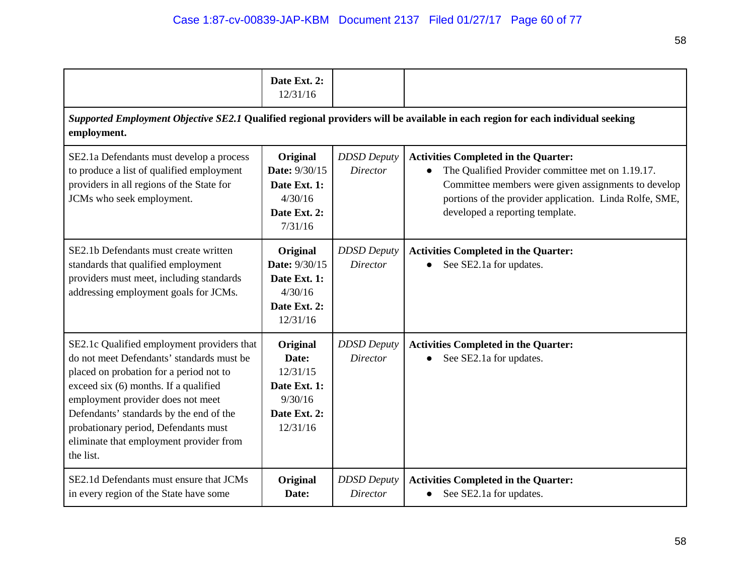| | | | |
|---|---|---|---|
| | **Date Ext. 2:** 12/31/16 | | |
| ***Supported Employment Objective SE2.1*** **Qualified regional providers will be available in each region for each individual seeking employment.** | | | |
| SE2.1a Defendants must develop a process to produce a list of qualified employment providers in all regions of the State for JCMs who seek employment. | **Original Date:** 9/30/15 **Date Ext. 1:** 4/30/16 **Date Ext. 2:** 7/31/16 | *DDSD Deputy Director* | **Activities Completed in the Quarter:** <br>• The Qualified Provider committee met on 1.19.17. Committee members were given assignments to develop portions of the provider application. Linda Rolfe, SME, developed a reporting template. |
| SE2.1b Defendants must create written standards that qualified employment providers must meet, including standards addressing employment goals for JCMs. | **Original Date:** 9/30/15 **Date Ext. 1:** 4/30/16 **Date Ext. 2:** 12/31/16 | *DDSD Deputy Director* | **Activities Completed in the Quarter:** <br>• See SE2.1a for updates. |
| SE2.1c Qualified employment providers that do not meet Defendants' standards must be placed on probation for a period not to exceed six (6) months. If a qualified employment provider does not meet Defendants' standards by the end of the probationary period, Defendants must eliminate that employment provider from the list. | **Original Date:** 12/31/15 **Date Ext. 1:** 9/30/16 **Date Ext. 2:** 12/31/16 | *DDSD Deputy Director* | **Activities Completed in the Quarter:** <br>• See SE2.1a for updates. |
| SE2.1d Defendants must ensure that JCMs in every region of the State have some | **Original Date:** | *DDSD Deputy Director* | **Activities Completed in the Quarter:** <br>• See SE2.1a for updates. |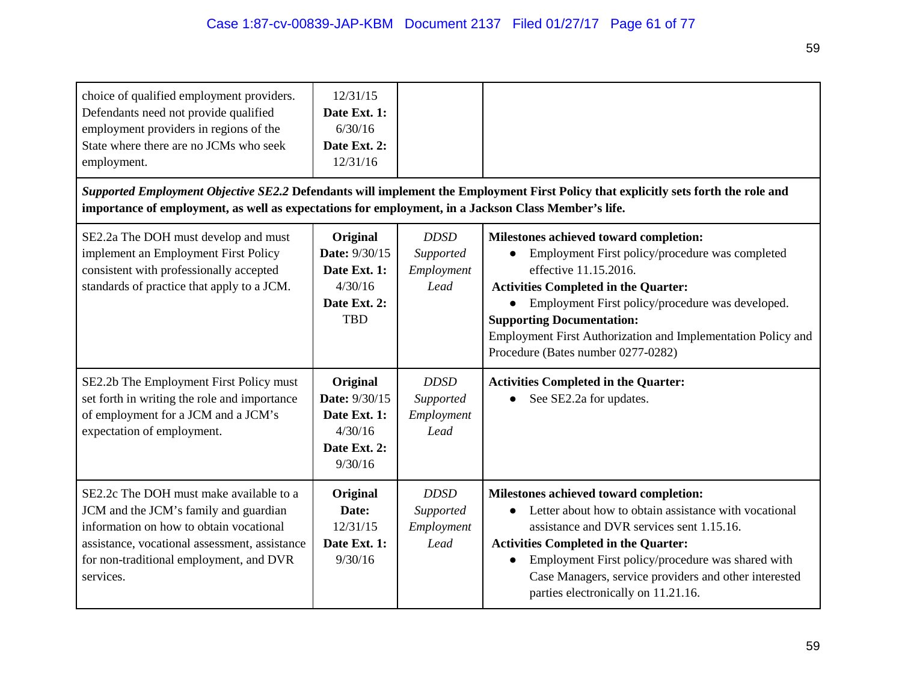| | | | |
|---|---|---|---|
| choice of qualified employment providers. Defendants need not provide qualified employment providers in regions of the State where there are no JCMs who seek employment. | 12/31/15 **Date Ext. 1:** 6/30/16 **Date Ext. 2:** 12/31/16 | | |
| ***Supported Employment Objective SE2.2*** **Defendants will implement the Employment First Policy that explicitly sets forth the role and importance of employment, as well as expectations for employment, in a Jackson Class Member's life.** | | | |
| SE2.2a The DOH must develop and must implement an Employment First Policy consistent with professionally accepted standards of practice that apply to a JCM. | **Original Date:** 9/30/15 **Date Ext. 1:** 4/30/16 **Date Ext. 2:** TBD | *DDSD Supported Employment Lead* | **Milestones achieved toward completion:** <br>• Employment First policy/procedure was completed effective 11.15.2016. <br>**Activities Completed in the Quarter:** <br>• Employment First policy/procedure was developed. <br>**Supporting Documentation:** <br>Employment First Authorization and Implementation Policy and Procedure (Bates number 0277-0282) |
| SE2.2b The Employment First Policy must set forth in writing the role and importance of employment for a JCM and a JCM's expectation of employment. | **Original Date:** 9/30/15 **Date Ext. 1:** 4/30/16 **Date Ext. 2:** 9/30/16 | *DDSD Supported Employment Lead* | **Activities Completed in the Quarter:** <br>• See SE2.2a for updates. |
| SE2.2c The DOH must make available to a JCM and the JCM's family and guardian information on how to obtain vocational assistance, vocational assessment, assistance for non-traditional employment, and DVR services. | **Original Date:** 12/31/15 **Date Ext. 1:** 9/30/16 | *DDSD Supported Employment Lead* | **Milestones achieved toward completion:** <br>• Letter about how to obtain assistance with vocational assistance and DVR services sent 1.15.16. <br>**Activities Completed in the Quarter:** <br>• Employment First policy/procedure was shared with Case Managers, service providers and other interested parties electronically on 11.21.16. |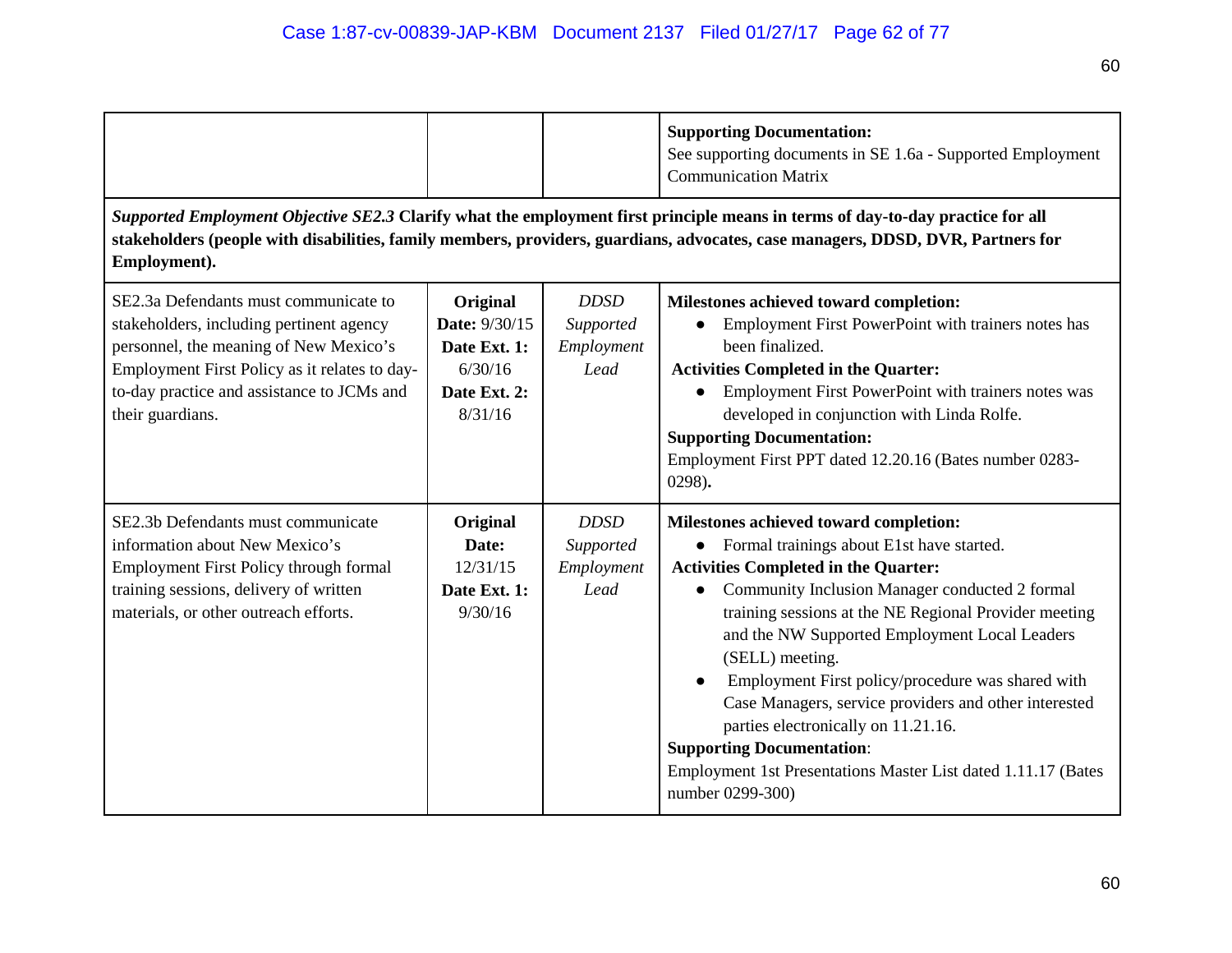| | | | |
|---|---|---|---|
| | | | **Supporting Documentation:**<br>See supporting documents in SE 1.6a - Supported Employment Communication Matrix |
| ***Supported Employment Objective SE2.3*** **Clarify what the employment first principle means in terms of day-to-day practice for all stakeholders (people with disabilities, family members, providers, guardians, advocates, case managers, DDSD, DVR, Partners for Employment).** | | | |
| SE2.3a Defendants must communicate to stakeholders, including pertinent agency personnel, the meaning of New Mexico's Employment First Policy as it relates to day-to-day practice and assistance to JCMs and their guardians. | **Original Date:** 9/30/15<br>**Date Ext. 1:** 6/30/16<br>**Date Ext. 2:** 8/31/16 | *DDSD Supported Employment Lead* | **Milestones achieved toward completion:**<br>• Employment First PowerPoint with trainers notes has been finalized.<br>**Activities Completed in the Quarter:**<br>• Employment First PowerPoint with trainers notes was developed in conjunction with Linda Rolfe.<br>**Supporting Documentation:**<br>Employment First PPT dated 12.20.16 (Bates number 0283-0298)**.** |
| SE2.3b Defendants must communicate information about New Mexico's Employment First Policy through formal training sessions, delivery of written materials, or other outreach efforts. | **Original Date:** 12/31/15<br>**Date Ext. 1:** 9/30/16 | *DDSD Supported Employment Lead* | **Milestones achieved toward completion:**<br>• Formal trainings about E1st have started.<br>**Activities Completed in the Quarter:**<br>• Community Inclusion Manager conducted 2 formal training sessions at the NE Regional Provider meeting and the NW Supported Employment Local Leaders (SELL) meeting.<br>• Employment First policy/procedure was shared with Case Managers, service providers and other interested parties electronically on 11.21.16.<br>**Supporting Documentation**:<br>Employment 1st Presentations Master List dated 1.11.17 (Bates number 0299-300) |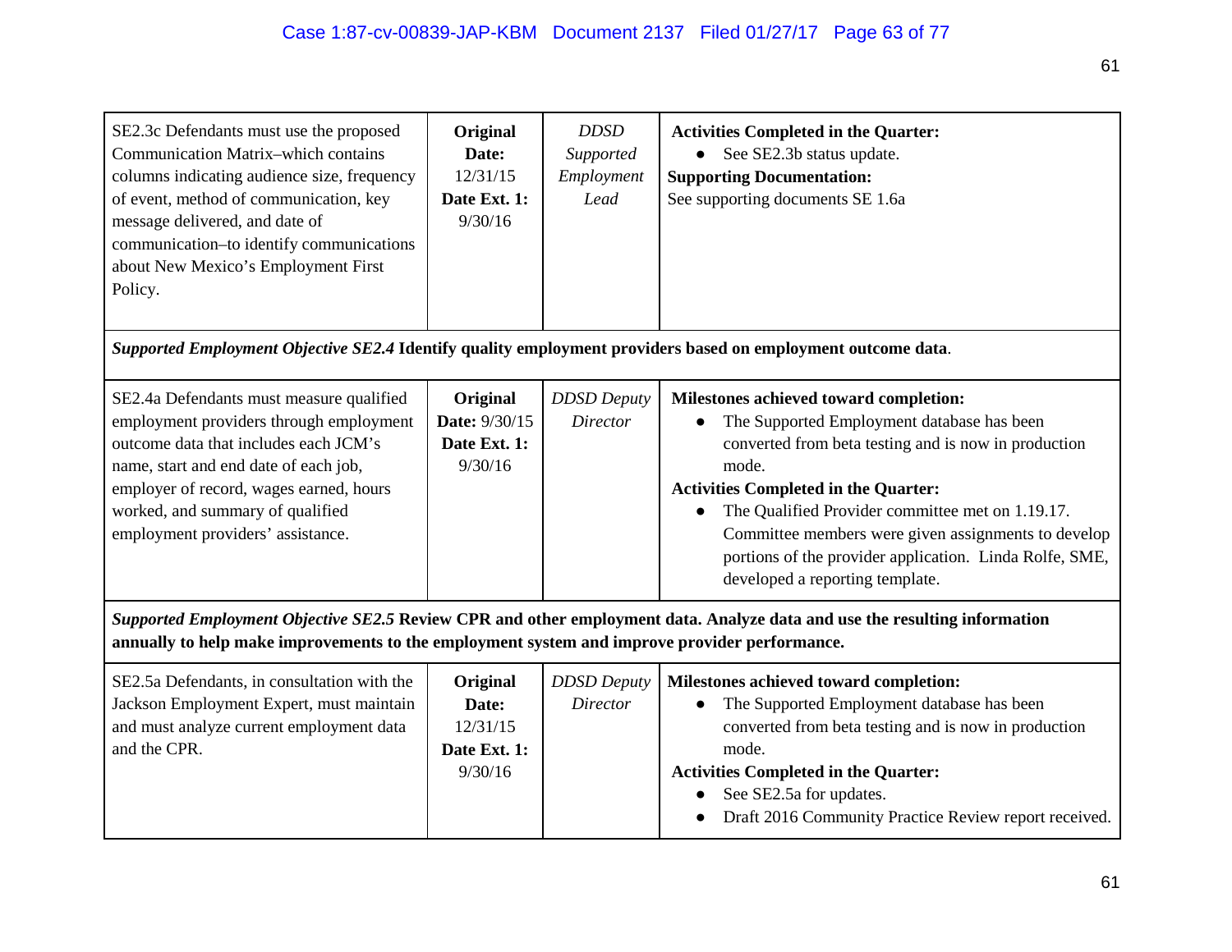| | | | |
|---|---|---|---|
| SE2.3c Defendants must use the proposed Communication Matrix–which contains columns indicating audience size, frequency of event, method of communication, key message delivered, and date of communication–to identify communications about New Mexico's Employment First Policy. | **Original Date:** 12/31/15 **Date Ext. 1:** 9/30/16 | *DDSD Supported Employment Lead* | **Activities Completed in the Quarter:** <br>• See SE2.3b status update. <br>**Supporting Documentation:** <br>See supporting documents SE 1.6a |
| ***Supported Employment Objective SE2.4*** **Identify quality employment providers based on employment outcome data**. | | | |
| SE2.4a Defendants must measure qualified employment providers through employment outcome data that includes each JCM's name, start and end date of each job, employer of record, wages earned, hours worked, and summary of qualified employment providers' assistance. | **Original Date:** 9/30/15 **Date Ext. 1:** 9/30/16 | *DDSD Deputy Director* | **Milestones achieved toward completion:** <br>• The Supported Employment database has been converted from beta testing and is now in production mode. <br>**Activities Completed in the Quarter:** <br>• The Qualified Provider committee met on 1.19.17. Committee members were given assignments to develop portions of the provider application. Linda Rolfe, SME, developed a reporting template. |
| ***Supported Employment Objective SE2.5*** **Review CPR and other employment data. Analyze data and use the resulting information annually to help make improvements to the employment system and improve provider performance.** | | | |
| SE2.5a Defendants, in consultation with the Jackson Employment Expert, must maintain and must analyze current employment data and the CPR. | **Original Date:** 12/31/15 **Date Ext. 1:** 9/30/16 | *DDSD Deputy Director* | **Milestones achieved toward completion:** <br>• The Supported Employment database has been converted from beta testing and is now in production mode. <br>**Activities Completed in the Quarter:** <br>• See SE2.5a for updates. <br>• Draft 2016 Community Practice Review report received. |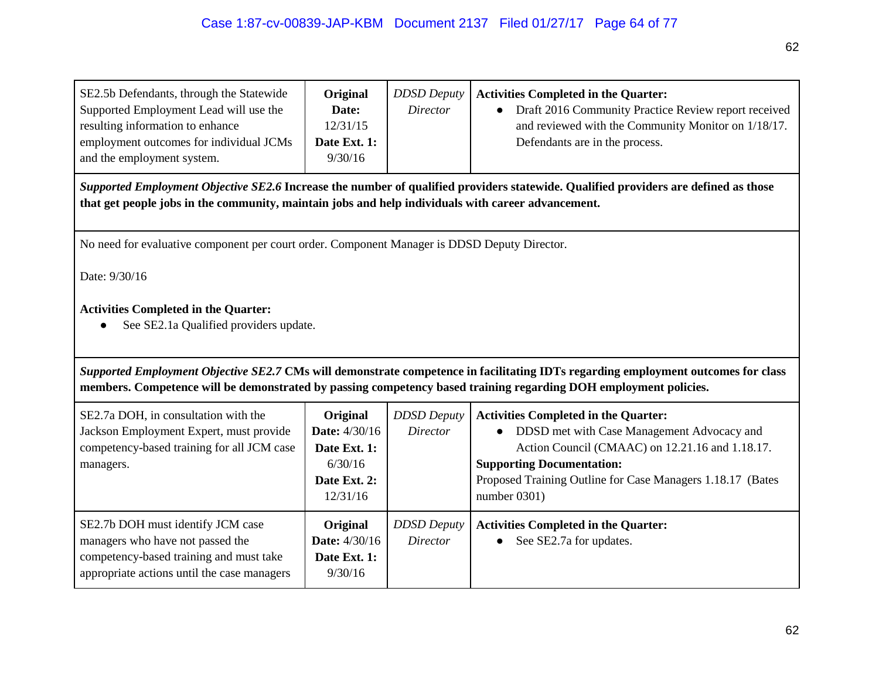| | | | |
|---|---|---|---|
| SE2.5b Defendants, through the Statewide Supported Employment Lead will use the resulting information to enhance employment outcomes for individual JCMs and the employment system. | **Original Date:** 12/31/15 **Date Ext. 1:** 9/30/16 | *DDSD Deputy Director* | **Activities Completed in the Quarter:** <br>● Draft 2016 Community Practice Review report received and reviewed with the Community Monitor on 1/18/17. Defendants are in the process. |

***Supported Employment Objective SE2.6*** **Increase the number of qualified providers statewide. Qualified providers are defined as those that get people jobs in the community, maintain jobs and help individuals with career advancement.**

No need for evaluative component per court order. Component Manager is DDSD Deputy Director.

Date: 9/30/16

**Activities Completed in the Quarter:**

- See SE2.1a Qualified providers update.

***Supported Employment Objective SE2.7*** **CMs will demonstrate competence in facilitating IDTs regarding employment outcomes for class members. Competence will be demonstrated by passing competency based training regarding DOH employment policies.**

| | | | |
|---|---|---|---|
| SE2.7a DOH, in consultation with the Jackson Employment Expert, must provide competency-based training for all JCM case managers. | **Original Date:** 4/30/16 **Date Ext. 1:** 6/30/16 **Date Ext. 2:** 12/31/16 | *DDSD Deputy Director* | **Activities Completed in the Quarter:** <br>● DDSD met with Case Management Advocacy and Action Council (CMAAC) on 12.21.16 and 1.18.17. <br>**Supporting Documentation:** <br>Proposed Training Outline for Case Managers 1.18.17 (Bates number 0301) |
| SE2.7b DOH must identify JCM case managers who have not passed the competency-based training and must take appropriate actions until the case managers | **Original Date:** 4/30/16 **Date Ext. 1:** 9/30/16 | *DDSD Deputy Director* | **Activities Completed in the Quarter:** <br>● See SE2.7a for updates. |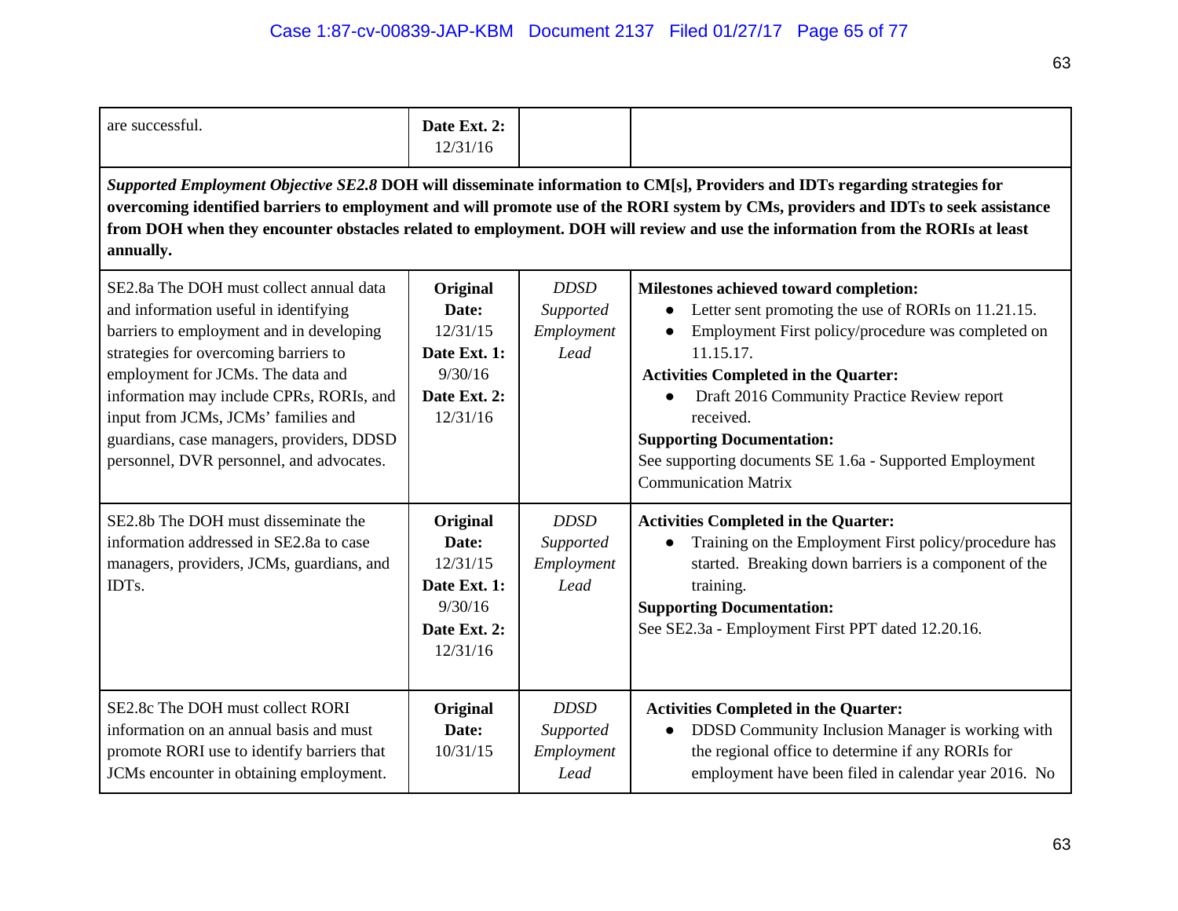| | | | |
|---|---|---|---|
| are successful. | **Date Ext. 2:** 12/31/16 | | |
| ***Supported Employment Objective SE2.8*** **DOH will disseminate information to CM[s], Providers and IDTs regarding strategies for overcoming identified barriers to employment and will promote use of the RORI system by CMs, providers and IDTs to seek assistance from DOH when they encounter obstacles related to employment. DOH will review and use the information from the RORIs at least annually.** | | | |
| SE2.8a The DOH must collect annual data and information useful in identifying barriers to employment and in developing strategies for overcoming barriers to employment for JCMs. The data and information may include CPRs, RORIs, and input from JCMs, JCMs' families and guardians, case managers, providers, DDSD personnel, DVR personnel, and advocates. | **Original Date:** 12/31/15 **Date Ext. 1:** 9/30/16 **Date Ext. 2:** 12/31/16 | *DDSD Supported Employment Lead* | **Milestones achieved toward completion:**<br>• Letter sent promoting the use of RORIs on 11.21.15.<br>• Employment First policy/procedure was completed on 11.15.17.<br>**Activities Completed in the Quarter:**<br>• Draft 2016 Community Practice Review report received.<br>**Supporting Documentation:**<br>See supporting documents SE 1.6a - Supported Employment Communication Matrix |
| SE2.8b The DOH must disseminate the information addressed in SE2.8a to case managers, providers, JCMs, guardians, and IDTs. | **Original Date:** 12/31/15 **Date Ext. 1:** 9/30/16 **Date Ext. 2:** 12/31/16 | *DDSD Supported Employment Lead* | **Activities Completed in the Quarter:**<br>• Training on the Employment First policy/procedure has started. Breaking down barriers is a component of the training.<br>**Supporting Documentation:**<br>See SE2.3a - Employment First PPT dated 12.20.16. |
| SE2.8c The DOH must collect RORI information on an annual basis and must promote RORI use to identify barriers that JCMs encounter in obtaining employment. | **Original Date:** 10/31/15 | *DDSD Supported Employment Lead* | **Activities Completed in the Quarter:**<br>• DDSD Community Inclusion Manager is working with the regional office to determine if any RORIs for employment have been filed in calendar year 2016. No |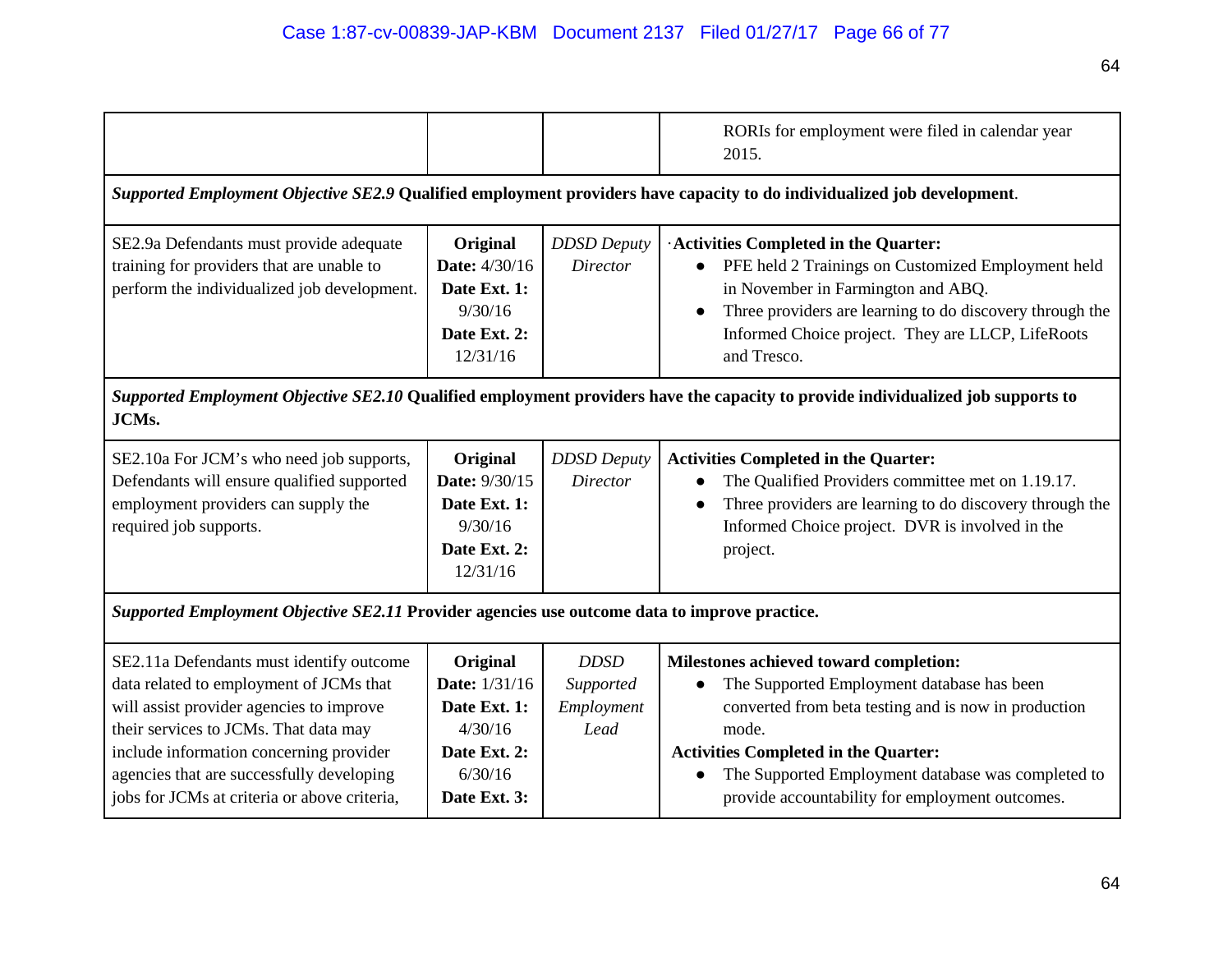| | | | |
|---|---|---|---|
| | | | RORIs for employment were filed in calendar year 2015. |
| ***Supported Employment Objective SE2.9*** **Qualified employment providers have capacity to do individualized job development**. | | | |
| SE2.9a Defendants must provide adequate training for providers that are unable to perform the individualized job development. | **Original Date:** 4/30/16 **Date Ext. 1:** 9/30/16 **Date Ext. 2:** 12/31/16 | *DDSD Deputy Director* | **Activities Completed in the Quarter:** • PFE held 2 Trainings on Customized Employment held in November in Farmington and ABQ. • Three providers are learning to do discovery through the Informed Choice project. They are LLCP, LifeRoots and Tresco. |
| ***Supported Employment Objective SE2.10*** **Qualified employment providers have the capacity to provide individualized job supports to JCMs.** | | | |
| SE2.10a For JCM's who need job supports, Defendants will ensure qualified supported employment providers can supply the required job supports. | **Original Date:** 9/30/15 **Date Ext. 1:** 9/30/16 **Date Ext. 2:** 12/31/16 | *DDSD Deputy Director* | **Activities Completed in the Quarter:** • The Qualified Providers committee met on 1.19.17. • Three providers are learning to do discovery through the Informed Choice project. DVR is involved in the project. |
| ***Supported Employment Objective SE2.11*** **Provider agencies use outcome data to improve practice.** | | | |
| SE2.11a Defendants must identify outcome data related to employment of JCMs that will assist provider agencies to improve their services to JCMs. That data may include information concerning provider agencies that are successfully developing jobs for JCMs at criteria or above criteria, | **Original Date:** 1/31/16 **Date Ext. 1:** 4/30/16 **Date Ext. 2:** 6/30/16 **Date Ext. 3:** | *DDSD Supported Employment Lead* | **Milestones achieved toward completion:** • The Supported Employment database has been converted from beta testing and is now in production mode. **Activities Completed in the Quarter:** • The Supported Employment database was completed to provide accountability for employment outcomes. |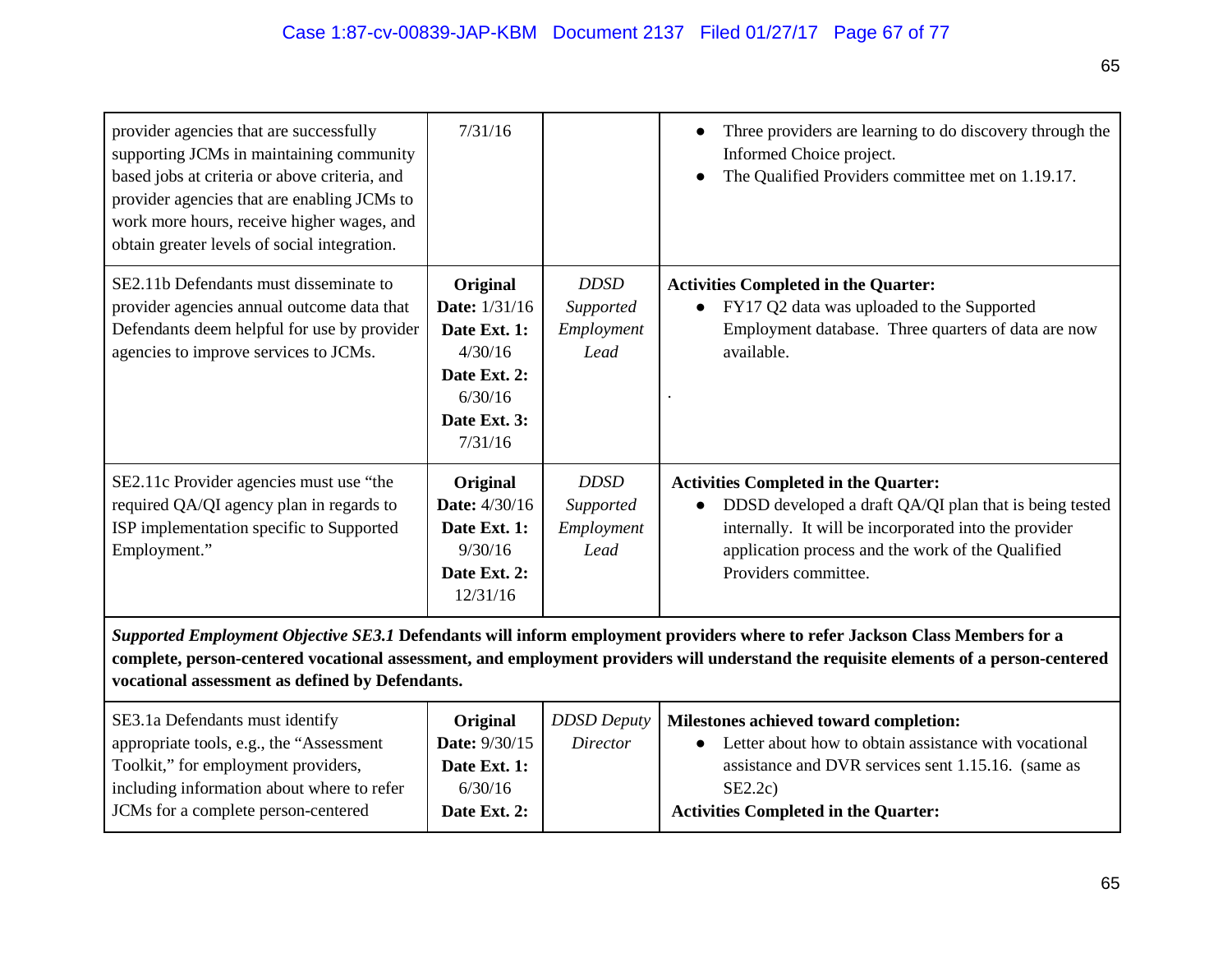| | | | |
|---|---|---|---|
| provider agencies that are successfully supporting JCMs in maintaining community based jobs at criteria or above criteria, and provider agencies that are enabling JCMs to work more hours, receive higher wages, and obtain greater levels of social integration. | 7/31/16 | | • Three providers are learning to do discovery through the Informed Choice project.<br>• The Qualified Providers committee met on 1.19.17. |
| SE2.11b Defendants must disseminate to provider agencies annual outcome data that Defendants deem helpful for use by provider agencies to improve services to JCMs. | **Original Date:** 1/31/16<br>**Date Ext. 1:** 4/30/16<br>**Date Ext. 2:** 6/30/16<br>**Date Ext. 3:** 7/31/16 | *DDSD Supported Employment Lead* | **Activities Completed in the Quarter:**<br>• FY17 Q2 data was uploaded to the Supported Employment database. Three quarters of data are now available.<br>. |
| SE2.11c Provider agencies must use "the required QA/QI agency plan in regards to ISP implementation specific to Supported Employment." | **Original Date:** 4/30/16<br>**Date Ext. 1:** 9/30/16<br>**Date Ext. 2:** 12/31/16 | *DDSD Supported Employment Lead* | **Activities Completed in the Quarter:**<br>• DDSD developed a draft QA/QI plan that is being tested internally. It will be incorporated into the provider application process and the work of the Qualified Providers committee. |
| ***Supported Employment Objective SE3.1*** **Defendants will inform employment providers where to refer Jackson Class Members for a complete, person-centered vocational assessment, and employment providers will understand the requisite elements of a person-centered vocational assessment as defined by Defendants.** | | | |
| SE3.1a Defendants must identify appropriate tools, e.g., the "Assessment Toolkit," for employment providers, including information about where to refer JCMs for a complete person-centered | **Original Date:** 9/30/15<br>**Date Ext. 1:** 6/30/16<br>**Date Ext. 2:** | *DDSD Deputy Director* | **Milestones achieved toward completion:**<br>• Letter about how to obtain assistance with vocational assistance and DVR services sent 1.15.16. (same as SE2.2c)<br>**Activities Completed in the Quarter:** |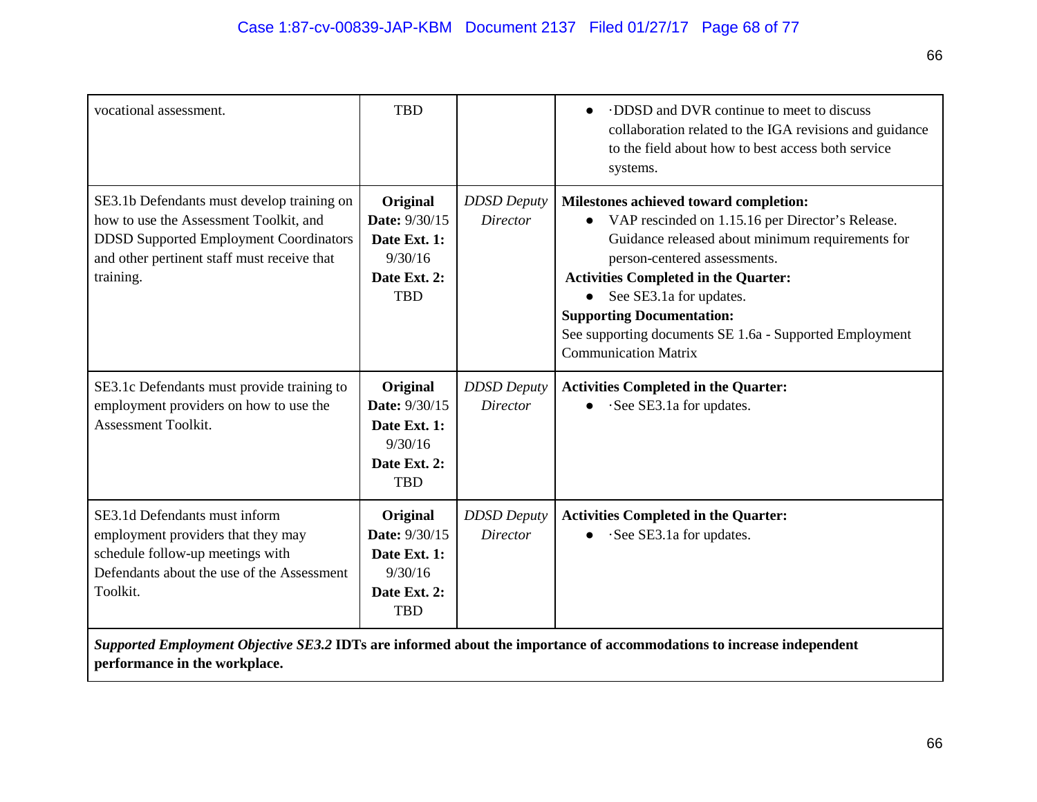| | | | |
|---|---|---|---|
| vocational assessment. | TBD | | • ·DDSD and DVR continue to meet to discuss collaboration related to the IGA revisions and guidance to the field about how to best access both service systems. |
| SE3.1b Defendants must develop training on how to use the Assessment Toolkit, and DDSD Supported Employment Coordinators and other pertinent staff must receive that training. | **Original Date:** 9/30/15 **Date Ext. 1:** 9/30/16 **Date Ext. 2:** TBD | *DDSD Deputy Director* | **Milestones achieved toward completion:** • VAP rescinded on 1.15.16 per Director's Release. Guidance released about minimum requirements for person-centered assessments. **Activities Completed in the Quarter:** • See SE3.1a for updates. **Supporting Documentation:** See supporting documents SE 1.6a - Supported Employment Communication Matrix |
| SE3.1c Defendants must provide training to employment providers on how to use the Assessment Toolkit. | **Original Date:** 9/30/15 **Date Ext. 1:** 9/30/16 **Date Ext. 2:** TBD | *DDSD Deputy Director* | **Activities Completed in the Quarter:** • ·See SE3.1a for updates. |
| SE3.1d Defendants must inform employment providers that they may schedule follow-up meetings with Defendants about the use of the Assessment Toolkit. | **Original Date:** 9/30/15 **Date Ext. 1:** 9/30/16 **Date Ext. 2:** TBD | *DDSD Deputy Director* | **Activities Completed in the Quarter:** • ·See SE3.1a for updates. |
| ***Supported Employment Objective SE3.2*** **IDTs are informed about the importance of accommodations to increase independent performance in the workplace.** | | | |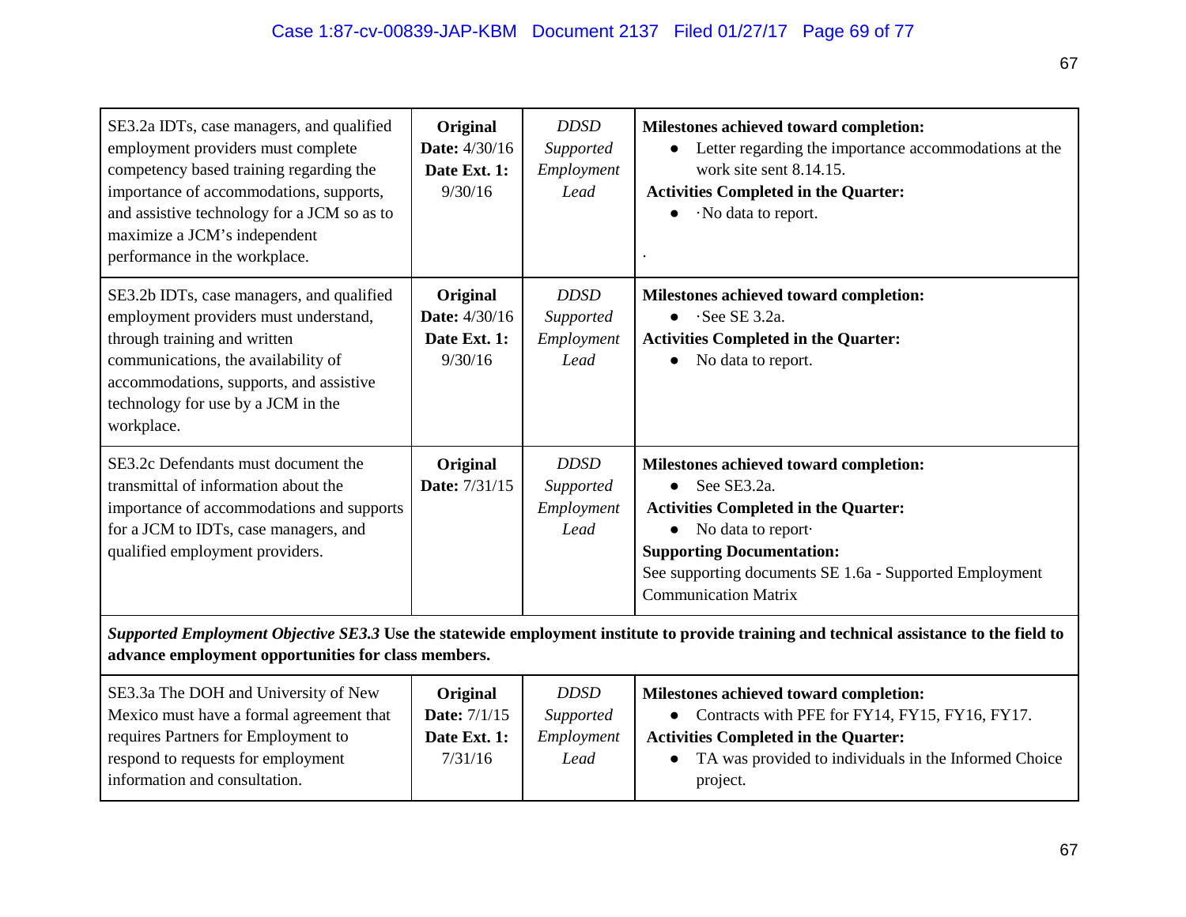| | | | |
|---|---|---|---|
| SE3.2a IDTs, case managers, and qualified employment providers must complete competency based training regarding the importance of accommodations, supports, and assistive technology for a JCM so as to maximize a JCM's independent performance in the workplace. | **Original Date:** 4/30/16 **Date Ext. 1:** 9/30/16 | *DDSD Supported Employment Lead* | **Milestones achieved toward completion:** <br>• Letter regarding the importance accommodations at the work site sent 8.14.15. <br>**Activities Completed in the Quarter:** <br>• ·No data to report. <br>. |
| SE3.2b IDTs, case managers, and qualified employment providers must understand, through training and written communications, the availability of accommodations, supports, and assistive technology for use by a JCM in the workplace. | **Original Date:** 4/30/16 **Date Ext. 1:** 9/30/16 | *DDSD Supported Employment Lead* | **Milestones achieved toward completion:** <br>• ·See SE 3.2a. <br>**Activities Completed in the Quarter:** <br>• No data to report. |
| SE3.2c Defendants must document the transmittal of information about the importance of accommodations and supports for a JCM to IDTs, case managers, and qualified employment providers. | **Original Date:** 7/31/15 | *DDSD Supported Employment Lead* | **Milestones achieved toward completion:** <br>• See SE3.2a. <br>**Activities Completed in the Quarter:** <br>• No data to report· <br>**Supporting Documentation:** <br>See supporting documents SE 1.6a - Supported Employment Communication Matrix |
| ***Supported Employment Objective SE3.3*** **Use the statewide employment institute to provide training and technical assistance to the field to advance employment opportunities for class members.** | | | |
| SE3.3a The DOH and University of New Mexico must have a formal agreement that requires Partners for Employment to respond to requests for employment information and consultation. | **Original Date:** 7/1/15 **Date Ext. 1:** 7/31/16 | *DDSD Supported Employment Lead* | **Milestones achieved toward completion:** <br>• Contracts with PFE for FY14, FY15, FY16, FY17. <br>**Activities Completed in the Quarter:** <br>• TA was provided to individuals in the Informed Choice project. |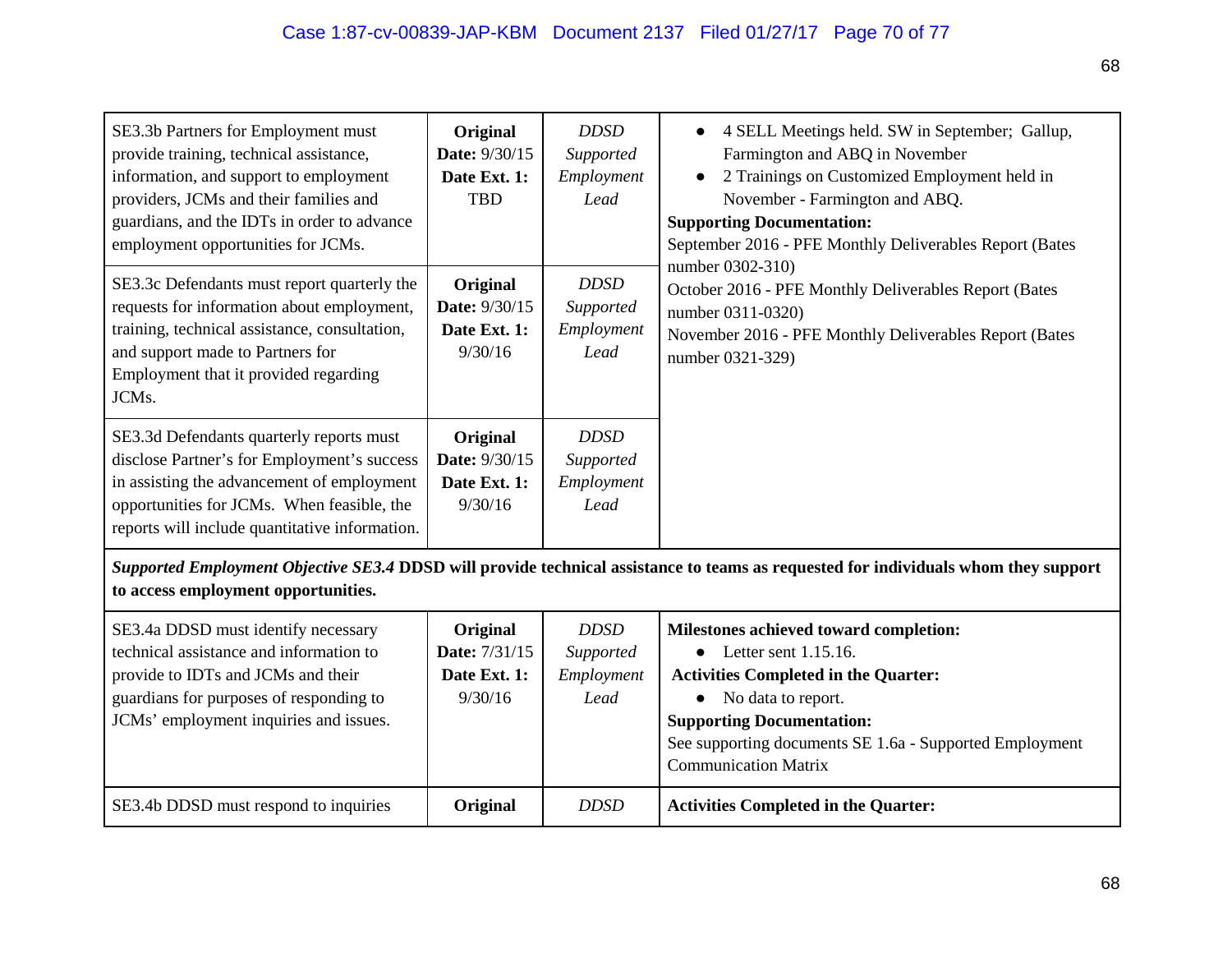| | | | |
|---|---|---|---|
| SE3.3b Partners for Employment must provide training, technical assistance, information, and support to employment providers, JCMs and their families and guardians, and the IDTs in order to advance employment opportunities for JCMs. | **Original Date:** 9/30/15 **Date Ext. 1:** TBD | *DDSD Supported Employment Lead* | • 4 SELL Meetings held. SW in September; Gallup, Farmington and ABQ in November<br>• 2 Trainings on Customized Employment held in November - Farmington and ABQ.<br>**Supporting Documentation:**<br>September 2016 - PFE Monthly Deliverables Report (Bates number 0302-310)<br>October 2016 - PFE Monthly Deliverables Report (Bates number 0311-0320)<br>November 2016 - PFE Monthly Deliverables Report (Bates number 0321-329) |
| SE3.3c Defendants must report quarterly the requests for information about employment, training, technical assistance, consultation, and support made to Partners for Employment that it provided regarding JCMs. | **Original Date:** 9/30/15 **Date Ext. 1:** 9/30/16 | *DDSD Supported Employment Lead* | |
| SE3.3d Defendants quarterly reports must disclose Partner's for Employment's success in assisting the advancement of employment opportunities for JCMs. When feasible, the reports will include quantitative information. | **Original Date:** 9/30/15 **Date Ext. 1:** 9/30/16 | *DDSD Supported Employment Lead* | |
| ***Supported Employment Objective SE3.4*** **DDSD will provide technical assistance to teams as requested for individuals whom they support to access employment opportunities.** | | | |
| SE3.4a DDSD must identify necessary technical assistance and information to provide to IDTs and JCMs and their guardians for purposes of responding to JCMs' employment inquiries and issues. | **Original Date:** 7/31/15 **Date Ext. 1:** 9/30/16 | *DDSD Supported Employment Lead* | **Milestones achieved toward completion:**<br>• Letter sent 1.15.16.<br>**Activities Completed in the Quarter:**<br>• No data to report.<br>**Supporting Documentation:**<br>See supporting documents SE 1.6a - Supported Employment Communication Matrix |
| SE3.4b DDSD must respond to inquiries | **Original** | *DDSD* | **Activities Completed in the Quarter:** |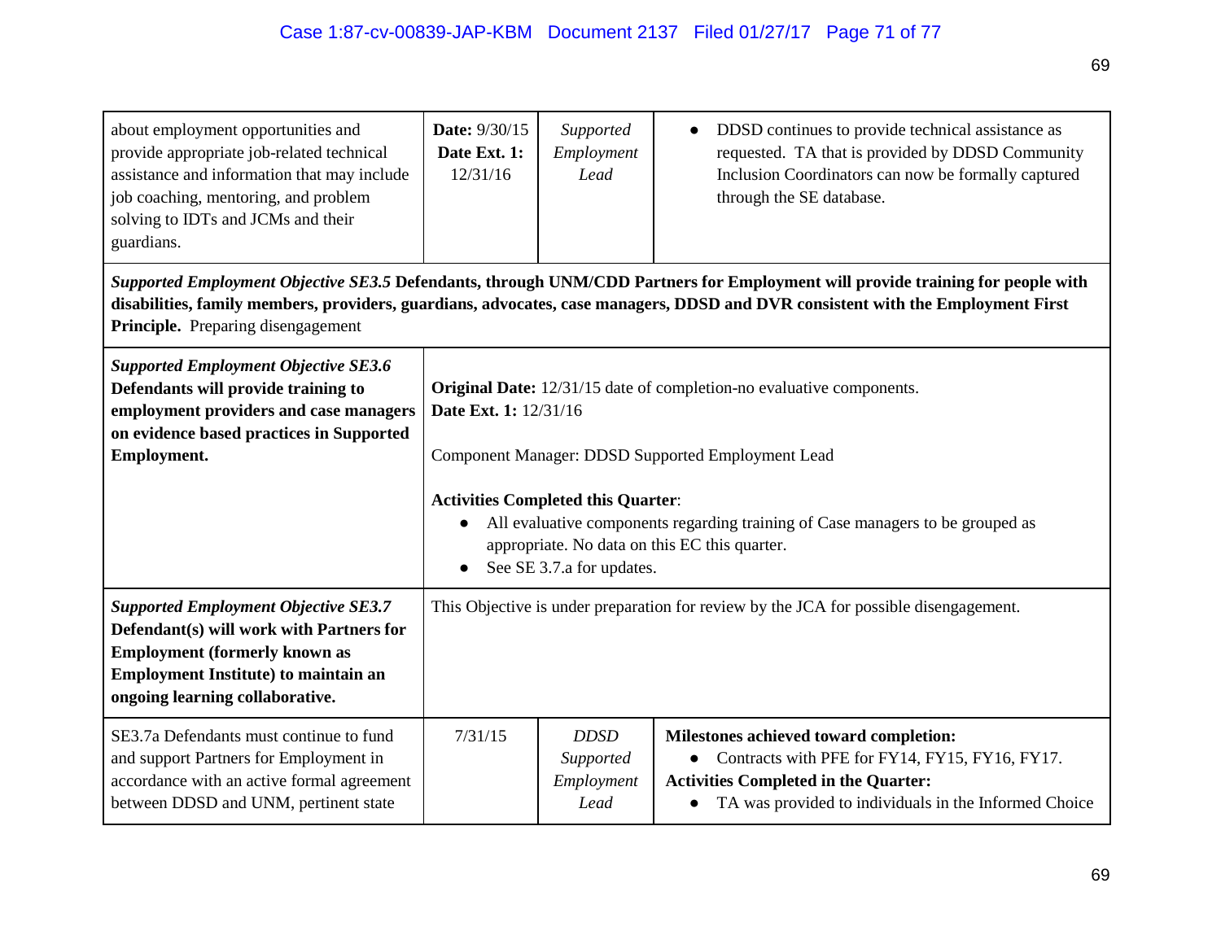| | | | |
|---|---|---|---|
| about employment opportunities and provide appropriate job-related technical assistance and information that may include job coaching, mentoring, and problem solving to IDTs and JCMs and their guardians. | **Date:** 9/30/15 **Date Ext. 1:** 12/31/16 | *Supported Employment Lead* | • DDSD continues to provide technical assistance as requested. TA that is provided by DDSD Community Inclusion Coordinators can now be formally captured through the SE database. |
| ***Supported Employment Objective SE3.5*** **Defendants, through UNM/CDD Partners for Employment will provide training for people with disabilities, family members, providers, guardians, advocates, case managers, DDSD and DVR consistent with the Employment First Principle.** Preparing disengagement | | | |
| ***Supported Employment Objective SE3.6*** **Defendants will provide training to employment providers and case managers on evidence based practices in Supported Employment.** | **Original Date:** 12/31/15 date of completion-no evaluative components.<br>**Date Ext. 1:** 12/31/16<br><br>Component Manager: DDSD Supported Employment Lead<br><br>**Activities Completed this Quarter**:<br>• All evaluative components regarding training of Case managers to be grouped as appropriate. No data on this EC this quarter.<br>• See SE 3.7.a for updates. | | |
| ***Supported Employment Objective SE3.7*** **Defendant(s) will work with Partners for Employment (formerly known as Employment Institute) to maintain an ongoing learning collaborative.** | This Objective is under preparation for review by the JCA for possible disengagement. | | |
| SE3.7a Defendants must continue to fund and support Partners for Employment in accordance with an active formal agreement between DDSD and UNM, pertinent state | 7/31/15 | *DDSD Supported Employment Lead* | **Milestones achieved toward completion:**<br>• Contracts with PFE for FY14, FY15, FY16, FY17.<br>**Activities Completed in the Quarter:**<br>• TA was provided to individuals in the Informed Choice |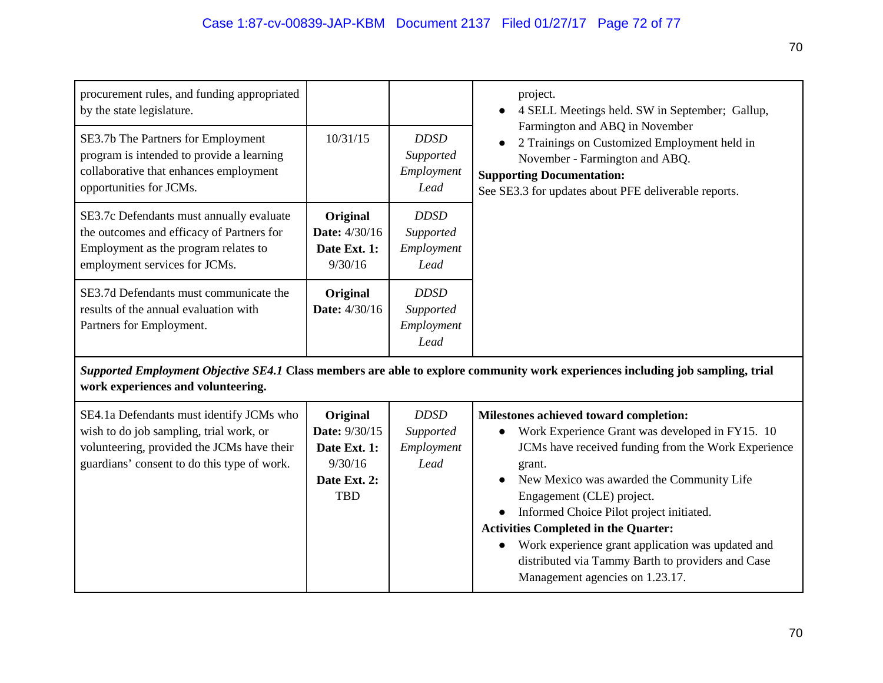| | | | |
|---|---|---|---|
| procurement rules, and funding appropriated by the state legislature. | | | project.<br>● 4 SELL Meetings held. SW in September; Gallup, Farmington and ABQ in November<br>● 2 Trainings on Customized Employment held in November - Farmington and ABQ.<br>**Supporting Documentation:**<br>See SE3.3 for updates about PFE deliverable reports. |
| SE3.7b The Partners for Employment program is intended to provide a learning collaborative that enhances employment opportunities for JCMs. | 10/31/15 | *DDSD Supported Employment Lead* | |
| SE3.7c Defendants must annually evaluate the outcomes and efficacy of Partners for Employment as the program relates to employment services for JCMs. | **Original Date:** 4/30/16<br>**Date Ext. 1:** 9/30/16 | *DDSD Supported Employment Lead* | |
| SE3.7d Defendants must communicate the results of the annual evaluation with Partners for Employment. | **Original Date:** 4/30/16 | *DDSD Supported Employment Lead* | |
| ***Supported Employment Objective SE4.1*** **Class members are able to explore community work experiences including job sampling, trial work experiences and volunteering.** | | | |
| SE4.1a Defendants must identify JCMs who wish to do job sampling, trial work, or volunteering, provided the JCMs have their guardians' consent to do this type of work. | **Original Date:** 9/30/15<br>**Date Ext. 1:** 9/30/16<br>**Date Ext. 2:** TBD | *DDSD Supported Employment Lead* | **Milestones achieved toward completion:**<br>● Work Experience Grant was developed in FY15. 10 JCMs have received funding from the Work Experience grant.<br>● New Mexico was awarded the Community Life Engagement (CLE) project.<br>● Informed Choice Pilot project initiated.<br>**Activities Completed in the Quarter:**<br>● Work experience grant application was updated and distributed via Tammy Barth to providers and Case Management agencies on 1.23.17. |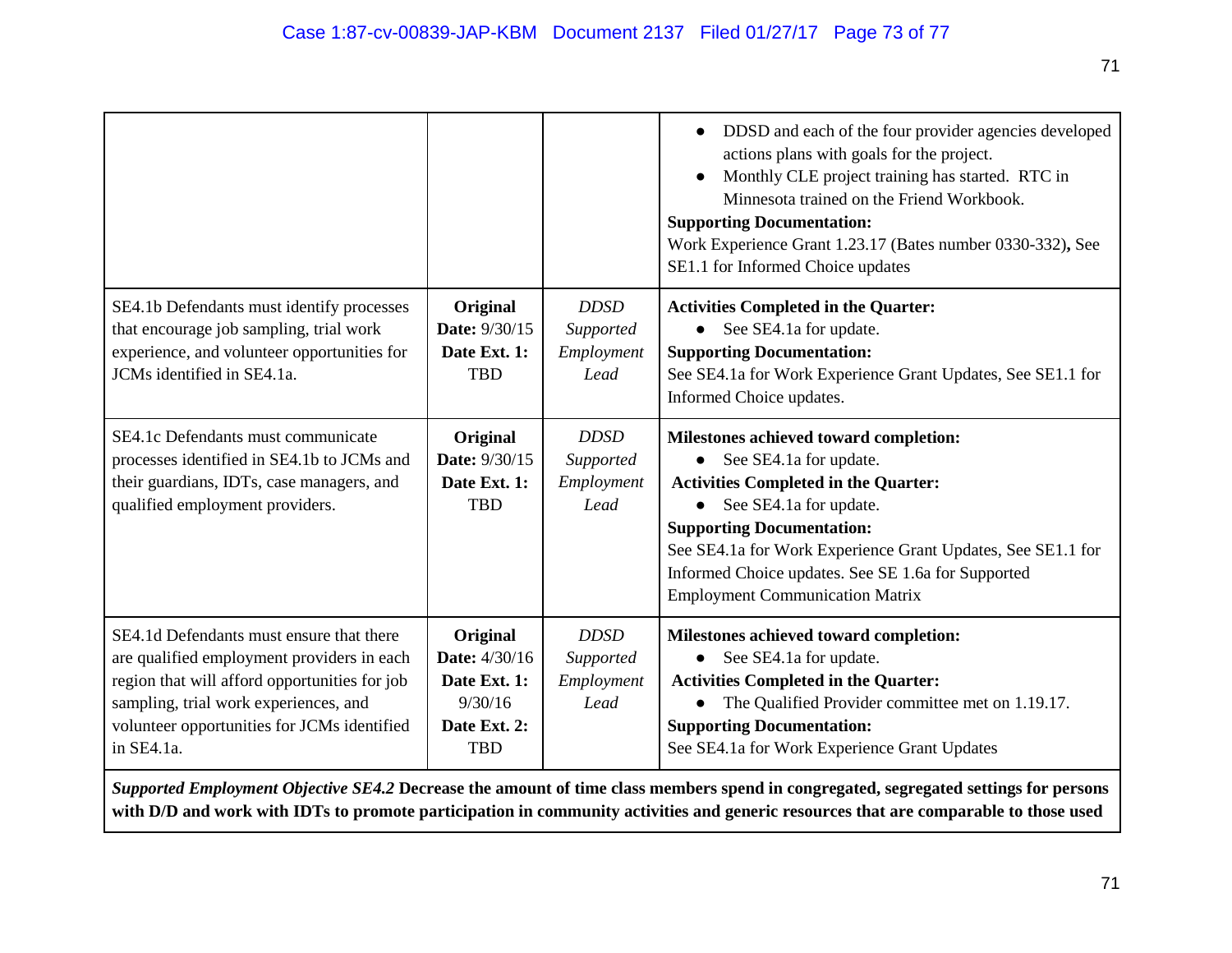| | | | |
|---|---|---|---|
| | | | • DDSD and each of the four provider agencies developed actions plans with goals for the project.<br>• Monthly CLE project training has started. RTC in Minnesota trained on the Friend Workbook.<br>**Supporting Documentation:**<br>Work Experience Grant 1.23.17 (Bates number 0330-332)**,** See SE1.1 for Informed Choice updates |
| SE4.1b Defendants must identify processes that encourage job sampling, trial work experience, and volunteer opportunities for JCMs identified in SE4.1a. | **Original Date:** 9/30/15<br>**Date Ext. 1:** TBD | *DDSD Supported Employment Lead* | **Activities Completed in the Quarter:**<br>• See SE4.1a for update.<br>**Supporting Documentation:**<br>See SE4.1a for Work Experience Grant Updates, See SE1.1 for Informed Choice updates. |
| SE4.1c Defendants must communicate processes identified in SE4.1b to JCMs and their guardians, IDTs, case managers, and qualified employment providers. | **Original Date:** 9/30/15<br>**Date Ext. 1:** TBD | *DDSD Supported Employment Lead* | **Milestones achieved toward completion:**<br>• See SE4.1a for update.<br>**Activities Completed in the Quarter:**<br>• See SE4.1a for update.<br>**Supporting Documentation:**<br>See SE4.1a for Work Experience Grant Updates, See SE1.1 for Informed Choice updates. See SE 1.6a for Supported Employment Communication Matrix |
| SE4.1d Defendants must ensure that there are qualified employment providers in each region that will afford opportunities for job sampling, trial work experiences, and volunteer opportunities for JCMs identified in SE4.1a. | **Original Date:** 4/30/16<br>**Date Ext. 1:** 9/30/16<br>**Date Ext. 2:** TBD | *DDSD Supported Employment Lead* | **Milestones achieved toward completion:**<br>• See SE4.1a for update.<br>**Activities Completed in the Quarter:**<br>• The Qualified Provider committee met on 1.19.17.<br>**Supporting Documentation:**<br>See SE4.1a for Work Experience Grant Updates |
| ***Supported Employment Objective SE4.2*** **Decrease the amount of time class members spend in congregated, segregated settings for persons with D/D and work with IDTs to promote participation in community activities and generic resources that are comparable to those used** | | | |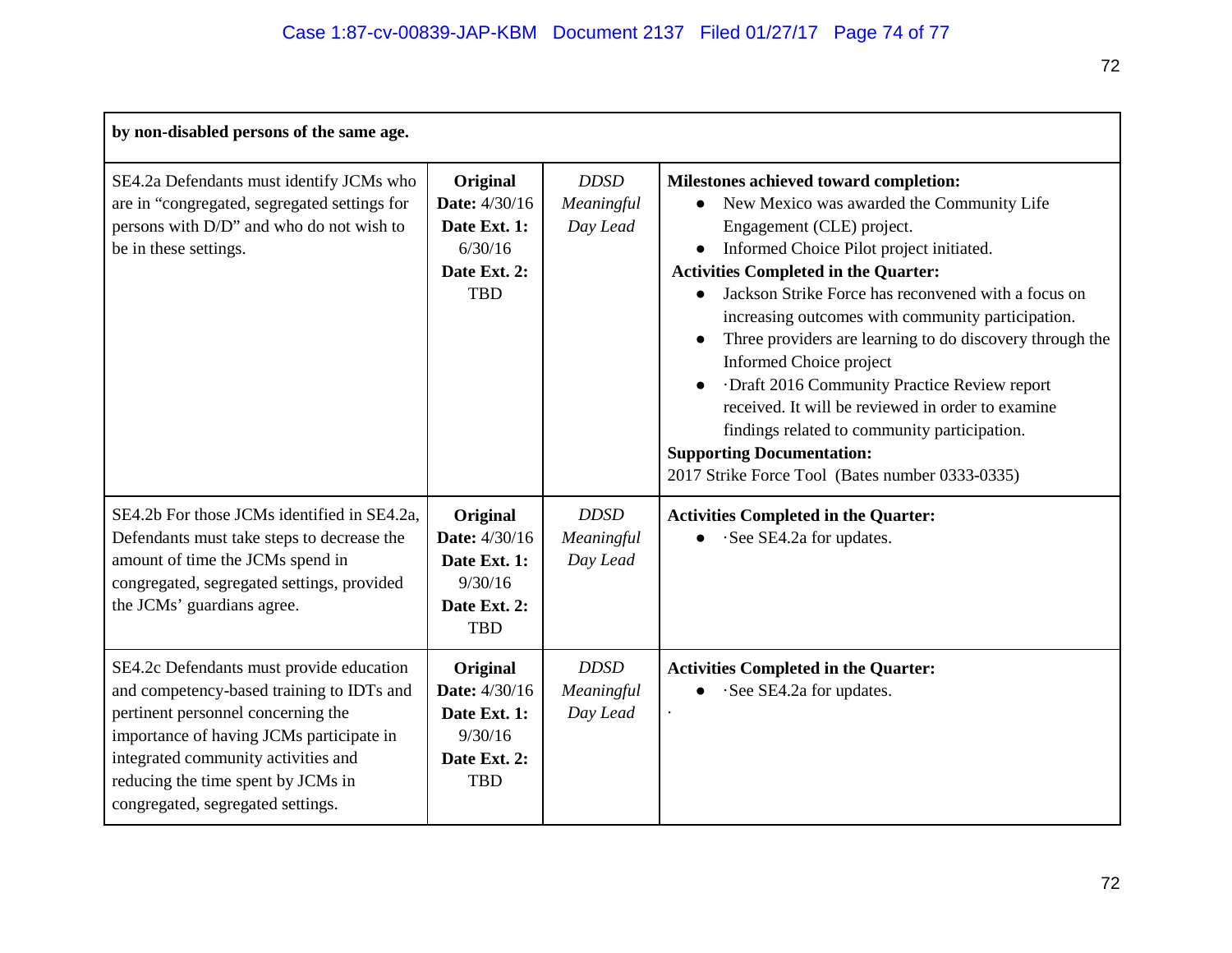| by non-disabled persons of the same age. | | | |
|---|---|---|---|
| SE4.2a Defendants must identify JCMs who are in "congregated, segregated settings for persons with D/D" and who do not wish to be in these settings. | **Original Date:** 4/30/16 **Date Ext. 1:** 6/30/16 **Date Ext. 2:** TBD | *DDSD Meaningful Day Lead* | **Milestones achieved toward completion:** <br>● New Mexico was awarded the Community Life Engagement (CLE) project. <br>● Informed Choice Pilot project initiated. <br>**Activities Completed in the Quarter:** <br>● Jackson Strike Force has reconvened with a focus on increasing outcomes with community participation. <br>● Three providers are learning to do discovery through the Informed Choice project <br>● ·Draft 2016 Community Practice Review report received. It will be reviewed in order to examine findings related to community participation. <br>**Supporting Documentation:** <br>2017 Strike Force Tool (Bates number 0333-0335) |
| SE4.2b For those JCMs identified in SE4.2a, Defendants must take steps to decrease the amount of time the JCMs spend in congregated, segregated settings, provided the JCMs' guardians agree. | **Original Date:** 4/30/16 **Date Ext. 1:** 9/30/16 **Date Ext. 2:** TBD | *DDSD Meaningful Day Lead* | **Activities Completed in the Quarter:** <br>● ·See SE4.2a for updates. |
| SE4.2c Defendants must provide education and competency-based training to IDTs and pertinent personnel concerning the importance of having JCMs participate in integrated community activities and reducing the time spent by JCMs in congregated, segregated settings. | **Original Date:** 4/30/16 **Date Ext. 1:** 9/30/16 **Date Ext. 2:** TBD | *DDSD Meaningful Day Lead* | **Activities Completed in the Quarter:** <br>● ·See SE4.2a for updates. <br>. |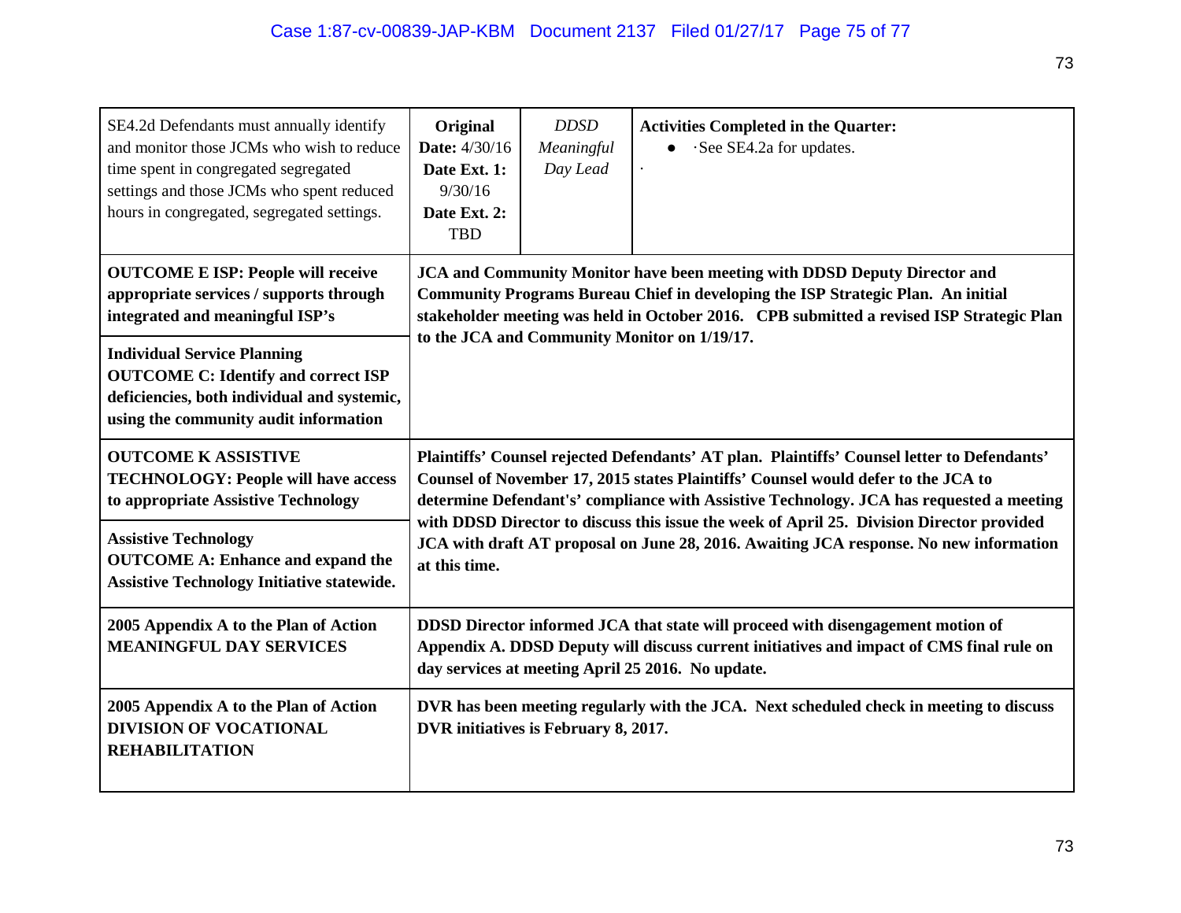| | | | |
|---|---|---|---|
| SE4.2d Defendants must annually identify and monitor those JCMs who wish to reduce time spent in congregated segregated settings and those JCMs who spent reduced hours in congregated, segregated settings. | **Original Date:** 4/30/16 **Date Ext. 1:** 9/30/16 **Date Ext. 2:** TBD | *DDSD Meaningful Day Lead* | **Activities Completed in the Quarter:** <br>● ·See SE4.2a for updates.<br>· |
| **OUTCOME E ISP: People will receive appropriate services / supports through integrated and meaningful ISP's** <br><br> **Individual Service Planning OUTCOME C: Identify and correct ISP deficiencies, both individual and systemic, using the community audit information** | **JCA and Community Monitor have been meeting with DDSD Deputy Director and Community Programs Bureau Chief in developing the ISP Strategic Plan. An initial stakeholder meeting was held in October 2016. CPB submitted a revised ISP Strategic Plan to the JCA and Community Monitor on 1/19/17.** | | |
| **OUTCOME K ASSISTIVE TECHNOLOGY: People will have access to appropriate Assistive Technology** <br><br> **Assistive Technology OUTCOME A: Enhance and expand the Assistive Technology Initiative statewide.** | **Plaintiffs' Counsel rejected Defendants' AT plan. Plaintiffs' Counsel letter to Defendants' Counsel of November 17, 2015 states Plaintiffs' Counsel would defer to the JCA to determine Defendant's' compliance with Assistive Technology. JCA has requested a meeting with DDSD Director to discuss this issue the week of April 25. Division Director provided JCA with draft AT proposal on June 28, 2016. Awaiting JCA response. No new information at this time.** | | |
| **2005 Appendix A to the Plan of Action MEANINGFUL DAY SERVICES** | **DDSD Director informed JCA that state will proceed with disengagement motion of Appendix A. DDSD Deputy will discuss current initiatives and impact of CMS final rule on day services at meeting April 25 2016. No update.** | | |
| **2005 Appendix A to the Plan of Action DIVISION OF VOCATIONAL REHABILITATION** | **DVR has been meeting regularly with the JCA. Next scheduled check in meeting to discuss DVR initiatives is February 8, 2017.** | | |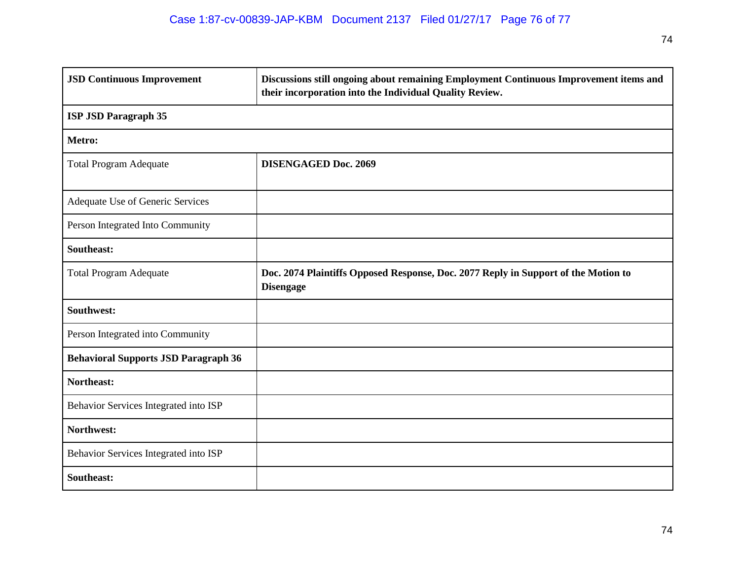| **JSD Continuous Improvement** | **Discussions still ongoing about remaining Employment Continuous Improvement items and their incorporation into the Individual Quality Review.** |
|---|---|
| **ISP JSD Paragraph 35** | |
| **Metro:** | |
| Total Program Adequate | **DISENGAGED Doc. 2069** |
| Adequate Use of Generic Services | |
| Person Integrated Into Community | |
| **Southeast:** | |
| Total Program Adequate | **Doc. 2074 Plaintiffs Opposed Response, Doc. 2077 Reply in Support of the Motion to Disengage** |
| **Southwest:** | |
| Person Integrated into Community | |
| **Behavioral Supports JSD Paragraph 36** | |
| **Northeast:** | |
| Behavior Services Integrated into ISP | |
| **Northwest:** | |
| Behavior Services Integrated into ISP | |
| **Southeast:** | |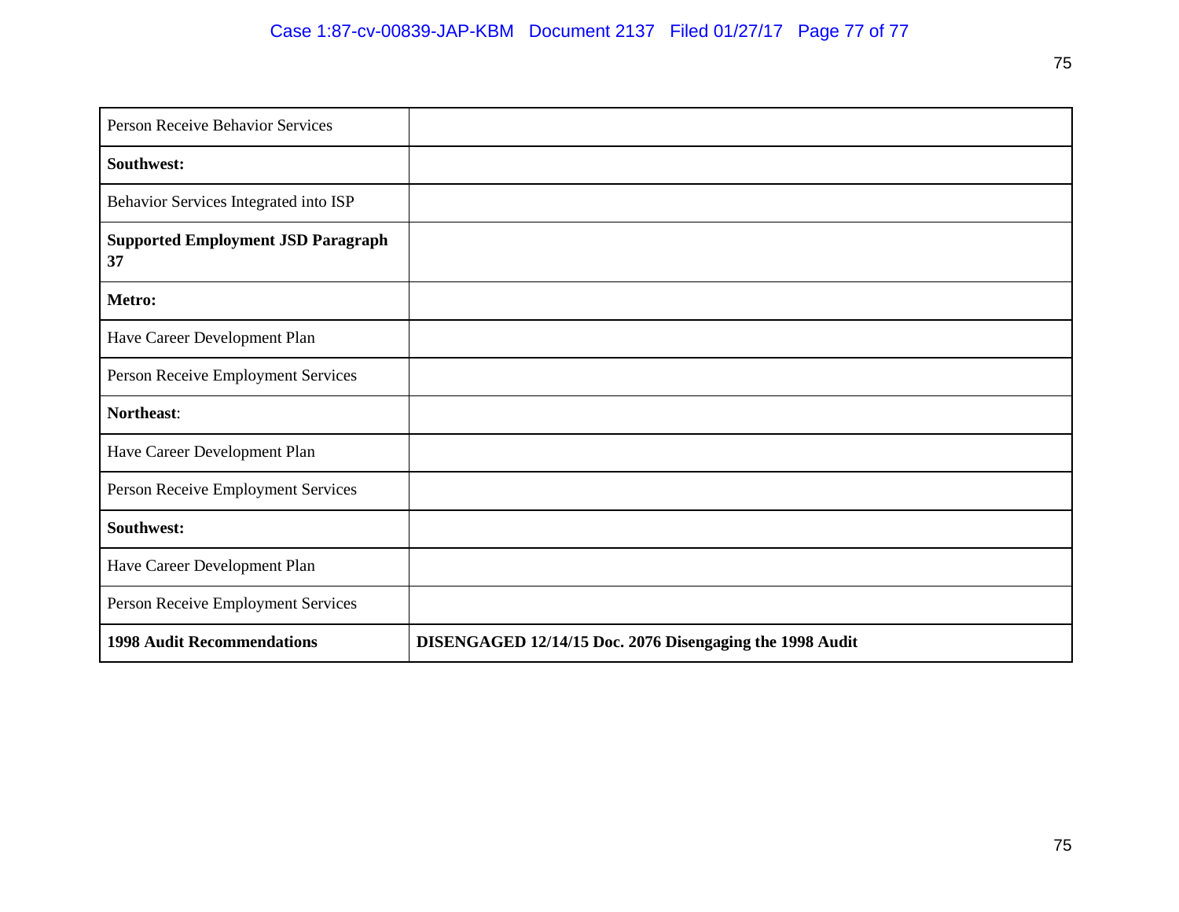| | |
|---|---|
| Person Receive Behavior Services | |
| **Southwest:** | |
| Behavior Services Integrated into ISP | |
| **Supported Employment JSD Paragraph 37** | |
| **Metro:** | |
| Have Career Development Plan | |
| Person Receive Employment Services | |
| **Northeast**: | |
| Have Career Development Plan | |
| Person Receive Employment Services | |
| **Southwest:** | |
| Have Career Development Plan | |
| Person Receive Employment Services | |
| **1998 Audit Recommendations** | **DISENGAGED 12/14/15 Doc. 2076 Disengaging the 1998 Audit** |